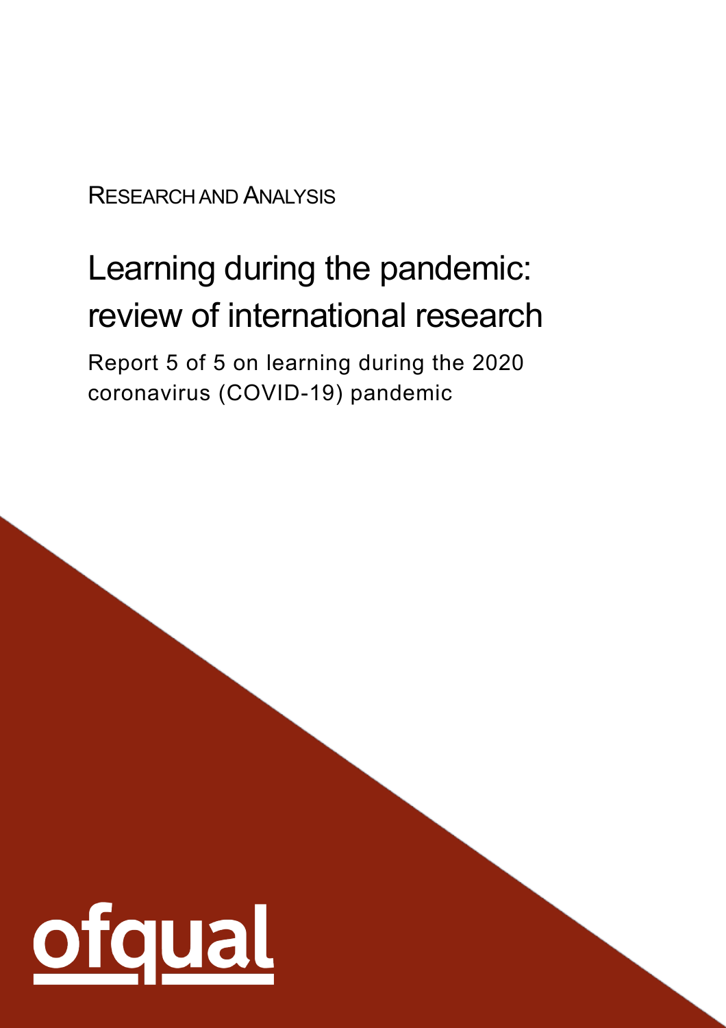RESEARCH AND ANALYSIS

# Learning during the pandemic: review of international research

Report 5 of 5 on learning during the 2020 coronavirus (COVID-19) pandemic

ofqual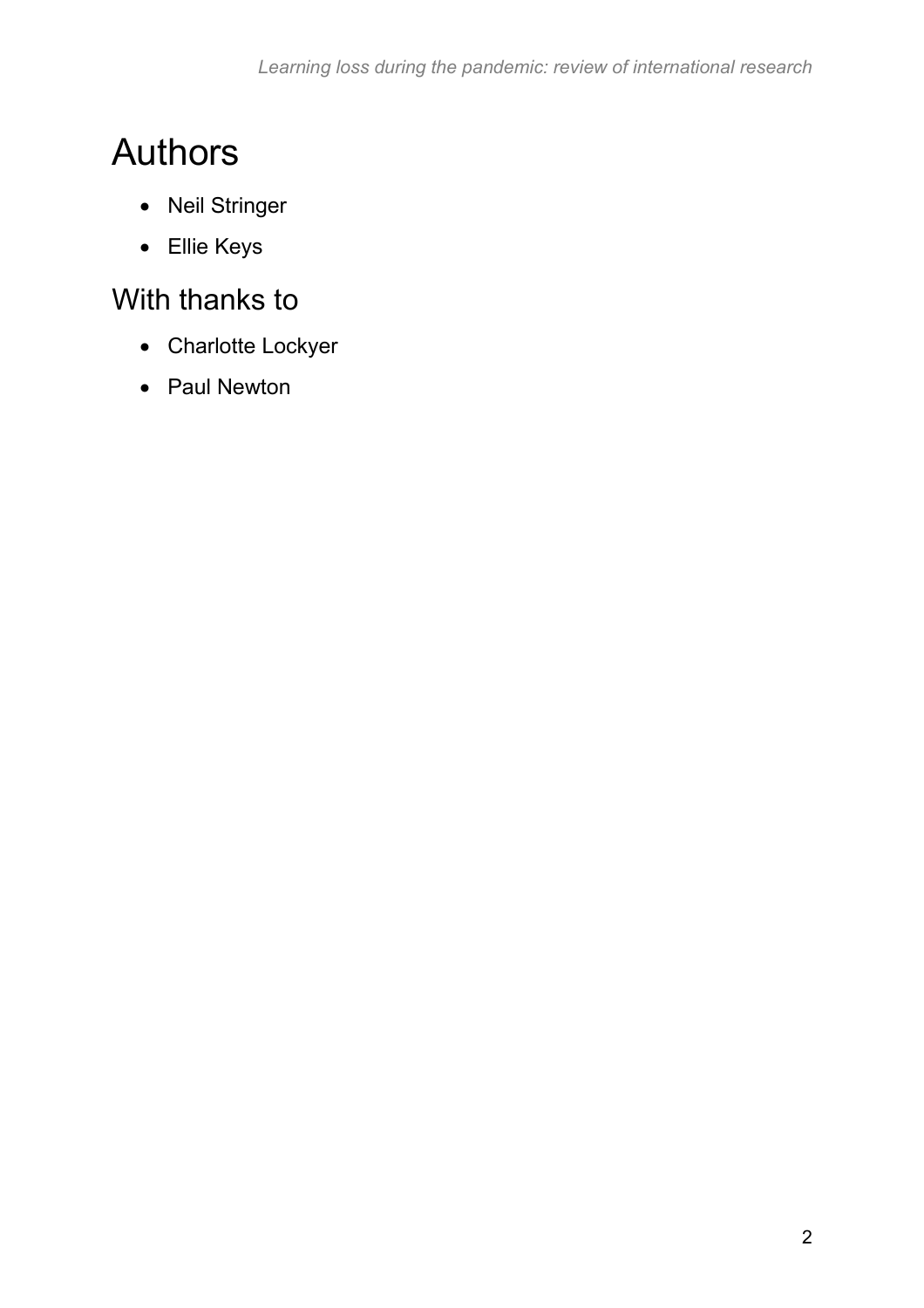# Authors

- Neil Stringer
- Ellie Keys

## With thanks to

- Charlotte Lockyer
- Paul Newton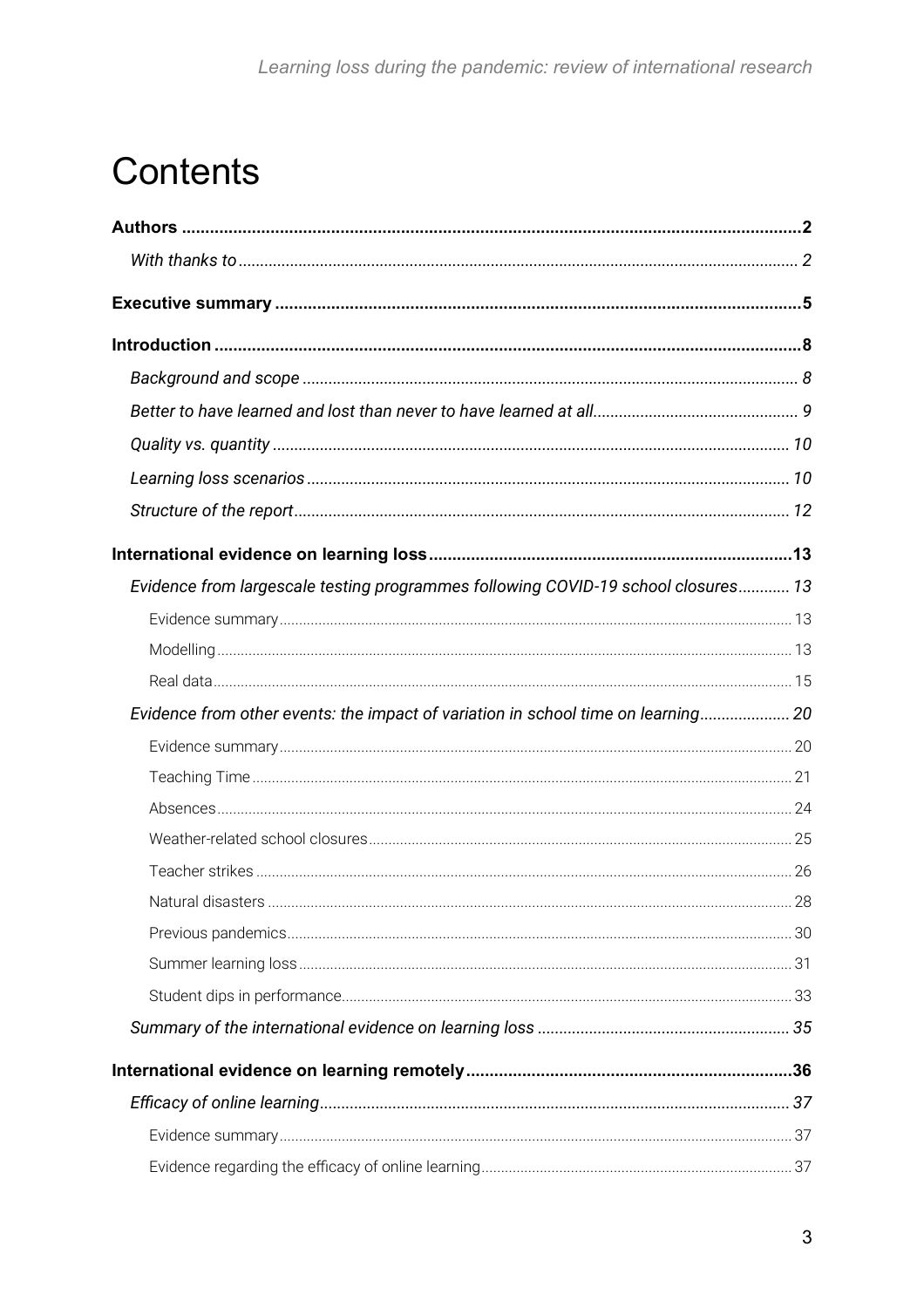# Contents

**Authors** ..... **2**

*With thanks to* ..... *2*

**Executive summary** ..... **5**

**Introduction** ..... **8**

*Background and scope* ..... *8*

*Better to have learned and lost than never to have learned at all* ..... *9*

*Quality vs. quantity* ..... *10*

*Learning loss scenarios* ..... *10*

*Structure of the report* ..... *12*

**International evidence on learning loss** ..... **13**

*Evidence from largescale testing programmes following COVID-19 school closures* ..... *13*

Evidence summary ..... 13

Modelling ..... 13

Real data ..... 15

*Evidence from other events: the impact of variation in school time on learning* ..... *20*

Evidence summary ..... 20

Teaching Time ..... 21

Absences ..... 24

Weather-related school closures ..... 25

Teacher strikes ..... 26

Natural disasters ..... 28

Previous pandemics ..... 30

Summer learning loss ..... 31

Student dips in performance ..... 33

*Summary of the international evidence on learning loss* ..... *35*

**International evidence on learning remotely** ..... **36**

*Efficacy of online learning* ..... *37*

Evidence summary ..... 37

Evidence regarding the efficacy of online learning ..... 37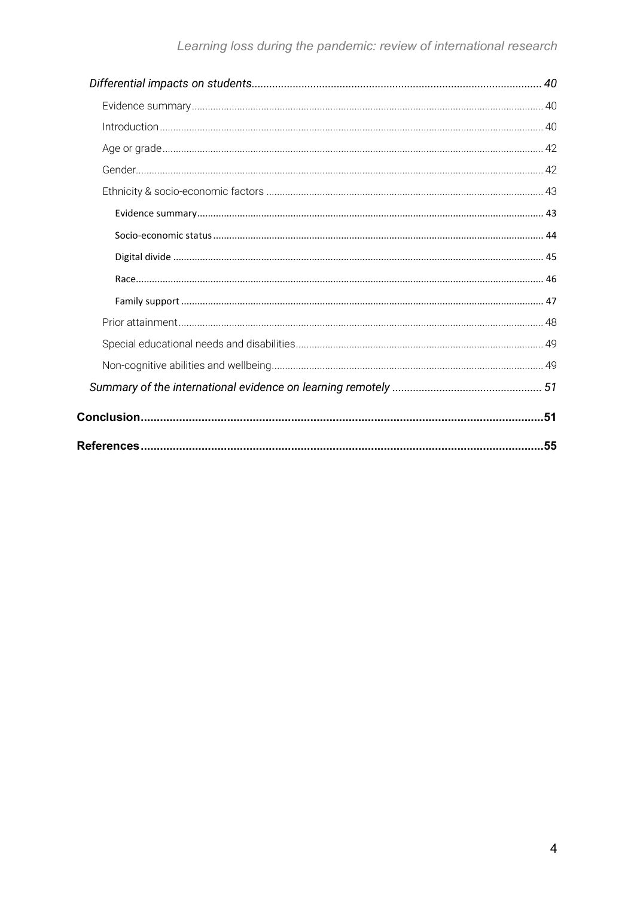*Differential impacts on students* ........ 40

Evidence summary ........ 40

Introduction ........ 40

Age or grade ........ 42

Gender ........ 42

Ethnicity & socio-economic factors ........ 43

Evidence summary ........ 43

Socio-economic status ........ 44

Digital divide ........ 45

Race ........ 46

Family support ........ 47

Prior attainment ........ 48

Special educational needs and disabilities ........ 49

Non-cognitive abilities and wellbeing ........ 49

*Summary of the international evidence on learning remotely* ........ 51

**Conclusion** ........ 51

**References** ........ 55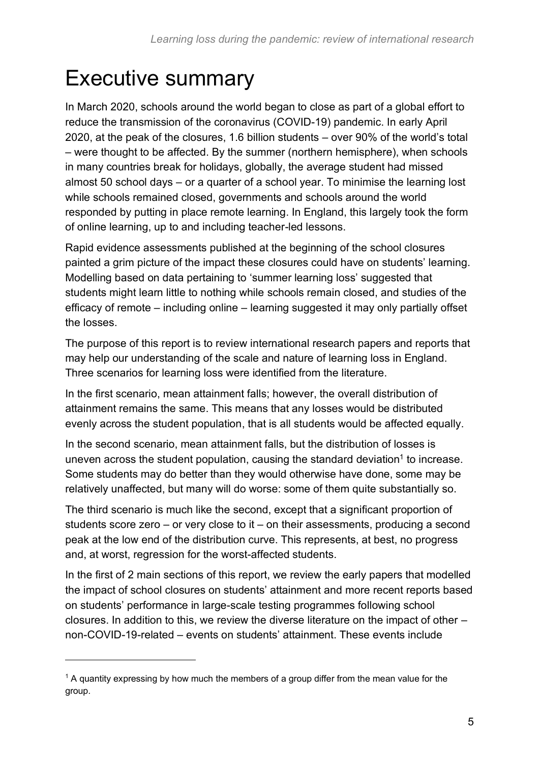# Executive summary

In March 2020, schools around the world began to close as part of a global effort to reduce the transmission of the coronavirus (COVID-19) pandemic. In early April 2020, at the peak of the closures, 1.6 billion students – over 90% of the world's total – were thought to be affected. By the summer (northern hemisphere), when schools in many countries break for holidays, globally, the average student had missed almost 50 school days – or a quarter of a school year. To minimise the learning lost while schools remained closed, governments and schools around the world responded by putting in place remote learning. In England, this largely took the form of online learning, up to and including teacher-led lessons.

Rapid evidence assessments published at the beginning of the school closures painted a grim picture of the impact these closures could have on students' learning. Modelling based on data pertaining to 'summer learning loss' suggested that students might learn little to nothing while schools remain closed, and studies of the efficacy of remote – including online – learning suggested it may only partially offset the losses.

The purpose of this report is to review international research papers and reports that may help our understanding of the scale and nature of learning loss in England. Three scenarios for learning loss were identified from the literature.

In the first scenario, mean attainment falls; however, the overall distribution of attainment remains the same. This means that any losses would be distributed evenly across the student population, that is all students would be affected equally.

In the second scenario, mean attainment falls, but the distribution of losses is uneven across the student population, causing the standard deviation[1] to increase. Some students may do better than they would otherwise have done, some may be relatively unaffected, but many will do worse: some of them quite substantially so.

The third scenario is much like the second, except that a significant proportion of students score zero – or very close to it – on their assessments, producing a second peak at the low end of the distribution curve. This represents, at best, no progress and, at worst, regression for the worst-affected students.

In the first of 2 main sections of this report, we review the early papers that modelled the impact of school closures on students' attainment and more recent reports based on students' performance in large-scale testing programmes following school closures. In addition to this, we review the diverse literature on the impact of other – non-COVID-19-related – events on students' attainment. These events include

[1] A quantity expressing by how much the members of a group differ from the mean value for the group.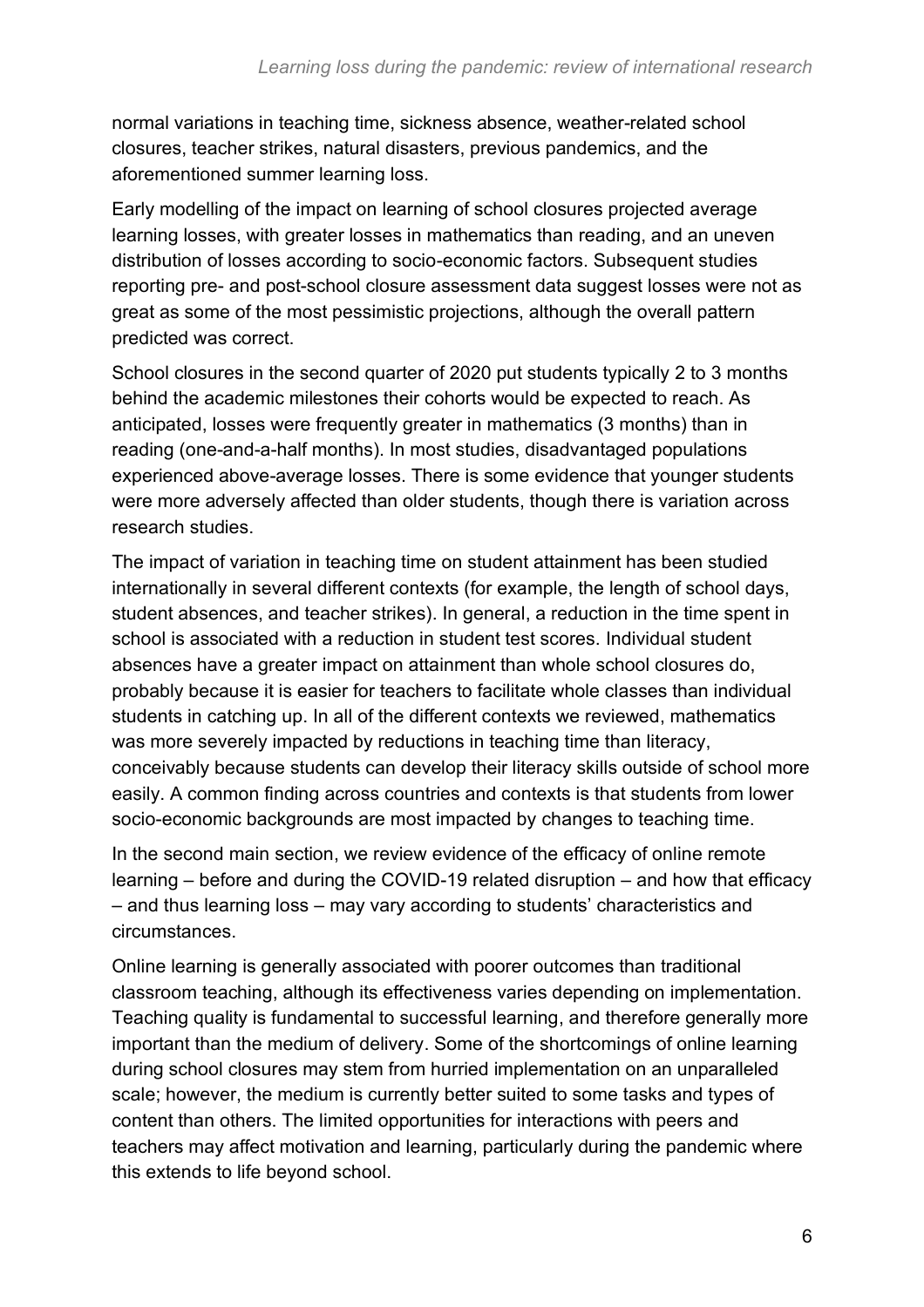normal variations in teaching time, sickness absence, weather-related school closures, teacher strikes, natural disasters, previous pandemics, and the aforementioned summer learning loss.

Early modelling of the impact on learning of school closures projected average learning losses, with greater losses in mathematics than reading, and an uneven distribution of losses according to socio-economic factors. Subsequent studies reporting pre- and post-school closure assessment data suggest losses were not as great as some of the most pessimistic projections, although the overall pattern predicted was correct.

School closures in the second quarter of 2020 put students typically 2 to 3 months behind the academic milestones their cohorts would be expected to reach. As anticipated, losses were frequently greater in mathematics (3 months) than in reading (one-and-a-half months). In most studies, disadvantaged populations experienced above-average losses. There is some evidence that younger students were more adversely affected than older students, though there is variation across research studies.

The impact of variation in teaching time on student attainment has been studied internationally in several different contexts (for example, the length of school days, student absences, and teacher strikes). In general, a reduction in the time spent in school is associated with a reduction in student test scores. Individual student absences have a greater impact on attainment than whole school closures do, probably because it is easier for teachers to facilitate whole classes than individual students in catching up. In all of the different contexts we reviewed, mathematics was more severely impacted by reductions in teaching time than literacy, conceivably because students can develop their literacy skills outside of school more easily. A common finding across countries and contexts is that students from lower socio-economic backgrounds are most impacted by changes to teaching time.

In the second main section, we review evidence of the efficacy of online remote learning – before and during the COVID-19 related disruption – and how that efficacy – and thus learning loss – may vary according to students' characteristics and circumstances.

Online learning is generally associated with poorer outcomes than traditional classroom teaching, although its effectiveness varies depending on implementation. Teaching quality is fundamental to successful learning, and therefore generally more important than the medium of delivery. Some of the shortcomings of online learning during school closures may stem from hurried implementation on an unparalleled scale; however, the medium is currently better suited to some tasks and types of content than others. The limited opportunities for interactions with peers and teachers may affect motivation and learning, particularly during the pandemic where this extends to life beyond school.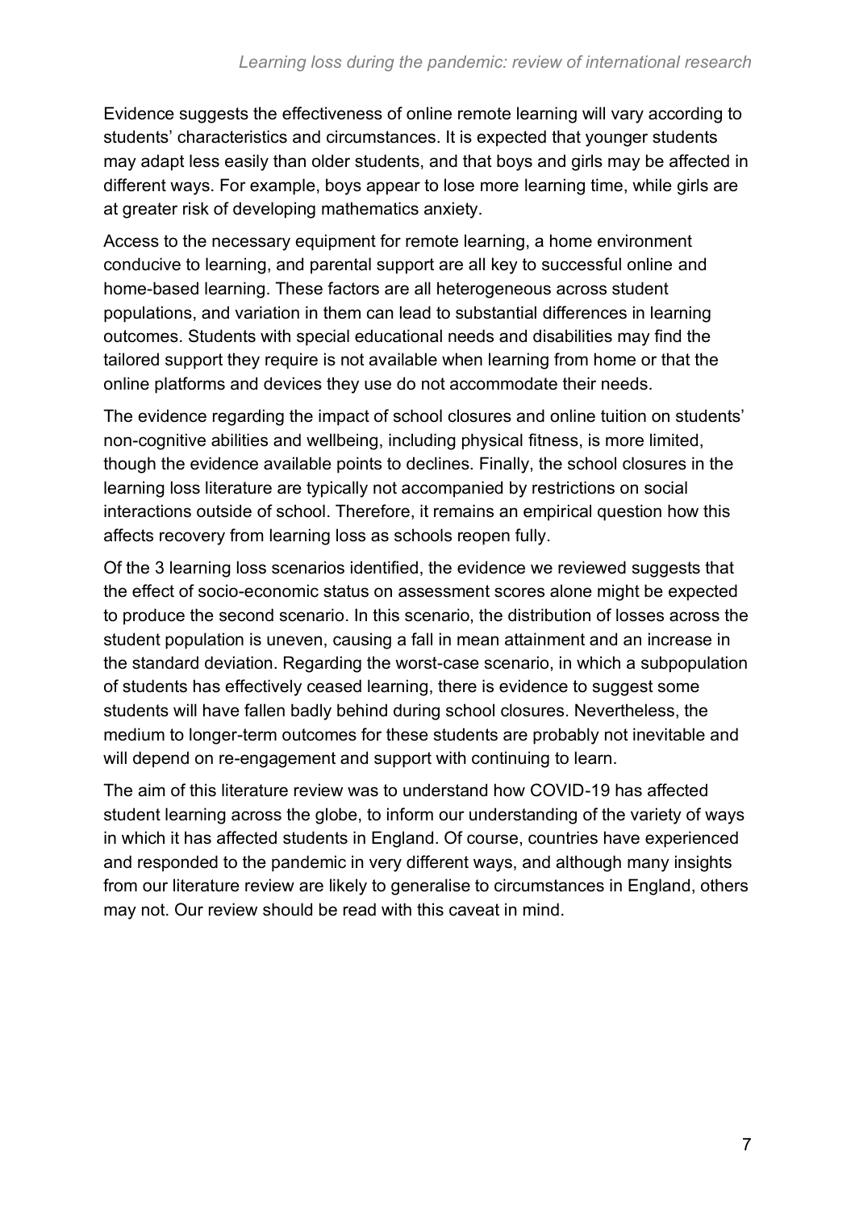Evidence suggests the effectiveness of online remote learning will vary according to students' characteristics and circumstances. It is expected that younger students may adapt less easily than older students, and that boys and girls may be affected in different ways. For example, boys appear to lose more learning time, while girls are at greater risk of developing mathematics anxiety.

Access to the necessary equipment for remote learning, a home environment conducive to learning, and parental support are all key to successful online and home-based learning. These factors are all heterogeneous across student populations, and variation in them can lead to substantial differences in learning outcomes. Students with special educational needs and disabilities may find the tailored support they require is not available when learning from home or that the online platforms and devices they use do not accommodate their needs.

The evidence regarding the impact of school closures and online tuition on students' non-cognitive abilities and wellbeing, including physical fitness, is more limited, though the evidence available points to declines. Finally, the school closures in the learning loss literature are typically not accompanied by restrictions on social interactions outside of school. Therefore, it remains an empirical question how this affects recovery from learning loss as schools reopen fully.

Of the 3 learning loss scenarios identified, the evidence we reviewed suggests that the effect of socio-economic status on assessment scores alone might be expected to produce the second scenario. In this scenario, the distribution of losses across the student population is uneven, causing a fall in mean attainment and an increase in the standard deviation. Regarding the worst-case scenario, in which a subpopulation of students has effectively ceased learning, there is evidence to suggest some students will have fallen badly behind during school closures. Nevertheless, the medium to longer-term outcomes for these students are probably not inevitable and will depend on re-engagement and support with continuing to learn.

The aim of this literature review was to understand how COVID-19 has affected student learning across the globe, to inform our understanding of the variety of ways in which it has affected students in England. Of course, countries have experienced and responded to the pandemic in very different ways, and although many insights from our literature review are likely to generalise to circumstances in England, others may not. Our review should be read with this caveat in mind.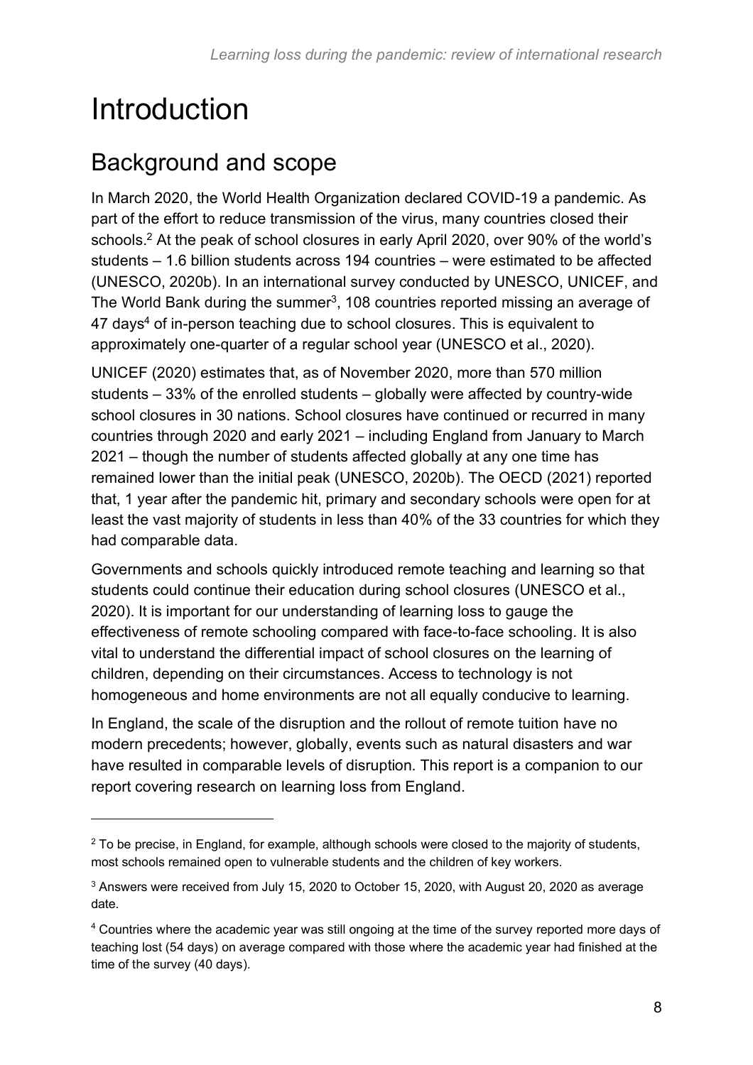# Introduction

## Background and scope

In March 2020, the World Health Organization declared COVID-19 a pandemic. As part of the effort to reduce transmission of the virus, many countries closed their schools.[2] At the peak of school closures in early April 2020, over 90% of the world's students – 1.6 billion students across 194 countries – were estimated to be affected (UNESCO, 2020b). In an international survey conducted by UNESCO, UNICEF, and The World Bank during the summer[3], 108 countries reported missing an average of 47 days[4] of in-person teaching due to school closures. This is equivalent to approximately one-quarter of a regular school year (UNESCO et al., 2020).

UNICEF (2020) estimates that, as of November 2020, more than 570 million students – 33% of the enrolled students – globally were affected by country-wide school closures in 30 nations. School closures have continued or recurred in many countries through 2020 and early 2021 – including England from January to March 2021 – though the number of students affected globally at any one time has remained lower than the initial peak (UNESCO, 2020b). The OECD (2021) reported that, 1 year after the pandemic hit, primary and secondary schools were open for at least the vast majority of students in less than 40% of the 33 countries for which they had comparable data.

Governments and schools quickly introduced remote teaching and learning so that students could continue their education during school closures (UNESCO et al., 2020). It is important for our understanding of learning loss to gauge the effectiveness of remote schooling compared with face-to-face schooling. It is also vital to understand the differential impact of school closures on the learning of children, depending on their circumstances. Access to technology is not homogeneous and home environments are not all equally conducive to learning.

In England, the scale of the disruption and the rollout of remote tuition have no modern precedents; however, globally, events such as natural disasters and war have resulted in comparable levels of disruption. This report is a companion to our report covering research on learning loss from England.

---

[2] To be precise, in England, for example, although schools were closed to the majority of students, most schools remained open to vulnerable students and the children of key workers.

[3] Answers were received from July 15, 2020 to October 15, 2020, with August 20, 2020 as average date.

[4] Countries where the academic year was still ongoing at the time of the survey reported more days of teaching lost (54 days) on average compared with those where the academic year had finished at the time of the survey (40 days).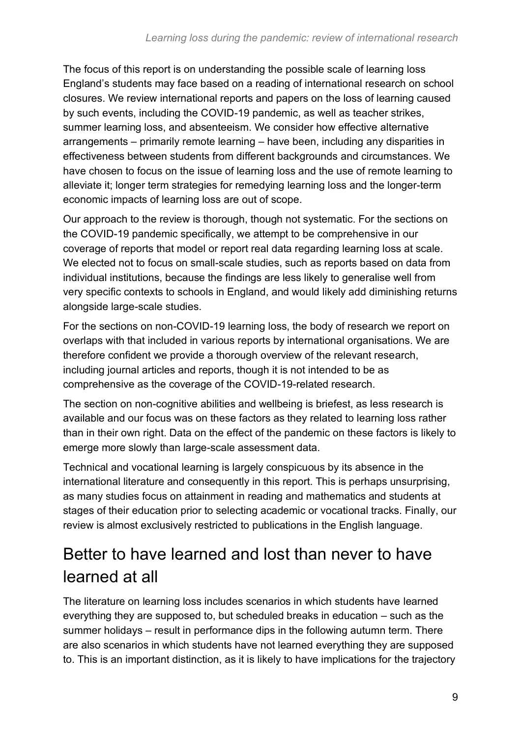The focus of this report is on understanding the possible scale of learning loss England's students may face based on a reading of international research on school closures. We review international reports and papers on the loss of learning caused by such events, including the COVID-19 pandemic, as well as teacher strikes, summer learning loss, and absenteeism. We consider how effective alternative arrangements – primarily remote learning – have been, including any disparities in effectiveness between students from different backgrounds and circumstances. We have chosen to focus on the issue of learning loss and the use of remote learning to alleviate it; longer term strategies for remedying learning loss and the longer-term economic impacts of learning loss are out of scope.

Our approach to the review is thorough, though not systematic. For the sections on the COVID-19 pandemic specifically, we attempt to be comprehensive in our coverage of reports that model or report real data regarding learning loss at scale. We elected not to focus on small-scale studies, such as reports based on data from individual institutions, because the findings are less likely to generalise well from very specific contexts to schools in England, and would likely add diminishing returns alongside large-scale studies.

For the sections on non-COVID-19 learning loss, the body of research we report on overlaps with that included in various reports by international organisations. We are therefore confident we provide a thorough overview of the relevant research, including journal articles and reports, though it is not intended to be as comprehensive as the coverage of the COVID-19-related research.

The section on non-cognitive abilities and wellbeing is briefest, as less research is available and our focus was on these factors as they related to learning loss rather than in their own right. Data on the effect of the pandemic on these factors is likely to emerge more slowly than large-scale assessment data.

Technical and vocational learning is largely conspicuous by its absence in the international literature and consequently in this report. This is perhaps unsurprising, as many studies focus on attainment in reading and mathematics and students at stages of their education prior to selecting academic or vocational tracks. Finally, our review is almost exclusively restricted to publications in the English language.

## Better to have learned and lost than never to have learned at all

The literature on learning loss includes scenarios in which students have learned everything they are supposed to, but scheduled breaks in education – such as the summer holidays – result in performance dips in the following autumn term. There are also scenarios in which students have not learned everything they are supposed to. This is an important distinction, as it is likely to have implications for the trajectory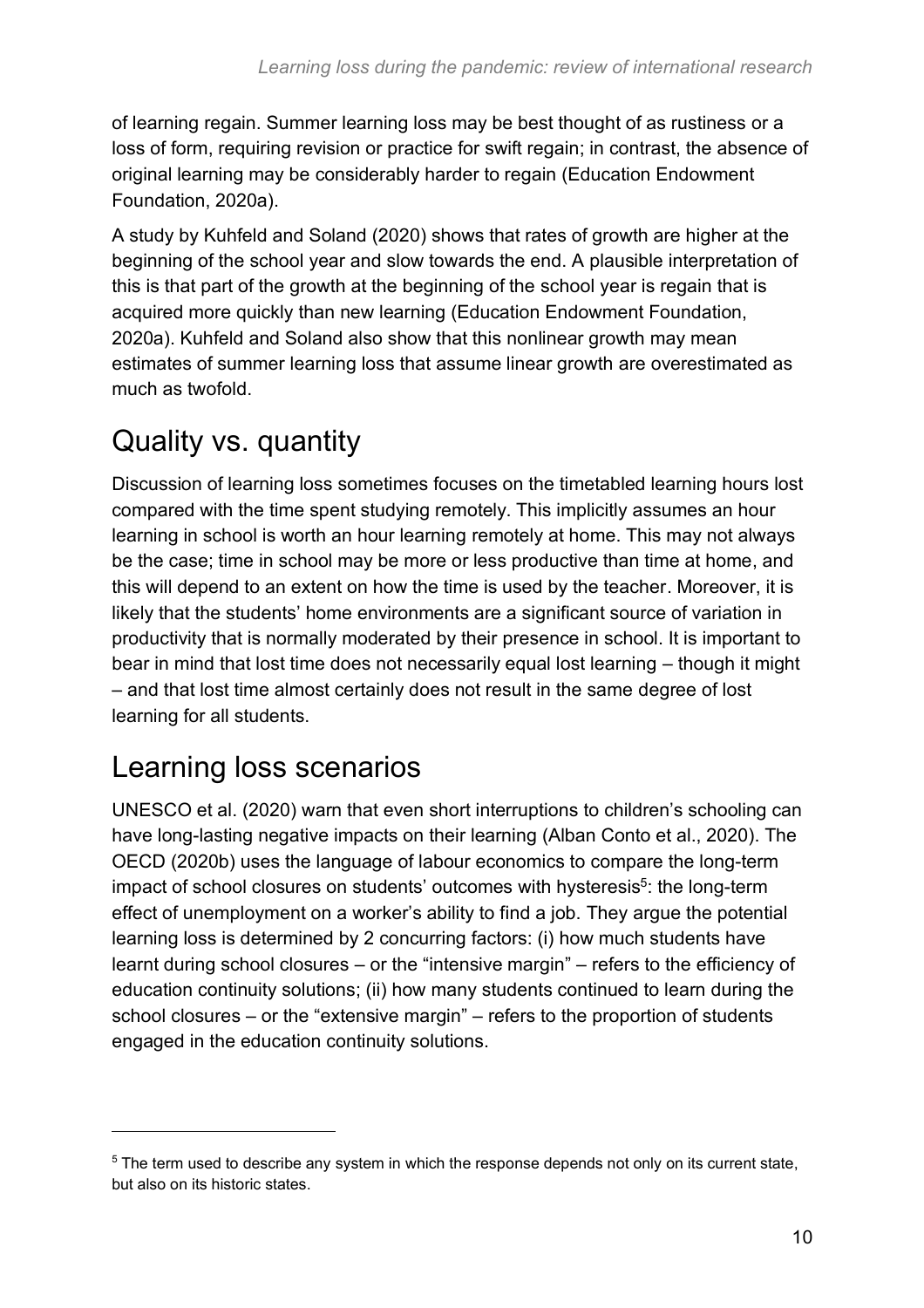of learning regain. Summer learning loss may be best thought of as rustiness or a loss of form, requiring revision or practice for swift regain; in contrast, the absence of original learning may be considerably harder to regain (Education Endowment Foundation, 2020a).

A study by Kuhfeld and Soland (2020) shows that rates of growth are higher at the beginning of the school year and slow towards the end. A plausible interpretation of this is that part of the growth at the beginning of the school year is regain that is acquired more quickly than new learning (Education Endowment Foundation, 2020a). Kuhfeld and Soland also show that this nonlinear growth may mean estimates of summer learning loss that assume linear growth are overestimated as much as twofold.

## Quality vs. quantity

Discussion of learning loss sometimes focuses on the timetabled learning hours lost compared with the time spent studying remotely. This implicitly assumes an hour learning in school is worth an hour learning remotely at home. This may not always be the case; time in school may be more or less productive than time at home, and this will depend to an extent on how the time is used by the teacher. Moreover, it is likely that the students' home environments are a significant source of variation in productivity that is normally moderated by their presence in school. It is important to bear in mind that lost time does not necessarily equal lost learning – though it might – and that lost time almost certainly does not result in the same degree of lost learning for all students.

## Learning loss scenarios

UNESCO et al. (2020) warn that even short interruptions to children's schooling can have long-lasting negative impacts on their learning (Alban Conto et al., 2020). The OECD (2020b) uses the language of labour economics to compare the long-term impact of school closures on students' outcomes with hysteresis[5]: the long-term effect of unemployment on a worker's ability to find a job. They argue the potential learning loss is determined by 2 concurring factors: (i) how much students have learnt during school closures – or the "intensive margin" – refers to the efficiency of education continuity solutions; (ii) how many students continued to learn during the school closures – or the "extensive margin" – refers to the proportion of students engaged in the education continuity solutions.

[5] The term used to describe any system in which the response depends not only on its current state, but also on its historic states.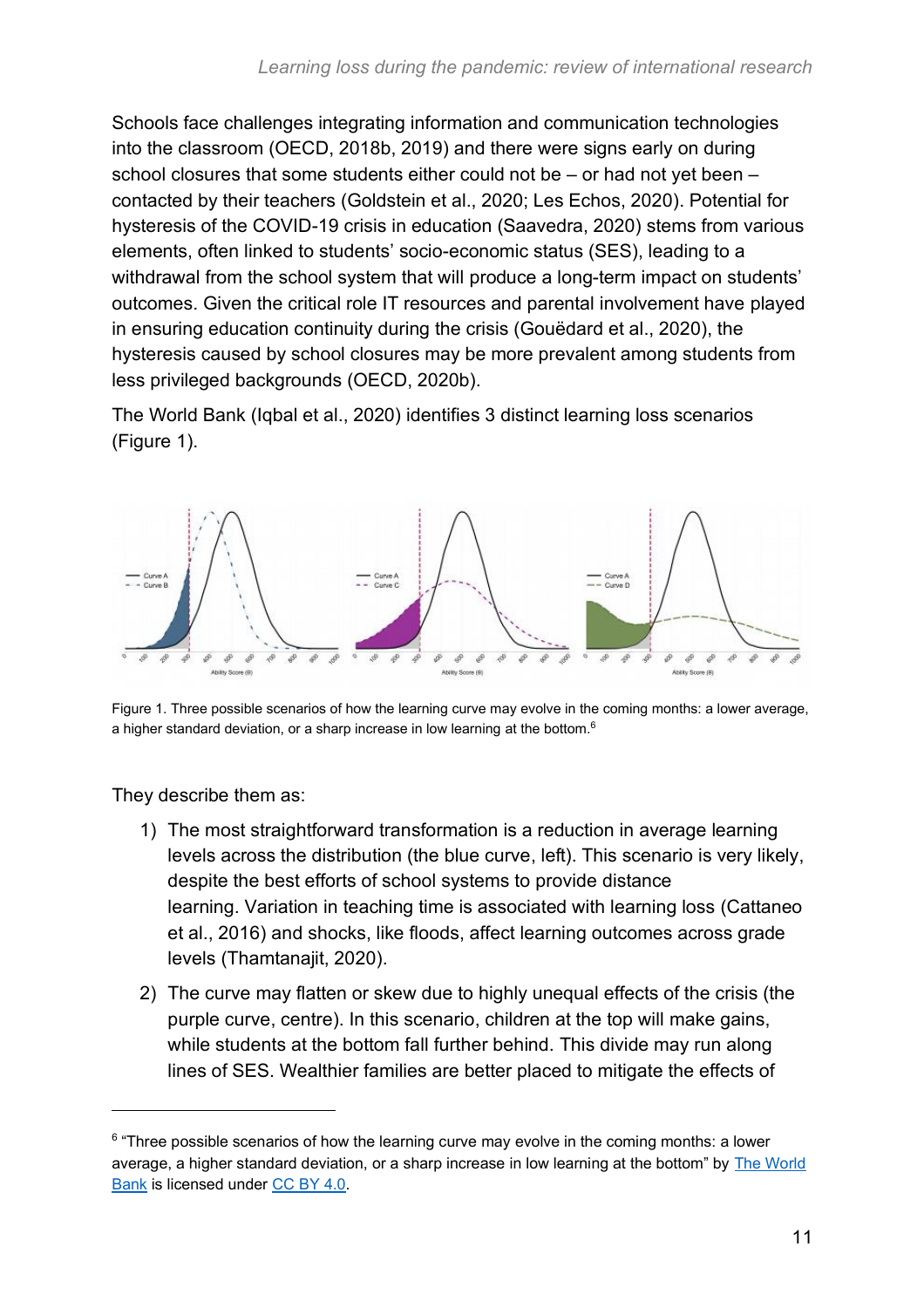Schools face challenges integrating information and communication technologies into the classroom (OECD, 2018b, 2019) and there were signs early on during school closures that some students either could not be – or had not yet been – contacted by their teachers (Goldstein et al., 2020; Les Echos, 2020). Potential for hysteresis of the COVID-19 crisis in education (Saavedra, 2020) stems from various elements, often linked to students' socio-economic status (SES), leading to a withdrawal from the school system that will produce a long-term impact on students' outcomes. Given the critical role IT resources and parental involvement have played in ensuring education continuity during the crisis (Gouëdard et al., 2020), the hysteresis caused by school closures may be more prevalent among students from less privileged backgrounds (OECD, 2020b).

The World Bank (Iqbal et al., 2020) identifies 3 distinct learning loss scenarios (Figure 1).

Figure 1. Three possible scenarios of how the learning curve may evolve in the coming months: a lower average, a higher standard deviation, or a sharp increase in low learning at the bottom.[6]

They describe them as:

1) The most straightforward transformation is a reduction in average learning levels across the distribution (the blue curve, left). This scenario is very likely, despite the best efforts of school systems to provide distance learning. Variation in teaching time is associated with learning loss (Cattaneo et al., 2016) and shocks, like floods, affect learning outcomes across grade levels (Thamtanajit, 2020).
2) The curve may flatten or skew due to highly unequal effects of the crisis (the purple curve, centre). In this scenario, children at the top will make gains, while students at the bottom fall further behind. This divide may run along lines of SES. Wealthier families are better placed to mitigate the effects of

[6] "Three possible scenarios of how the learning curve may evolve in the coming months: a lower average, a higher standard deviation, or a sharp increase in low learning at the bottom" by The World Bank is licensed under CC BY 4.0.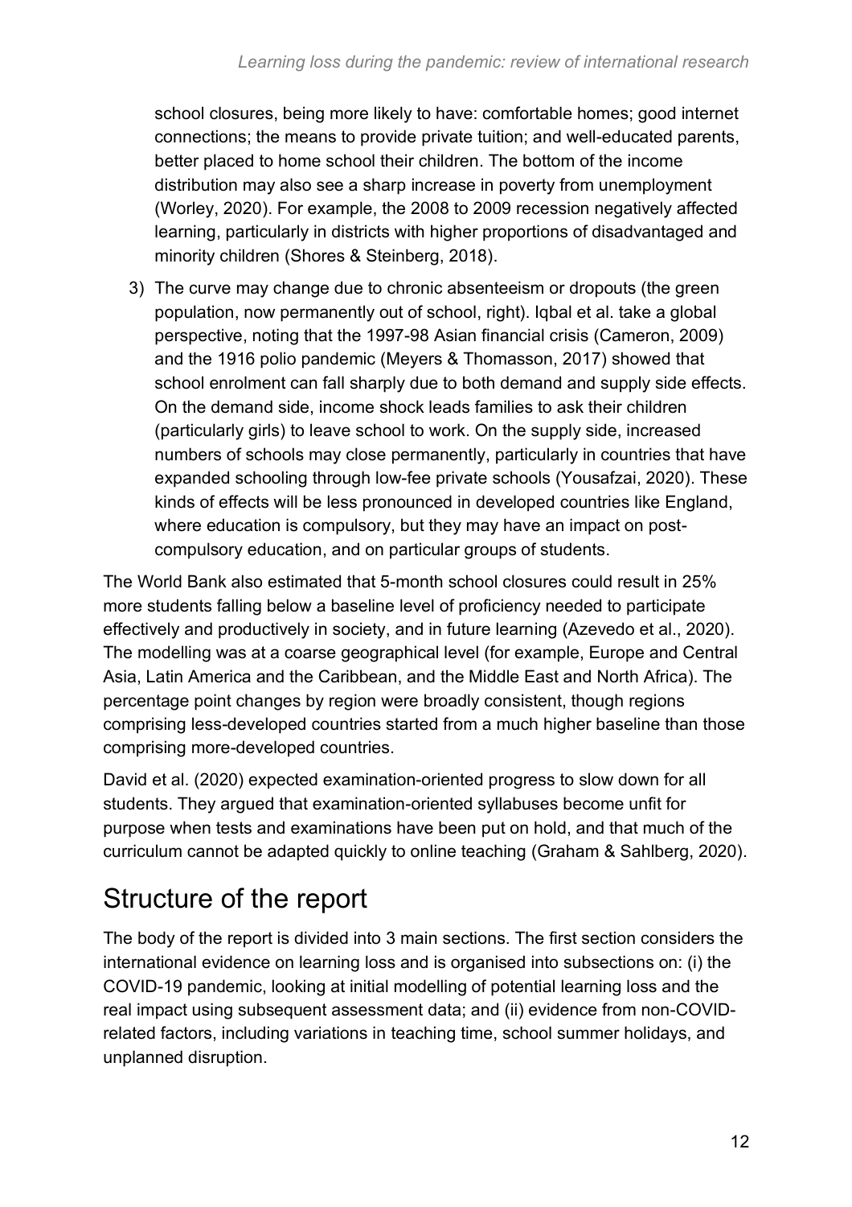school closures, being more likely to have: comfortable homes; good internet connections; the means to provide private tuition; and well-educated parents, better placed to home school their children. The bottom of the income distribution may also see a sharp increase in poverty from unemployment (Worley, 2020). For example, the 2008 to 2009 recession negatively affected learning, particularly in districts with higher proportions of disadvantaged and minority children (Shores & Steinberg, 2018).

3) The curve may change due to chronic absenteeism or dropouts (the green population, now permanently out of school, right). Iqbal et al. take a global perspective, noting that the 1997-98 Asian financial crisis (Cameron, 2009) and the 1916 polio pandemic (Meyers & Thomasson, 2017) showed that school enrolment can fall sharply due to both demand and supply side effects. On the demand side, income shock leads families to ask their children (particularly girls) to leave school to work. On the supply side, increased numbers of schools may close permanently, particularly in countries that have expanded schooling through low-fee private schools (Yousafzai, 2020). These kinds of effects will be less pronounced in developed countries like England, where education is compulsory, but they may have an impact on post-compulsory education, and on particular groups of students.

The World Bank also estimated that 5-month school closures could result in 25% more students falling below a baseline level of proficiency needed to participate effectively and productively in society, and in future learning (Azevedo et al., 2020). The modelling was at a coarse geographical level (for example, Europe and Central Asia, Latin America and the Caribbean, and the Middle East and North Africa). The percentage point changes by region were broadly consistent, though regions comprising less-developed countries started from a much higher baseline than those comprising more-developed countries.

David et al. (2020) expected examination-oriented progress to slow down for all students. They argued that examination-oriented syllabuses become unfit for purpose when tests and examinations have been put on hold, and that much of the curriculum cannot be adapted quickly to online teaching (Graham & Sahlberg, 2020).

# Structure of the report

The body of the report is divided into 3 main sections. The first section considers the international evidence on learning loss and is organised into subsections on: (i) the COVID-19 pandemic, looking at initial modelling of potential learning loss and the real impact using subsequent assessment data; and (ii) evidence from non-COVID-related factors, including variations in teaching time, school summer holidays, and unplanned disruption.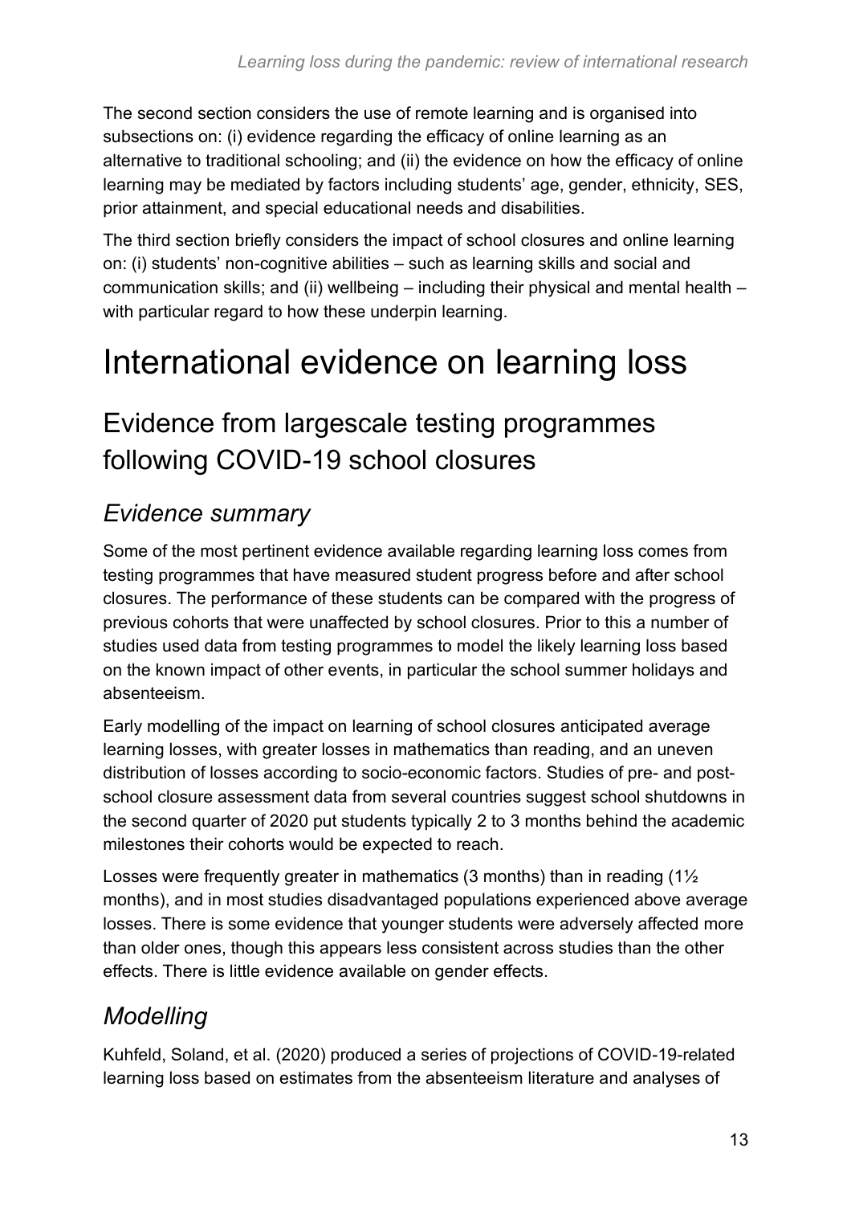The second section considers the use of remote learning and is organised into subsections on: (i) evidence regarding the efficacy of online learning as an alternative to traditional schooling; and (ii) the evidence on how the efficacy of online learning may be mediated by factors including students' age, gender, ethnicity, SES, prior attainment, and special educational needs and disabilities.

The third section briefly considers the impact of school closures and online learning on: (i) students' non-cognitive abilities – such as learning skills and social and communication skills; and (ii) wellbeing – including their physical and mental health – with particular regard to how these underpin learning.

# International evidence on learning loss

## Evidence from largescale testing programmes following COVID-19 school closures

### *Evidence summary*

Some of the most pertinent evidence available regarding learning loss comes from testing programmes that have measured student progress before and after school closures. The performance of these students can be compared with the progress of previous cohorts that were unaffected by school closures. Prior to this a number of studies used data from testing programmes to model the likely learning loss based on the known impact of other events, in particular the school summer holidays and absenteeism.

Early modelling of the impact on learning of school closures anticipated average learning losses, with greater losses in mathematics than reading, and an uneven distribution of losses according to socio-economic factors. Studies of pre- and post-school closure assessment data from several countries suggest school shutdowns in the second quarter of 2020 put students typically 2 to 3 months behind the academic milestones their cohorts would be expected to reach.

Losses were frequently greater in mathematics (3 months) than in reading (1½ months), and in most studies disadvantaged populations experienced above average losses. There is some evidence that younger students were adversely affected more than older ones, though this appears less consistent across studies than the other effects. There is little evidence available on gender effects.

### *Modelling*

Kuhfeld, Soland, et al. (2020) produced a series of projections of COVID-19-related learning loss based on estimates from the absenteeism literature and analyses of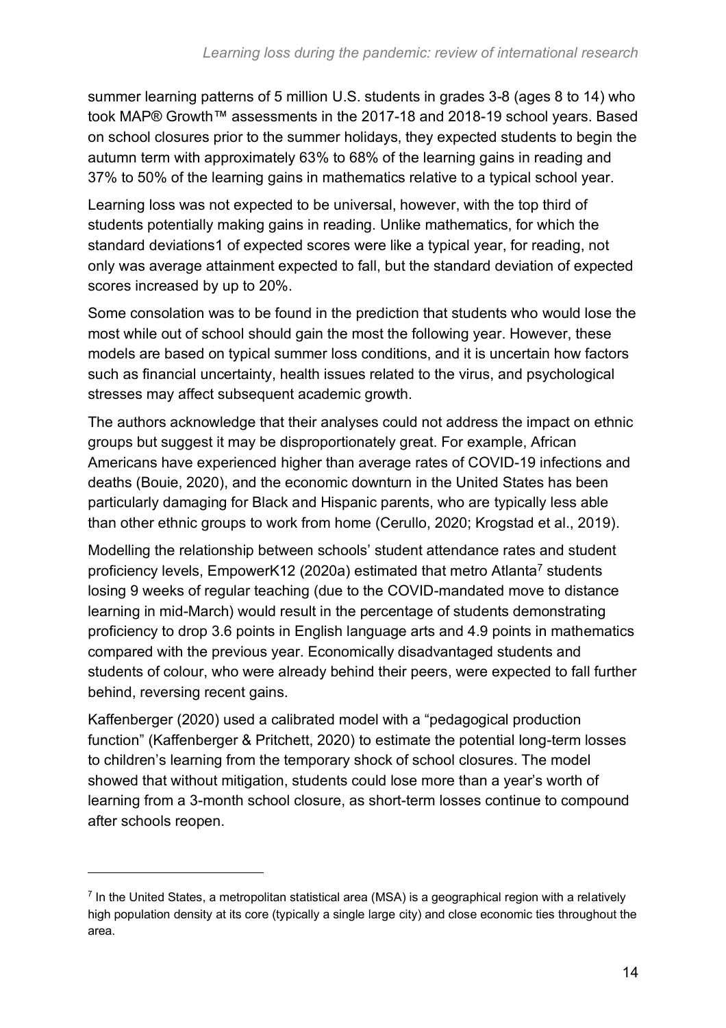summer learning patterns of 5 million U.S. students in grades 3-8 (ages 8 to 14) who took MAP® Growth™ assessments in the 2017-18 and 2018-19 school years. Based on school closures prior to the summer holidays, they expected students to begin the autumn term with approximately 63% to 68% of the learning gains in reading and 37% to 50% of the learning gains in mathematics relative to a typical school year.

Learning loss was not expected to be universal, however, with the top third of students potentially making gains in reading. Unlike mathematics, for which the standard deviations1 of expected scores were like a typical year, for reading, not only was average attainment expected to fall, but the standard deviation of expected scores increased by up to 20%.

Some consolation was to be found in the prediction that students who would lose the most while out of school should gain the most the following year. However, these models are based on typical summer loss conditions, and it is uncertain how factors such as financial uncertainty, health issues related to the virus, and psychological stresses may affect subsequent academic growth.

The authors acknowledge that their analyses could not address the impact on ethnic groups but suggest it may be disproportionately great. For example, African Americans have experienced higher than average rates of COVID-19 infections and deaths (Bouie, 2020), and the economic downturn in the United States has been particularly damaging for Black and Hispanic parents, who are typically less able than other ethnic groups to work from home (Cerullo, 2020; Krogstad et al., 2019).

Modelling the relationship between schools' student attendance rates and student proficiency levels, EmpowerK12 (2020a) estimated that metro Atlanta[7] students losing 9 weeks of regular teaching (due to the COVID-mandated move to distance learning in mid-March) would result in the percentage of students demonstrating proficiency to drop 3.6 points in English language arts and 4.9 points in mathematics compared with the previous year. Economically disadvantaged students and students of colour, who were already behind their peers, were expected to fall further behind, reversing recent gains.

Kaffenberger (2020) used a calibrated model with a "pedagogical production function" (Kaffenberger & Pritchett, 2020) to estimate the potential long-term losses to children's learning from the temporary shock of school closures. The model showed that without mitigation, students could lose more than a year's worth of learning from a 3-month school closure, as short-term losses continue to compound after schools reopen.

---

[7] In the United States, a metropolitan statistical area (MSA) is a geographical region with a relatively high population density at its core (typically a single large city) and close economic ties throughout the area.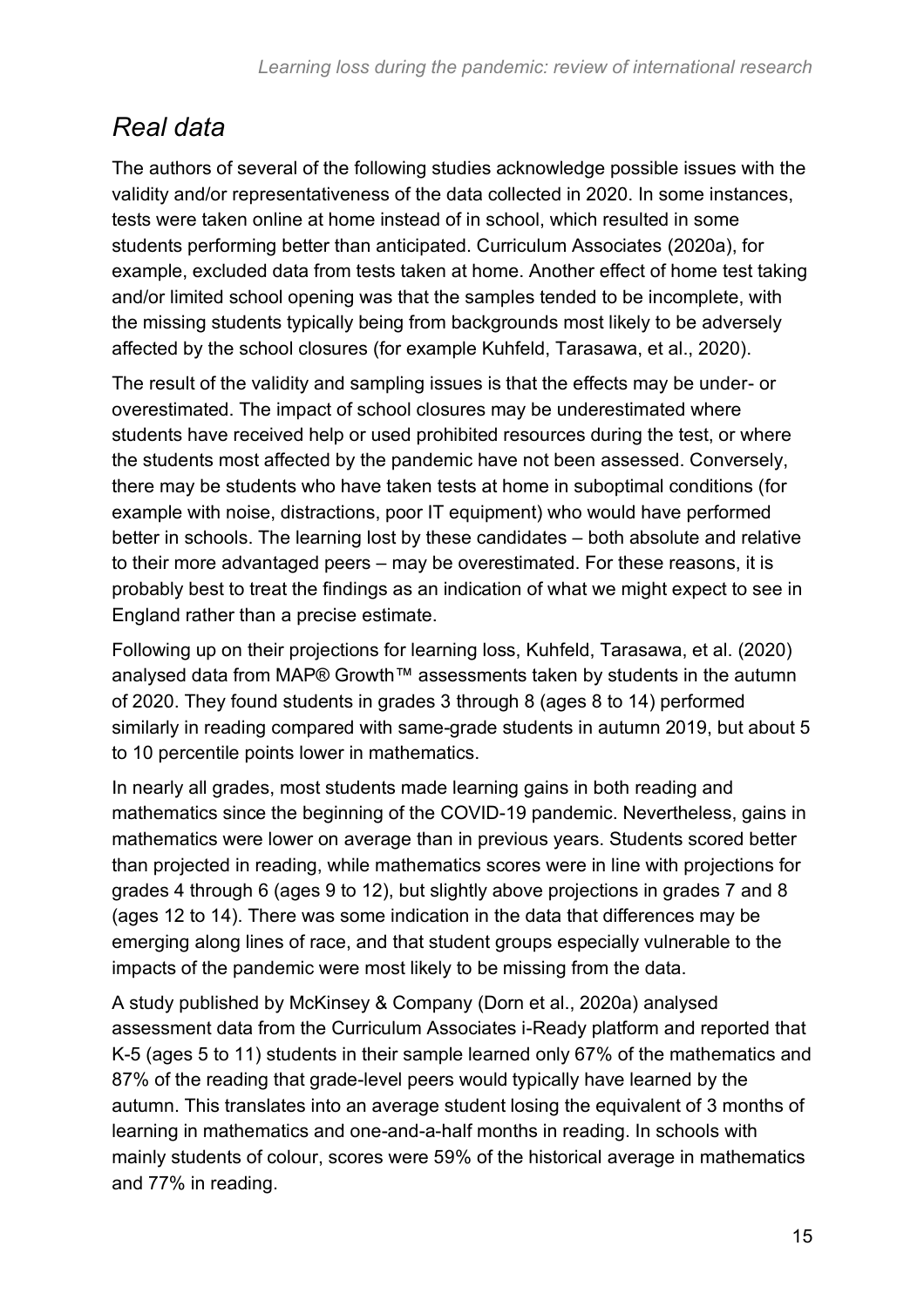## *Real data*

The authors of several of the following studies acknowledge possible issues with the validity and/or representativeness of the data collected in 2020. In some instances, tests were taken online at home instead of in school, which resulted in some students performing better than anticipated. Curriculum Associates (2020a), for example, excluded data from tests taken at home. Another effect of home test taking and/or limited school opening was that the samples tended to be incomplete, with the missing students typically being from backgrounds most likely to be adversely affected by the school closures (for example Kuhfeld, Tarasawa, et al., 2020).

The result of the validity and sampling issues is that the effects may be under- or overestimated. The impact of school closures may be underestimated where students have received help or used prohibited resources during the test, or where the students most affected by the pandemic have not been assessed. Conversely, there may be students who have taken tests at home in suboptimal conditions (for example with noise, distractions, poor IT equipment) who would have performed better in schools. The learning lost by these candidates – both absolute and relative to their more advantaged peers – may be overestimated. For these reasons, it is probably best to treat the findings as an indication of what we might expect to see in England rather than a precise estimate.

Following up on their projections for learning loss, Kuhfeld, Tarasawa, et al. (2020) analysed data from MAP® Growth™ assessments taken by students in the autumn of 2020. They found students in grades 3 through 8 (ages 8 to 14) performed similarly in reading compared with same-grade students in autumn 2019, but about 5 to 10 percentile points lower in mathematics.

In nearly all grades, most students made learning gains in both reading and mathematics since the beginning of the COVID-19 pandemic. Nevertheless, gains in mathematics were lower on average than in previous years. Students scored better than projected in reading, while mathematics scores were in line with projections for grades 4 through 6 (ages 9 to 12), but slightly above projections in grades 7 and 8 (ages 12 to 14). There was some indication in the data that differences may be emerging along lines of race, and that student groups especially vulnerable to the impacts of the pandemic were most likely to be missing from the data.

A study published by McKinsey & Company (Dorn et al., 2020a) analysed assessment data from the Curriculum Associates i-Ready platform and reported that K-5 (ages 5 to 11) students in their sample learned only 67% of the mathematics and 87% of the reading that grade-level peers would typically have learned by the autumn. This translates into an average student losing the equivalent of 3 months of learning in mathematics and one-and-a-half months in reading. In schools with mainly students of colour, scores were 59% of the historical average in mathematics and 77% in reading.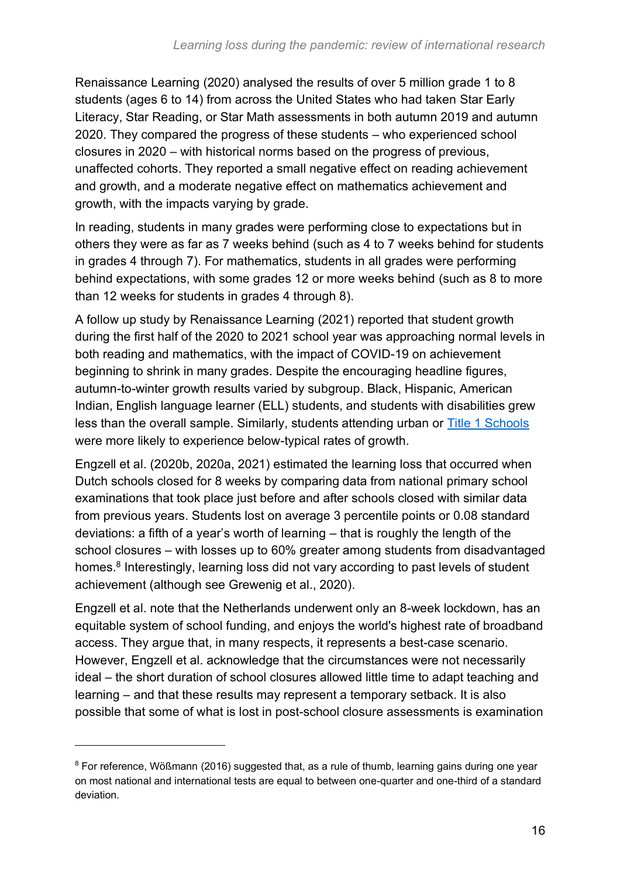Renaissance Learning (2020) analysed the results of over 5 million grade 1 to 8 students (ages 6 to 14) from across the United States who had taken Star Early Literacy, Star Reading, or Star Math assessments in both autumn 2019 and autumn 2020. They compared the progress of these students – who experienced school closures in 2020 – with historical norms based on the progress of previous, unaffected cohorts. They reported a small negative effect on reading achievement and growth, and a moderate negative effect on mathematics achievement and growth, with the impacts varying by grade.

In reading, students in many grades were performing close to expectations but in others they were as far as 7 weeks behind (such as 4 to 7 weeks behind for students in grades 4 through 7). For mathematics, students in all grades were performing behind expectations, with some grades 12 or more weeks behind (such as 8 to more than 12 weeks for students in grades 4 through 8).

A follow up study by Renaissance Learning (2021) reported that student growth during the first half of the 2020 to 2021 school year was approaching normal levels in both reading and mathematics, with the impact of COVID-19 on achievement beginning to shrink in many grades. Despite the encouraging headline figures, autumn-to-winter growth results varied by subgroup. Black, Hispanic, American Indian, English language learner (ELL) students, and students with disabilities grew less than the overall sample. Similarly, students attending urban or [Title 1 Schools](#) were more likely to experience below-typical rates of growth.

Engzell et al. (2020b, 2020a, 2021) estimated the learning loss that occurred when Dutch schools closed for 8 weeks by comparing data from national primary school examinations that took place just before and after schools closed with similar data from previous years. Students lost on average 3 percentile points or 0.08 standard deviations: a fifth of a year's worth of learning – that is roughly the length of the school closures – with losses up to 60% greater among students from disadvantaged homes.[8] Interestingly, learning loss did not vary according to past levels of student achievement (although see Grewenig et al., 2020).

Engzell et al. note that the Netherlands underwent only an 8-week lockdown, has an equitable system of school funding, and enjoys the world's highest rate of broadband access. They argue that, in many respects, it represents a best-case scenario. However, Engzell et al. acknowledge that the circumstances were not necessarily ideal – the short duration of school closures allowed little time to adapt teaching and learning – and that these results may represent a temporary setback. It is also possible that some of what is lost in post-school closure assessments is examination

---

[8] For reference, Wößmann (2016) suggested that, as a rule of thumb, learning gains during one year on most national and international tests are equal to between one-quarter and one-third of a standard deviation.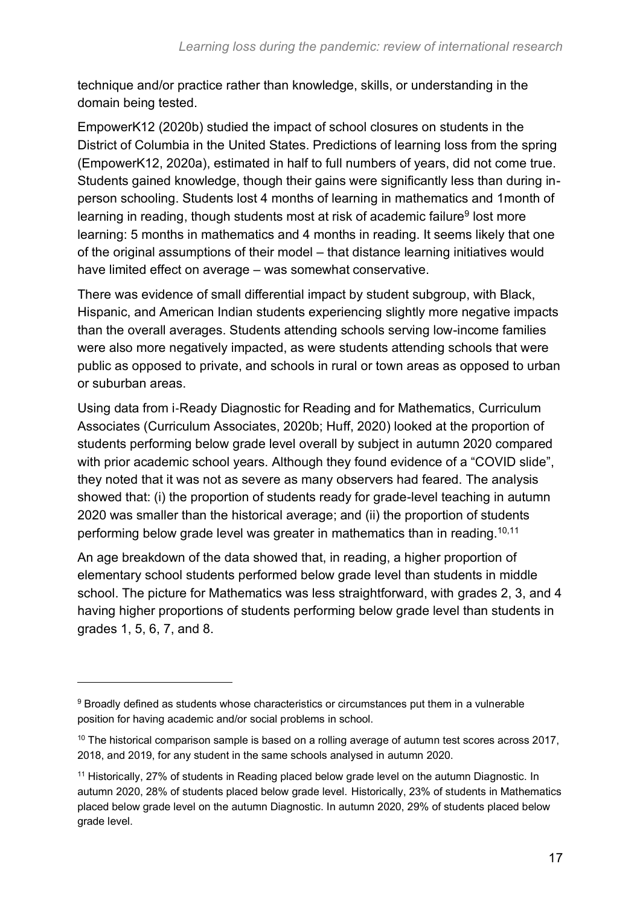technique and/or practice rather than knowledge, skills, or understanding in the domain being tested.

EmpowerK12 (2020b) studied the impact of school closures on students in the District of Columbia in the United States. Predictions of learning loss from the spring (EmpowerK12, 2020a), estimated in half to full numbers of years, did not come true. Students gained knowledge, though their gains were significantly less than during in-person schooling. Students lost 4 months of learning in mathematics and 1month of learning in reading, though students most at risk of academic failure[9] lost more learning: 5 months in mathematics and 4 months in reading. It seems likely that one of the original assumptions of their model – that distance learning initiatives would have limited effect on average – was somewhat conservative.

There was evidence of small differential impact by student subgroup, with Black, Hispanic, and American Indian students experiencing slightly more negative impacts than the overall averages. Students attending schools serving low-income families were also more negatively impacted, as were students attending schools that were public as opposed to private, and schools in rural or town areas as opposed to urban or suburban areas.

Using data from i-Ready Diagnostic for Reading and for Mathematics, Curriculum Associates (Curriculum Associates, 2020b; Huff, 2020) looked at the proportion of students performing below grade level overall by subject in autumn 2020 compared with prior academic school years. Although they found evidence of a "COVID slide", they noted that it was not as severe as many observers had feared. The analysis showed that: (i) the proportion of students ready for grade-level teaching in autumn 2020 was smaller than the historical average; and (ii) the proportion of students performing below grade level was greater in mathematics than in reading.[10,11]

An age breakdown of the data showed that, in reading, a higher proportion of elementary school students performed below grade level than students in middle school. The picture for Mathematics was less straightforward, with grades 2, 3, and 4 having higher proportions of students performing below grade level than students in grades 1, 5, 6, 7, and 8.

---

[9] Broadly defined as students whose characteristics or circumstances put them in a vulnerable position for having academic and/or social problems in school.

[10] The historical comparison sample is based on a rolling average of autumn test scores across 2017, 2018, and 2019, for any student in the same schools analysed in autumn 2020.

[11] Historically, 27% of students in Reading placed below grade level on the autumn Diagnostic. In autumn 2020, 28% of students placed below grade level. Historically, 23% of students in Mathematics placed below grade level on the autumn Diagnostic. In autumn 2020, 29% of students placed below grade level.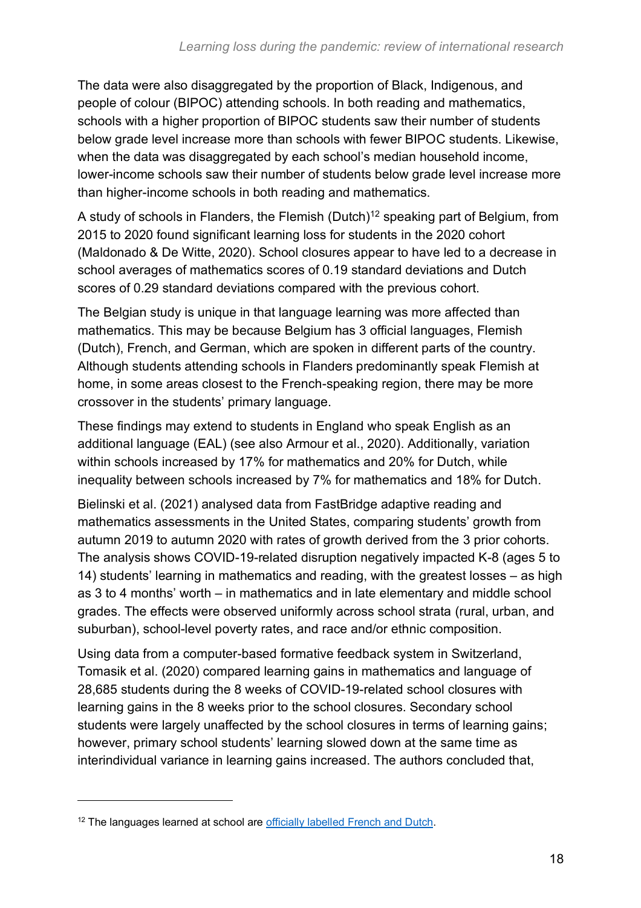The data were also disaggregated by the proportion of Black, Indigenous, and people of colour (BIPOC) attending schools. In both reading and mathematics, schools with a higher proportion of BIPOC students saw their number of students below grade level increase more than schools with fewer BIPOC students. Likewise, when the data was disaggregated by each school's median household income, lower-income schools saw their number of students below grade level increase more than higher-income schools in both reading and mathematics.

A study of schools in Flanders, the Flemish (Dutch)[12] speaking part of Belgium, from 2015 to 2020 found significant learning loss for students in the 2020 cohort (Maldonado & De Witte, 2020). School closures appear to have led to a decrease in school averages of mathematics scores of 0.19 standard deviations and Dutch scores of 0.29 standard deviations compared with the previous cohort.

The Belgian study is unique in that language learning was more affected than mathematics. This may be because Belgium has 3 official languages, Flemish (Dutch), French, and German, which are spoken in different parts of the country. Although students attending schools in Flanders predominantly speak Flemish at home, in some areas closest to the French-speaking region, there may be more crossover in the students' primary language.

These findings may extend to students in England who speak English as an additional language (EAL) (see also Armour et al., 2020). Additionally, variation within schools increased by 17% for mathematics and 20% for Dutch, while inequality between schools increased by 7% for mathematics and 18% for Dutch.

Bielinski et al. (2021) analysed data from FastBridge adaptive reading and mathematics assessments in the United States, comparing students' growth from autumn 2019 to autumn 2020 with rates of growth derived from the 3 prior cohorts. The analysis shows COVID-19-related disruption negatively impacted K-8 (ages 5 to 14) students' learning in mathematics and reading, with the greatest losses – as high as 3 to 4 months' worth – in mathematics and in late elementary and middle school grades. The effects were observed uniformly across school strata (rural, urban, and suburban), school-level poverty rates, and race and/or ethnic composition.

Using data from a computer-based formative feedback system in Switzerland, Tomasik et al. (2020) compared learning gains in mathematics and language of 28,685 students during the 8 weeks of COVID-19-related school closures with learning gains in the 8 weeks prior to the school closures. Secondary school students were largely unaffected by the school closures in terms of learning gains; however, primary school students' learning slowed down at the same time as interindividual variance in learning gains increased. The authors concluded that,

---

[12] The languages learned at school are [officially labelled French and Dutch](#).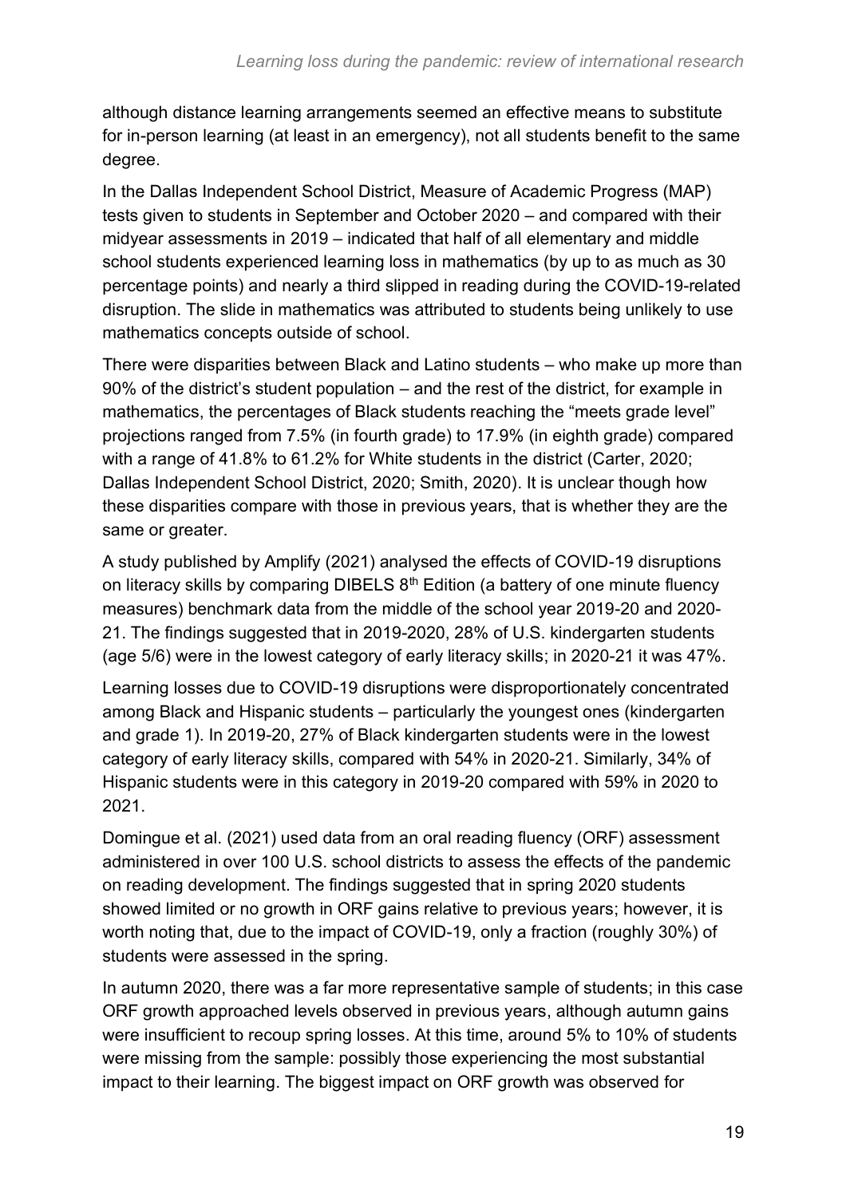although distance learning arrangements seemed an effective means to substitute for in-person learning (at least in an emergency), not all students benefit to the same degree.

In the Dallas Independent School District, Measure of Academic Progress (MAP) tests given to students in September and October 2020 – and compared with their midyear assessments in 2019 – indicated that half of all elementary and middle school students experienced learning loss in mathematics (by up to as much as 30 percentage points) and nearly a third slipped in reading during the COVID-19-related disruption. The slide in mathematics was attributed to students being unlikely to use mathematics concepts outside of school.

There were disparities between Black and Latino students – who make up more than 90% of the district's student population – and the rest of the district, for example in mathematics, the percentages of Black students reaching the "meets grade level" projections ranged from 7.5% (in fourth grade) to 17.9% (in eighth grade) compared with a range of 41.8% to 61.2% for White students in the district (Carter, 2020; Dallas Independent School District, 2020; Smith, 2020). It is unclear though how these disparities compare with those in previous years, that is whether they are the same or greater.

A study published by Amplify (2021) analysed the effects of COVID-19 disruptions on literacy skills by comparing DIBELS 8th Edition (a battery of one minute fluency measures) benchmark data from the middle of the school year 2019-20 and 2020-21. The findings suggested that in 2019-2020, 28% of U.S. kindergarten students (age 5/6) were in the lowest category of early literacy skills; in 2020-21 it was 47%.

Learning losses due to COVID-19 disruptions were disproportionately concentrated among Black and Hispanic students – particularly the youngest ones (kindergarten and grade 1). In 2019-20, 27% of Black kindergarten students were in the lowest category of early literacy skills, compared with 54% in 2020-21. Similarly, 34% of Hispanic students were in this category in 2019-20 compared with 59% in 2020 to 2021.

Domingue et al. (2021) used data from an oral reading fluency (ORF) assessment administered in over 100 U.S. school districts to assess the effects of the pandemic on reading development. The findings suggested that in spring 2020 students showed limited or no growth in ORF gains relative to previous years; however, it is worth noting that, due to the impact of COVID-19, only a fraction (roughly 30%) of students were assessed in the spring.

In autumn 2020, there was a far more representative sample of students; in this case ORF growth approached levels observed in previous years, although autumn gains were insufficient to recoup spring losses. At this time, around 5% to 10% of students were missing from the sample: possibly those experiencing the most substantial impact to their learning. The biggest impact on ORF growth was observed for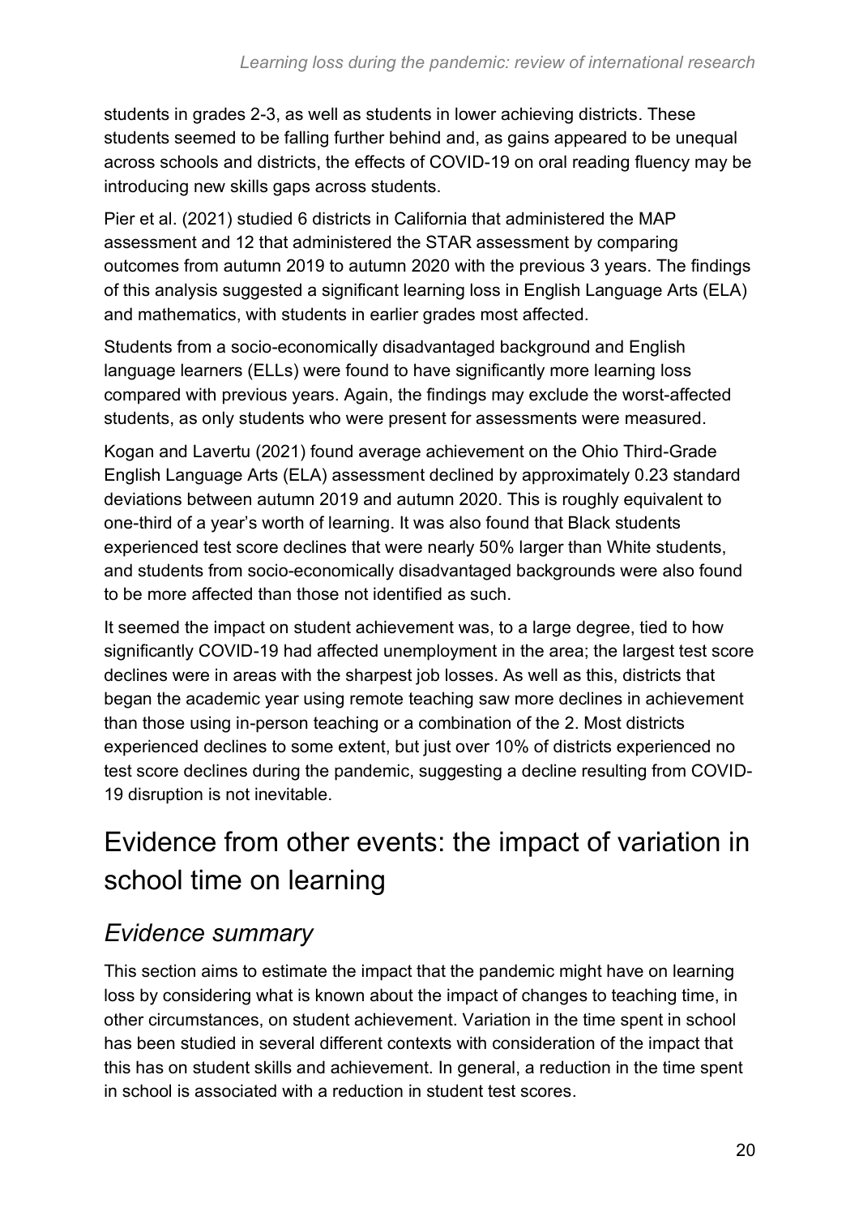students in grades 2-3, as well as students in lower achieving districts. These students seemed to be falling further behind and, as gains appeared to be unequal across schools and districts, the effects of COVID-19 on oral reading fluency may be introducing new skills gaps across students.

Pier et al. (2021) studied 6 districts in California that administered the MAP assessment and 12 that administered the STAR assessment by comparing outcomes from autumn 2019 to autumn 2020 with the previous 3 years. The findings of this analysis suggested a significant learning loss in English Language Arts (ELA) and mathematics, with students in earlier grades most affected.

Students from a socio-economically disadvantaged background and English language learners (ELLs) were found to have significantly more learning loss compared with previous years. Again, the findings may exclude the worst-affected students, as only students who were present for assessments were measured.

Kogan and Lavertu (2021) found average achievement on the Ohio Third-Grade English Language Arts (ELA) assessment declined by approximately 0.23 standard deviations between autumn 2019 and autumn 2020. This is roughly equivalent to one-third of a year's worth of learning. It was also found that Black students experienced test score declines that were nearly 50% larger than White students, and students from socio-economically disadvantaged backgrounds were also found to be more affected than those not identified as such.

It seemed the impact on student achievement was, to a large degree, tied to how significantly COVID-19 had affected unemployment in the area; the largest test score declines were in areas with the sharpest job losses. As well as this, districts that began the academic year using remote teaching saw more declines in achievement than those using in-person teaching or a combination of the 2. Most districts experienced declines to some extent, but just over 10% of districts experienced no test score declines during the pandemic, suggesting a decline resulting from COVID-19 disruption is not inevitable.

## Evidence from other events: the impact of variation in school time on learning

### *Evidence summary*

This section aims to estimate the impact that the pandemic might have on learning loss by considering what is known about the impact of changes to teaching time, in other circumstances, on student achievement. Variation in the time spent in school has been studied in several different contexts with consideration of the impact that this has on student skills and achievement. In general, a reduction in the time spent in school is associated with a reduction in student test scores.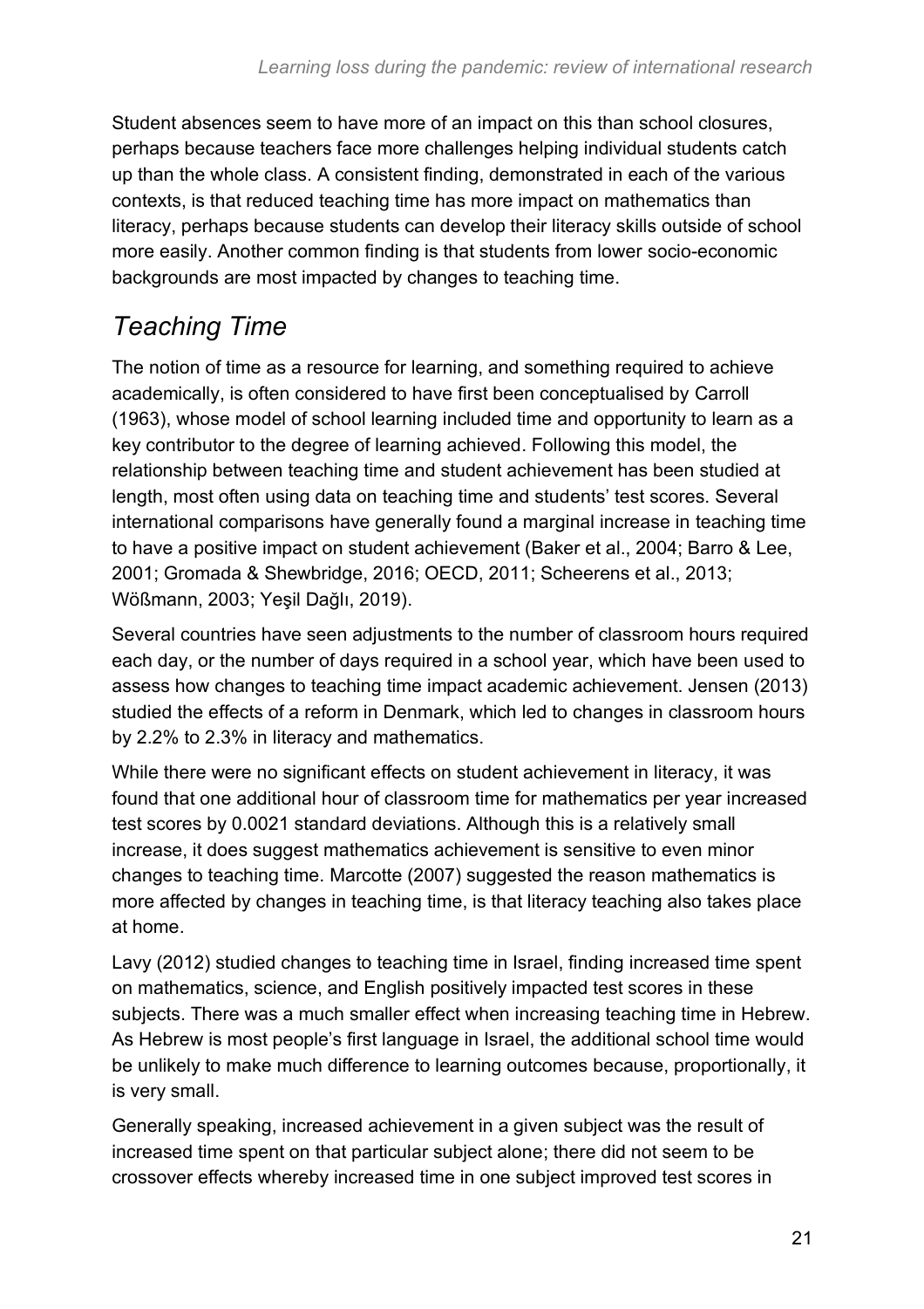Student absences seem to have more of an impact on this than school closures, perhaps because teachers face more challenges helping individual students catch up than the whole class. A consistent finding, demonstrated in each of the various contexts, is that reduced teaching time has more impact on mathematics than literacy, perhaps because students can develop their literacy skills outside of school more easily. Another common finding is that students from lower socio-economic backgrounds are most impacted by changes to teaching time.

## *Teaching Time*

The notion of time as a resource for learning, and something required to achieve academically, is often considered to have first been conceptualised by Carroll (1963), whose model of school learning included time and opportunity to learn as a key contributor to the degree of learning achieved. Following this model, the relationship between teaching time and student achievement has been studied at length, most often using data on teaching time and students' test scores. Several international comparisons have generally found a marginal increase in teaching time to have a positive impact on student achievement (Baker et al., 2004; Barro & Lee, 2001; Gromada & Shewbridge, 2016; OECD, 2011; Scheerens et al., 2013; Wößmann, 2003; Yeşil Dağlı, 2019).

Several countries have seen adjustments to the number of classroom hours required each day, or the number of days required in a school year, which have been used to assess how changes to teaching time impact academic achievement. Jensen (2013) studied the effects of a reform in Denmark, which led to changes in classroom hours by 2.2% to 2.3% in literacy and mathematics.

While there were no significant effects on student achievement in literacy, it was found that one additional hour of classroom time for mathematics per year increased test scores by 0.0021 standard deviations. Although this is a relatively small increase, it does suggest mathematics achievement is sensitive to even minor changes to teaching time. Marcotte (2007) suggested the reason mathematics is more affected by changes in teaching time, is that literacy teaching also takes place at home.

Lavy (2012) studied changes to teaching time in Israel, finding increased time spent on mathematics, science, and English positively impacted test scores in these subjects. There was a much smaller effect when increasing teaching time in Hebrew. As Hebrew is most people's first language in Israel, the additional school time would be unlikely to make much difference to learning outcomes because, proportionally, it is very small.

Generally speaking, increased achievement in a given subject was the result of increased time spent on that particular subject alone; there did not seem to be crossover effects whereby increased time in one subject improved test scores in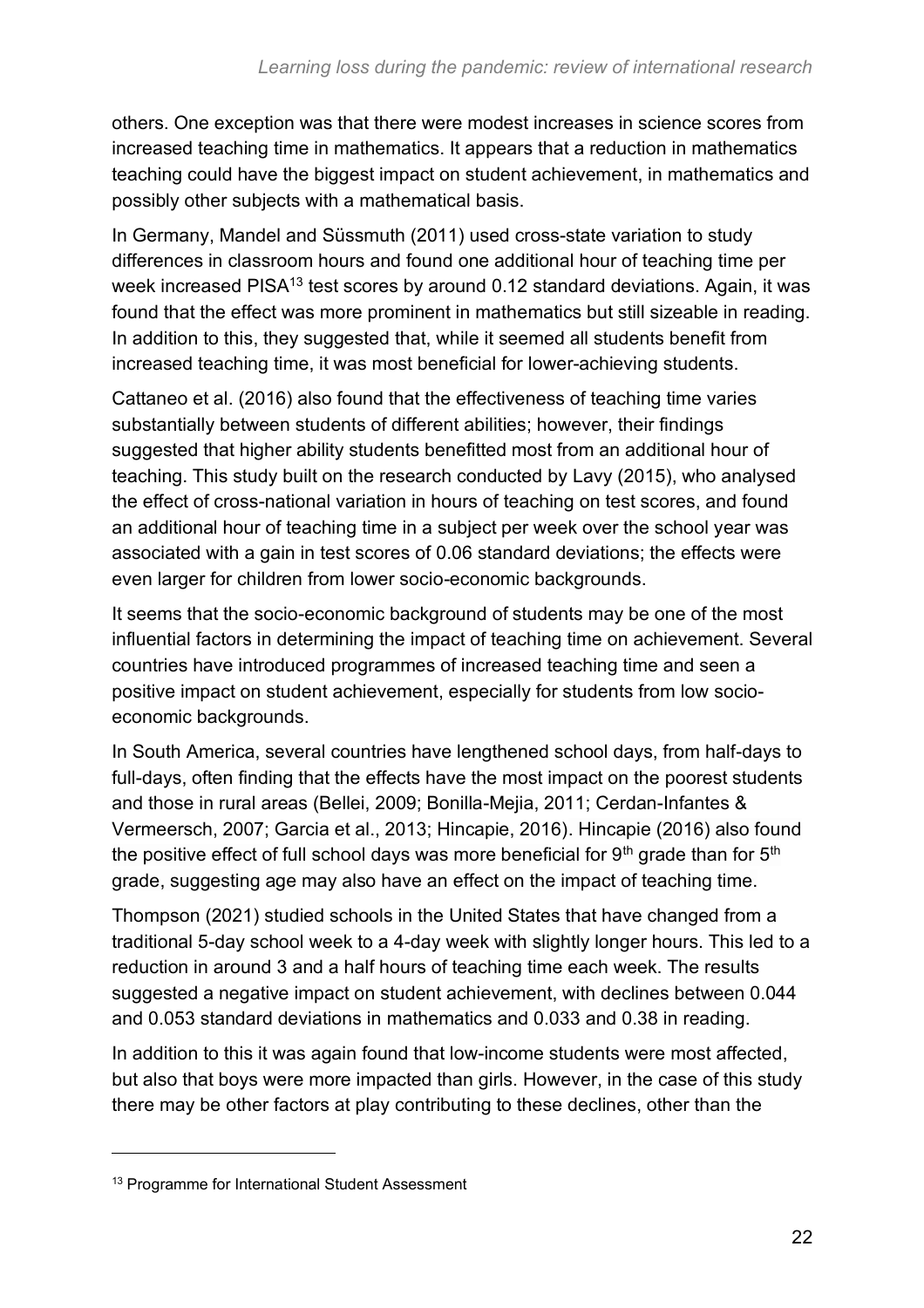others. One exception was that there were modest increases in science scores from increased teaching time in mathematics. It appears that a reduction in mathematics teaching could have the biggest impact on student achievement, in mathematics and possibly other subjects with a mathematical basis.

In Germany, Mandel and Süssmuth (2011) used cross-state variation to study differences in classroom hours and found one additional hour of teaching time per week increased PISA[13] test scores by around 0.12 standard deviations. Again, it was found that the effect was more prominent in mathematics but still sizeable in reading. In addition to this, they suggested that, while it seemed all students benefit from increased teaching time, it was most beneficial for lower-achieving students.

Cattaneo et al. (2016) also found that the effectiveness of teaching time varies substantially between students of different abilities; however, their findings suggested that higher ability students benefitted most from an additional hour of teaching. This study built on the research conducted by Lavy (2015), who analysed the effect of cross-national variation in hours of teaching on test scores, and found an additional hour of teaching time in a subject per week over the school year was associated with a gain in test scores of 0.06 standard deviations; the effects were even larger for children from lower socio-economic backgrounds.

It seems that the socio-economic background of students may be one of the most influential factors in determining the impact of teaching time on achievement. Several countries have introduced programmes of increased teaching time and seen a positive impact on student achievement, especially for students from low socio-economic backgrounds.

In South America, several countries have lengthened school days, from half-days to full-days, often finding that the effects have the most impact on the poorest students and those in rural areas (Bellei, 2009; Bonilla-Mejia, 2011; Cerdan-Infantes & Vermeersch, 2007; Garcia et al., 2013; Hincapie, 2016). Hincapie (2016) also found the positive effect of full school days was more beneficial for 9th grade than for 5th grade, suggesting age may also have an effect on the impact of teaching time.

Thompson (2021) studied schools in the United States that have changed from a traditional 5-day school week to a 4-day week with slightly longer hours. This led to a reduction in around 3 and a half hours of teaching time each week. The results suggested a negative impact on student achievement, with declines between 0.044 and 0.053 standard deviations in mathematics and 0.033 and 0.38 in reading.

In addition to this it was again found that low-income students were most affected, but also that boys were more impacted than girls. However, in the case of this study there may be other factors at play contributing to these declines, other than the

[13] Programme for International Student Assessment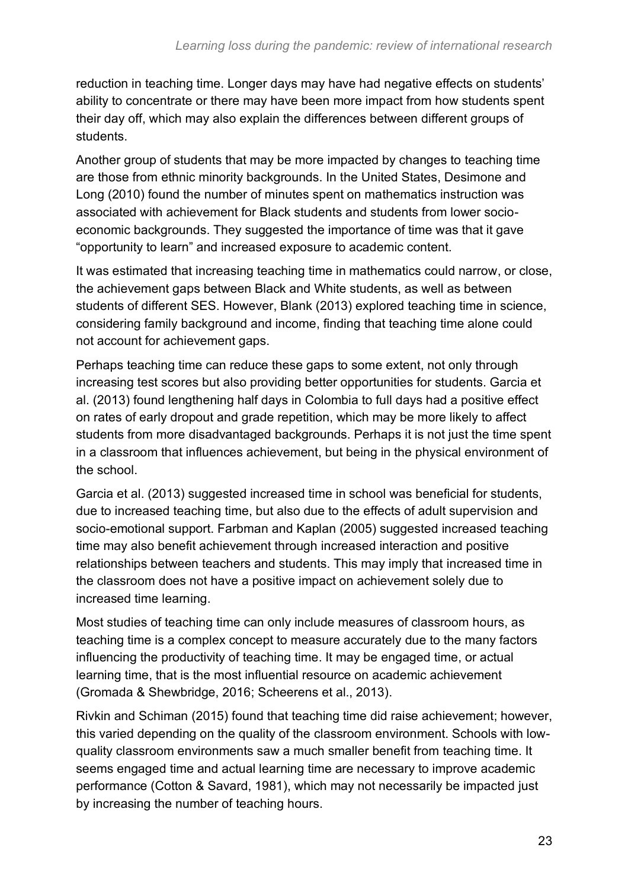reduction in teaching time. Longer days may have had negative effects on students' ability to concentrate or there may have been more impact from how students spent their day off, which may also explain the differences between different groups of students.

Another group of students that may be more impacted by changes to teaching time are those from ethnic minority backgrounds. In the United States, Desimone and Long (2010) found the number of minutes spent on mathematics instruction was associated with achievement for Black students and students from lower socio-economic backgrounds. They suggested the importance of time was that it gave "opportunity to learn" and increased exposure to academic content.

It was estimated that increasing teaching time in mathematics could narrow, or close, the achievement gaps between Black and White students, as well as between students of different SES. However, Blank (2013) explored teaching time in science, considering family background and income, finding that teaching time alone could not account for achievement gaps.

Perhaps teaching time can reduce these gaps to some extent, not only through increasing test scores but also providing better opportunities for students. Garcia et al. (2013) found lengthening half days in Colombia to full days had a positive effect on rates of early dropout and grade repetition, which may be more likely to affect students from more disadvantaged backgrounds. Perhaps it is not just the time spent in a classroom that influences achievement, but being in the physical environment of the school.

Garcia et al. (2013) suggested increased time in school was beneficial for students, due to increased teaching time, but also due to the effects of adult supervision and socio-emotional support. Farbman and Kaplan (2005) suggested increased teaching time may also benefit achievement through increased interaction and positive relationships between teachers and students. This may imply that increased time in the classroom does not have a positive impact on achievement solely due to increased time learning.

Most studies of teaching time can only include measures of classroom hours, as teaching time is a complex concept to measure accurately due to the many factors influencing the productivity of teaching time. It may be engaged time, or actual learning time, that is the most influential resource on academic achievement (Gromada & Shewbridge, 2016; Scheerens et al., 2013).

Rivkin and Schiman (2015) found that teaching time did raise achievement; however, this varied depending on the quality of the classroom environment. Schools with low-quality classroom environments saw a much smaller benefit from teaching time. It seems engaged time and actual learning time are necessary to improve academic performance (Cotton & Savard, 1981), which may not necessarily be impacted just by increasing the number of teaching hours.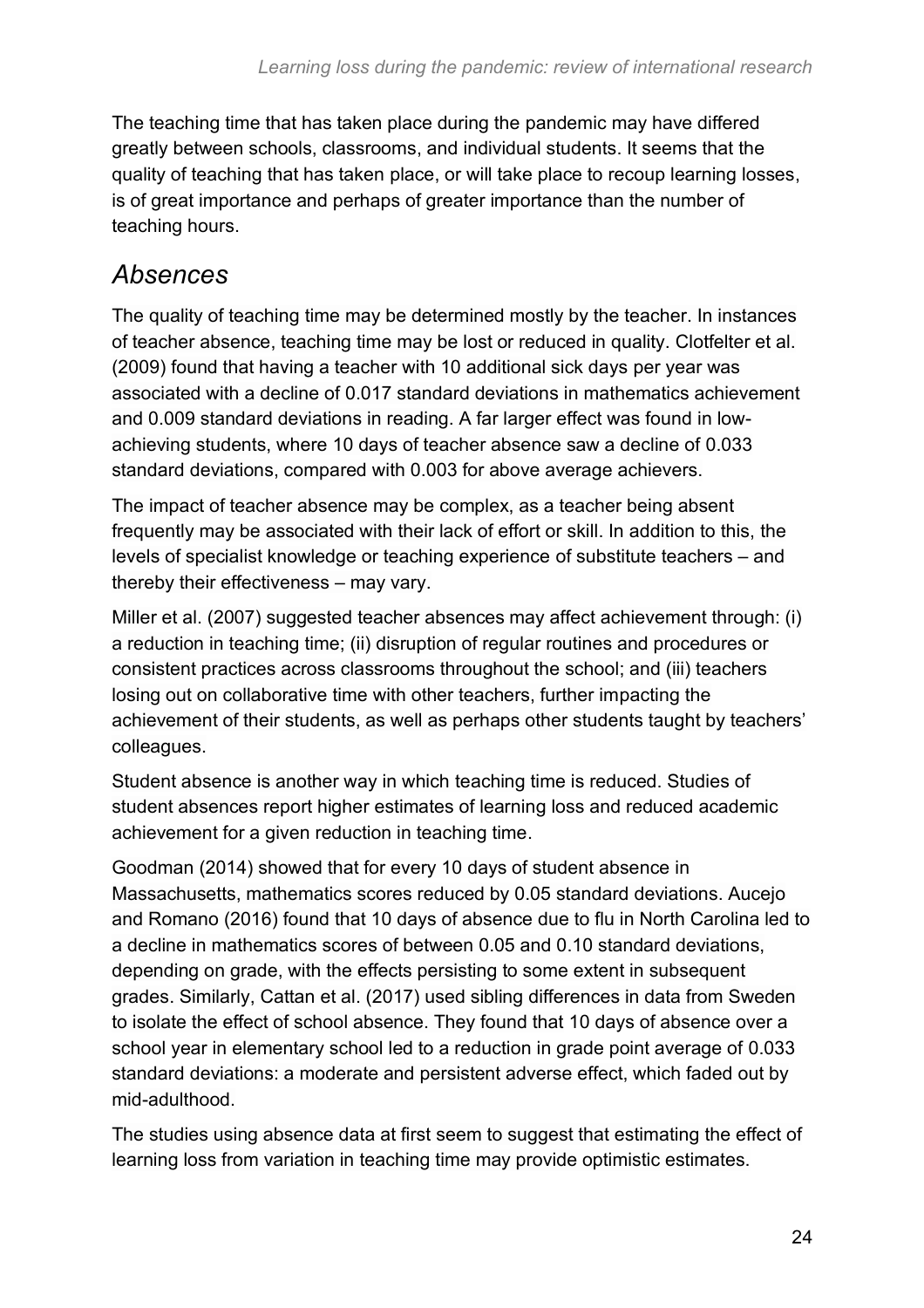The teaching time that has taken place during the pandemic may have differed greatly between schools, classrooms, and individual students. It seems that the quality of teaching that has taken place, or will take place to recoup learning losses, is of great importance and perhaps of greater importance than the number of teaching hours.

## *Absences*

The quality of teaching time may be determined mostly by the teacher. In instances of teacher absence, teaching time may be lost or reduced in quality. Clotfelter et al. (2009) found that having a teacher with 10 additional sick days per year was associated with a decline of 0.017 standard deviations in mathematics achievement and 0.009 standard deviations in reading. A far larger effect was found in low-achieving students, where 10 days of teacher absence saw a decline of 0.033 standard deviations, compared with 0.003 for above average achievers.

The impact of teacher absence may be complex, as a teacher being absent frequently may be associated with their lack of effort or skill. In addition to this, the levels of specialist knowledge or teaching experience of substitute teachers – and thereby their effectiveness – may vary.

Miller et al. (2007) suggested teacher absences may affect achievement through: (i) a reduction in teaching time; (ii) disruption of regular routines and procedures or consistent practices across classrooms throughout the school; and (iii) teachers losing out on collaborative time with other teachers, further impacting the achievement of their students, as well as perhaps other students taught by teachers' colleagues.

Student absence is another way in which teaching time is reduced. Studies of student absences report higher estimates of learning loss and reduced academic achievement for a given reduction in teaching time.

Goodman (2014) showed that for every 10 days of student absence in Massachusetts, mathematics scores reduced by 0.05 standard deviations. Aucejo and Romano (2016) found that 10 days of absence due to flu in North Carolina led to a decline in mathematics scores of between 0.05 and 0.10 standard deviations, depending on grade, with the effects persisting to some extent in subsequent grades. Similarly, Cattan et al. (2017) used sibling differences in data from Sweden to isolate the effect of school absence. They found that 10 days of absence over a school year in elementary school led to a reduction in grade point average of 0.033 standard deviations: a moderate and persistent adverse effect, which faded out by mid-adulthood.

The studies using absence data at first seem to suggest that estimating the effect of learning loss from variation in teaching time may provide optimistic estimates.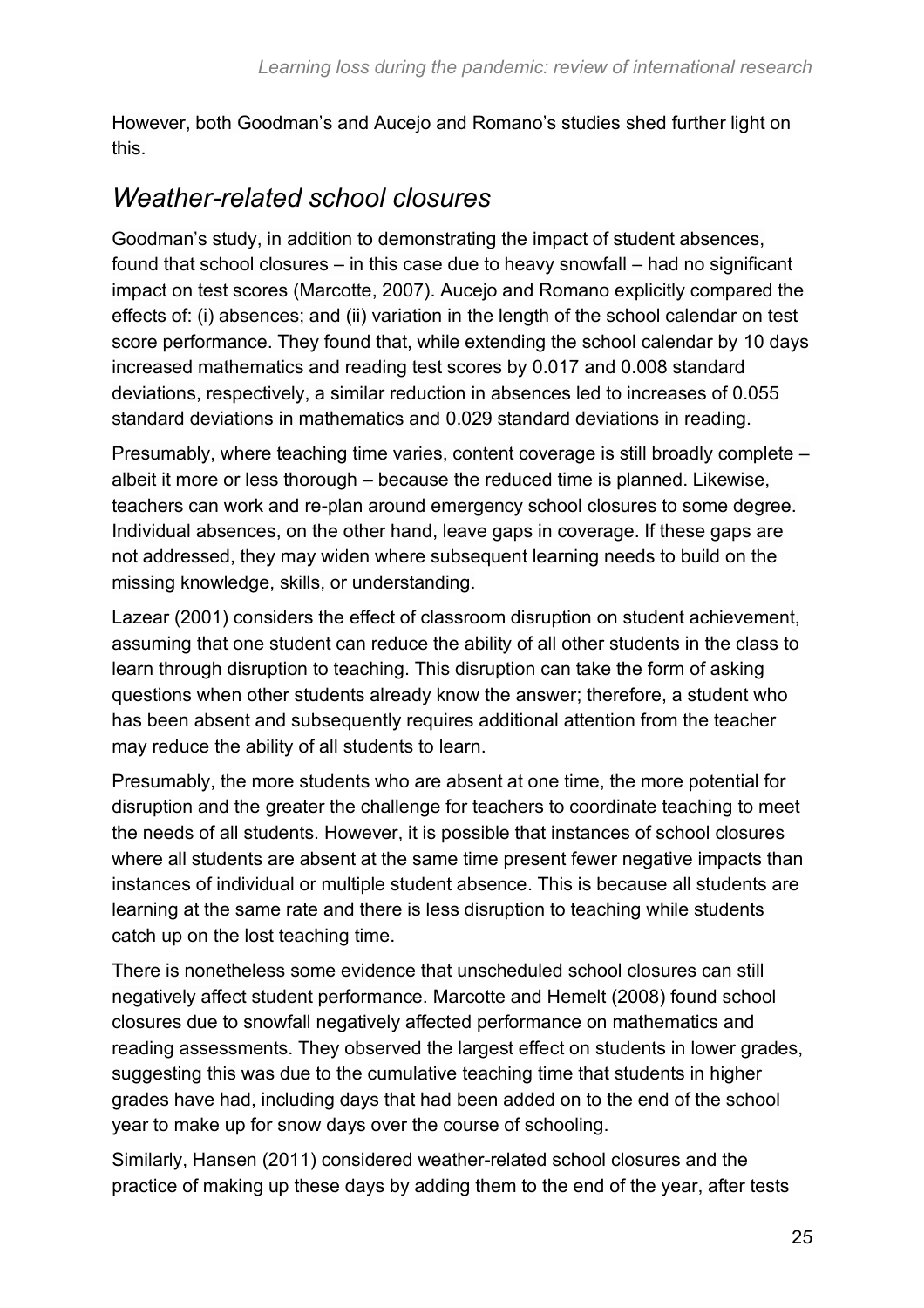However, both Goodman's and Aucejo and Romano's studies shed further light on this.

## *Weather-related school closures*

Goodman's study, in addition to demonstrating the impact of student absences, found that school closures – in this case due to heavy snowfall – had no significant impact on test scores (Marcotte, 2007). Aucejo and Romano explicitly compared the effects of: (i) absences; and (ii) variation in the length of the school calendar on test score performance. They found that, while extending the school calendar by 10 days increased mathematics and reading test scores by 0.017 and 0.008 standard deviations, respectively, a similar reduction in absences led to increases of 0.055 standard deviations in mathematics and 0.029 standard deviations in reading.

Presumably, where teaching time varies, content coverage is still broadly complete – albeit it more or less thorough – because the reduced time is planned. Likewise, teachers can work and re-plan around emergency school closures to some degree. Individual absences, on the other hand, leave gaps in coverage. If these gaps are not addressed, they may widen where subsequent learning needs to build on the missing knowledge, skills, or understanding.

Lazear (2001) considers the effect of classroom disruption on student achievement, assuming that one student can reduce the ability of all other students in the class to learn through disruption to teaching. This disruption can take the form of asking questions when other students already know the answer; therefore, a student who has been absent and subsequently requires additional attention from the teacher may reduce the ability of all students to learn.

Presumably, the more students who are absent at one time, the more potential for disruption and the greater the challenge for teachers to coordinate teaching to meet the needs of all students. However, it is possible that instances of school closures where all students are absent at the same time present fewer negative impacts than instances of individual or multiple student absence. This is because all students are learning at the same rate and there is less disruption to teaching while students catch up on the lost teaching time.

There is nonetheless some evidence that unscheduled school closures can still negatively affect student performance. Marcotte and Hemelt (2008) found school closures due to snowfall negatively affected performance on mathematics and reading assessments. They observed the largest effect on students in lower grades, suggesting this was due to the cumulative teaching time that students in higher grades have had, including days that had been added on to the end of the school year to make up for snow days over the course of schooling.

Similarly, Hansen (2011) considered weather-related school closures and the practice of making up these days by adding them to the end of the year, after tests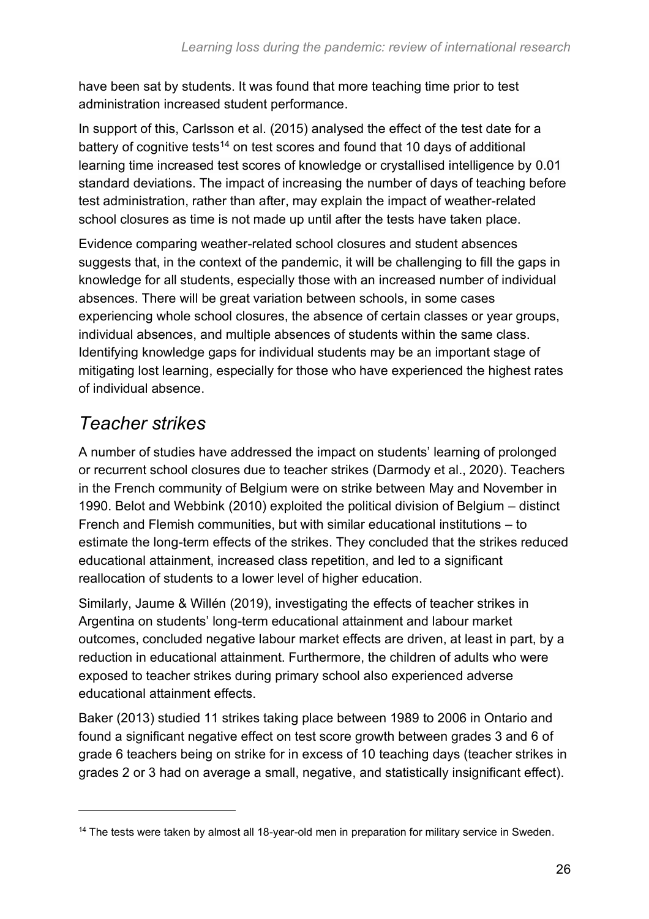have been sat by students. It was found that more teaching time prior to test administration increased student performance.

In support of this, Carlsson et al. (2015) analysed the effect of the test date for a battery of cognitive tests[14] on test scores and found that 10 days of additional learning time increased test scores of knowledge or crystallised intelligence by 0.01 standard deviations. The impact of increasing the number of days of teaching before test administration, rather than after, may explain the impact of weather-related school closures as time is not made up until after the tests have taken place.

Evidence comparing weather-related school closures and student absences suggests that, in the context of the pandemic, it will be challenging to fill the gaps in knowledge for all students, especially those with an increased number of individual absences. There will be great variation between schools, in some cases experiencing whole school closures, the absence of certain classes or year groups, individual absences, and multiple absences of students within the same class. Identifying knowledge gaps for individual students may be an important stage of mitigating lost learning, especially for those who have experienced the highest rates of individual absence.

## *Teacher strikes*

A number of studies have addressed the impact on students' learning of prolonged or recurrent school closures due to teacher strikes (Darmody et al., 2020). Teachers in the French community of Belgium were on strike between May and November in 1990. Belot and Webbink (2010) exploited the political division of Belgium – distinct French and Flemish communities, but with similar educational institutions – to estimate the long-term effects of the strikes. They concluded that the strikes reduced educational attainment, increased class repetition, and led to a significant reallocation of students to a lower level of higher education.

Similarly, Jaume & Willén (2019), investigating the effects of teacher strikes in Argentina on students' long-term educational attainment and labour market outcomes, concluded negative labour market effects are driven, at least in part, by a reduction in educational attainment. Furthermore, the children of adults who were exposed to teacher strikes during primary school also experienced adverse educational attainment effects.

Baker (2013) studied 11 strikes taking place between 1989 to 2006 in Ontario and found a significant negative effect on test score growth between grades 3 and 6 of grade 6 teachers being on strike for in excess of 10 teaching days (teacher strikes in grades 2 or 3 had on average a small, negative, and statistically insignificant effect).

[14] The tests were taken by almost all 18-year-old men in preparation for military service in Sweden.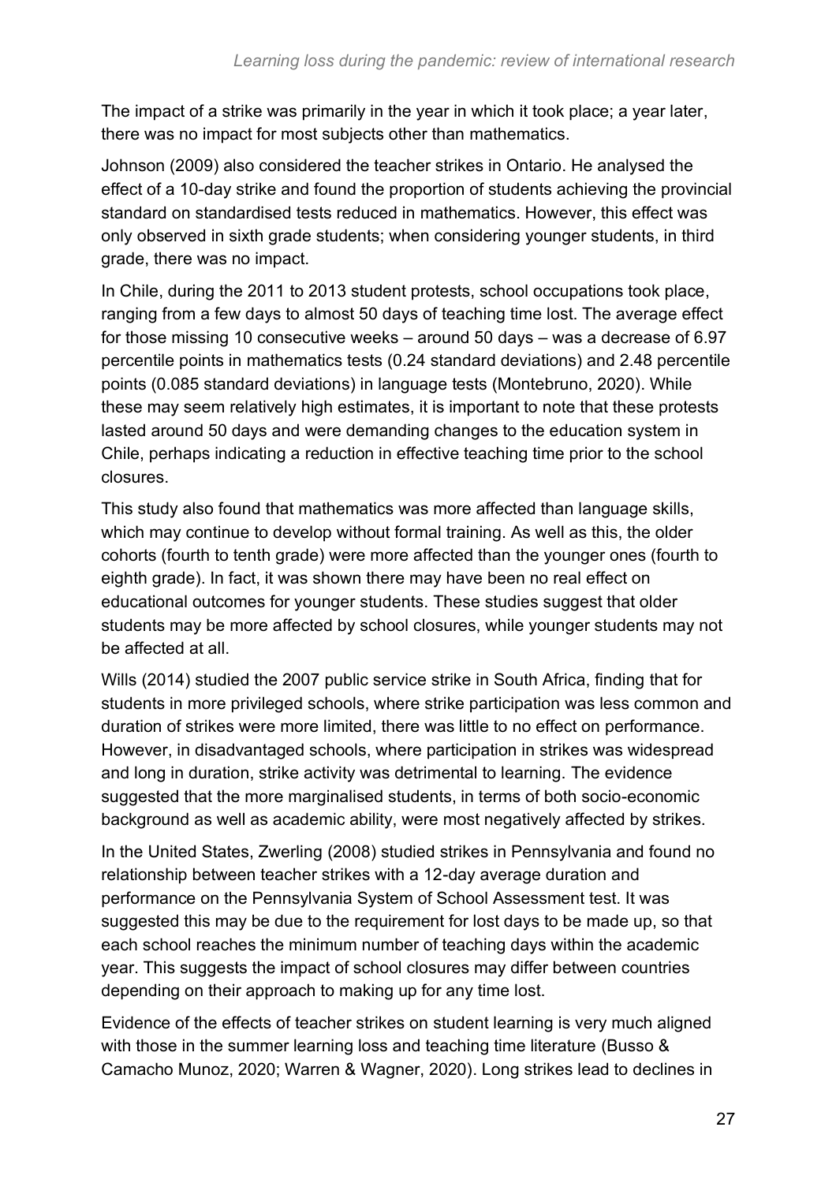The impact of a strike was primarily in the year in which it took place; a year later, there was no impact for most subjects other than mathematics.

Johnson (2009) also considered the teacher strikes in Ontario. He analysed the effect of a 10-day strike and found the proportion of students achieving the provincial standard on standardised tests reduced in mathematics. However, this effect was only observed in sixth grade students; when considering younger students, in third grade, there was no impact.

In Chile, during the 2011 to 2013 student protests, school occupations took place, ranging from a few days to almost 50 days of teaching time lost. The average effect for those missing 10 consecutive weeks – around 50 days – was a decrease of 6.97 percentile points in mathematics tests (0.24 standard deviations) and 2.48 percentile points (0.085 standard deviations) in language tests (Montebruno, 2020). While these may seem relatively high estimates, it is important to note that these protests lasted around 50 days and were demanding changes to the education system in Chile, perhaps indicating a reduction in effective teaching time prior to the school closures.

This study also found that mathematics was more affected than language skills, which may continue to develop without formal training. As well as this, the older cohorts (fourth to tenth grade) were more affected than the younger ones (fourth to eighth grade). In fact, it was shown there may have been no real effect on educational outcomes for younger students. These studies suggest that older students may be more affected by school closures, while younger students may not be affected at all.

Wills (2014) studied the 2007 public service strike in South Africa, finding that for students in more privileged schools, where strike participation was less common and duration of strikes were more limited, there was little to no effect on performance. However, in disadvantaged schools, where participation in strikes was widespread and long in duration, strike activity was detrimental to learning. The evidence suggested that the more marginalised students, in terms of both socio-economic background as well as academic ability, were most negatively affected by strikes.

In the United States, Zwerling (2008) studied strikes in Pennsylvania and found no relationship between teacher strikes with a 12-day average duration and performance on the Pennsylvania System of School Assessment test. It was suggested this may be due to the requirement for lost days to be made up, so that each school reaches the minimum number of teaching days within the academic year. This suggests the impact of school closures may differ between countries depending on their approach to making up for any time lost.

Evidence of the effects of teacher strikes on student learning is very much aligned with those in the summer learning loss and teaching time literature (Busso & Camacho Munoz, 2020; Warren & Wagner, 2020). Long strikes lead to declines in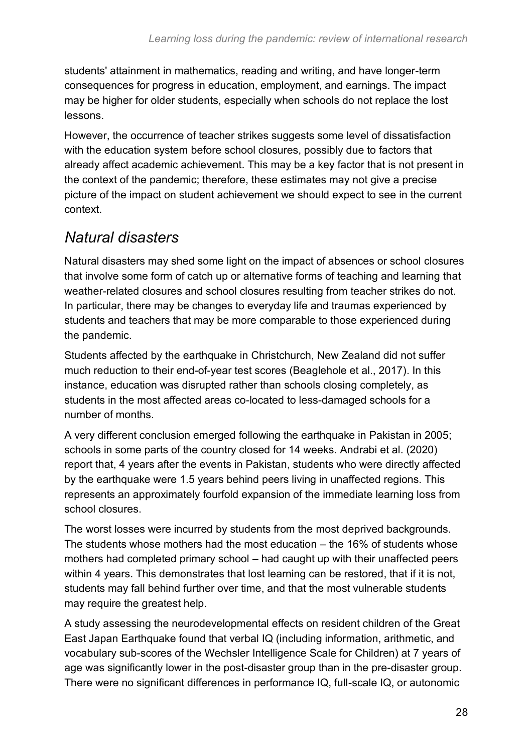students' attainment in mathematics, reading and writing, and have longer-term consequences for progress in education, employment, and earnings. The impact may be higher for older students, especially when schools do not replace the lost lessons.

However, the occurrence of teacher strikes suggests some level of dissatisfaction with the education system before school closures, possibly due to factors that already affect academic achievement. This may be a key factor that is not present in the context of the pandemic; therefore, these estimates may not give a precise picture of the impact on student achievement we should expect to see in the current context.

## *Natural disasters*

Natural disasters may shed some light on the impact of absences or school closures that involve some form of catch up or alternative forms of teaching and learning that weather-related closures and school closures resulting from teacher strikes do not. In particular, there may be changes to everyday life and traumas experienced by students and teachers that may be more comparable to those experienced during the pandemic.

Students affected by the earthquake in Christchurch, New Zealand did not suffer much reduction to their end-of-year test scores (Beaglehole et al., 2017). In this instance, education was disrupted rather than schools closing completely, as students in the most affected areas co-located to less-damaged schools for a number of months.

A very different conclusion emerged following the earthquake in Pakistan in 2005; schools in some parts of the country closed for 14 weeks. Andrabi et al. (2020) report that, 4 years after the events in Pakistan, students who were directly affected by the earthquake were 1.5 years behind peers living in unaffected regions. This represents an approximately fourfold expansion of the immediate learning loss from school closures.

The worst losses were incurred by students from the most deprived backgrounds. The students whose mothers had the most education – the 16% of students whose mothers had completed primary school – had caught up with their unaffected peers within 4 years. This demonstrates that lost learning can be restored, that if it is not, students may fall behind further over time, and that the most vulnerable students may require the greatest help.

A study assessing the neurodevelopmental effects on resident children of the Great East Japan Earthquake found that verbal IQ (including information, arithmetic, and vocabulary sub-scores of the Wechsler Intelligence Scale for Children) at 7 years of age was significantly lower in the post-disaster group than in the pre-disaster group. There were no significant differences in performance IQ, full-scale IQ, or autonomic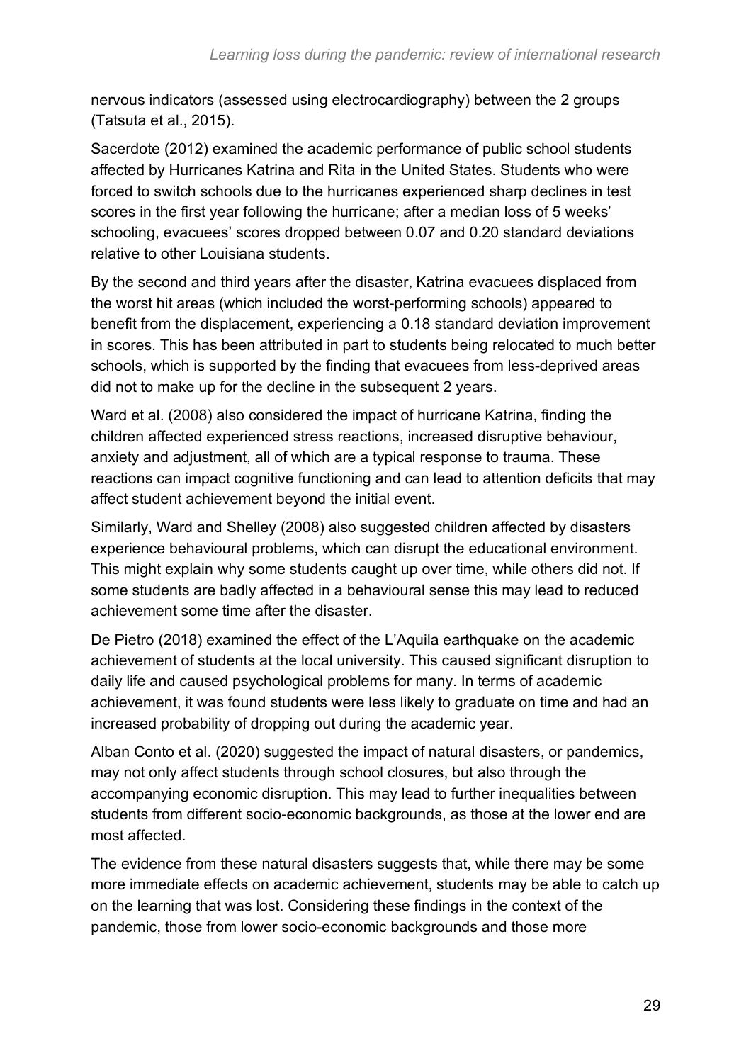nervous indicators (assessed using electrocardiography) between the 2 groups (Tatsuta et al., 2015).

Sacerdote (2012) examined the academic performance of public school students affected by Hurricanes Katrina and Rita in the United States. Students who were forced to switch schools due to the hurricanes experienced sharp declines in test scores in the first year following the hurricane; after a median loss of 5 weeks' schooling, evacuees' scores dropped between 0.07 and 0.20 standard deviations relative to other Louisiana students.

By the second and third years after the disaster, Katrina evacuees displaced from the worst hit areas (which included the worst-performing schools) appeared to benefit from the displacement, experiencing a 0.18 standard deviation improvement in scores. This has been attributed in part to students being relocated to much better schools, which is supported by the finding that evacuees from less-deprived areas did not to make up for the decline in the subsequent 2 years.

Ward et al. (2008) also considered the impact of hurricane Katrina, finding the children affected experienced stress reactions, increased disruptive behaviour, anxiety and adjustment, all of which are a typical response to trauma. These reactions can impact cognitive functioning and can lead to attention deficits that may affect student achievement beyond the initial event.

Similarly, Ward and Shelley (2008) also suggested children affected by disasters experience behavioural problems, which can disrupt the educational environment. This might explain why some students caught up over time, while others did not. If some students are badly affected in a behavioural sense this may lead to reduced achievement some time after the disaster.

De Pietro (2018) examined the effect of the L'Aquila earthquake on the academic achievement of students at the local university. This caused significant disruption to daily life and caused psychological problems for many. In terms of academic achievement, it was found students were less likely to graduate on time and had an increased probability of dropping out during the academic year.

Alban Conto et al. (2020) suggested the impact of natural disasters, or pandemics, may not only affect students through school closures, but also through the accompanying economic disruption. This may lead to further inequalities between students from different socio-economic backgrounds, as those at the lower end are most affected.

The evidence from these natural disasters suggests that, while there may be some more immediate effects on academic achievement, students may be able to catch up on the learning that was lost. Considering these findings in the context of the pandemic, those from lower socio-economic backgrounds and those more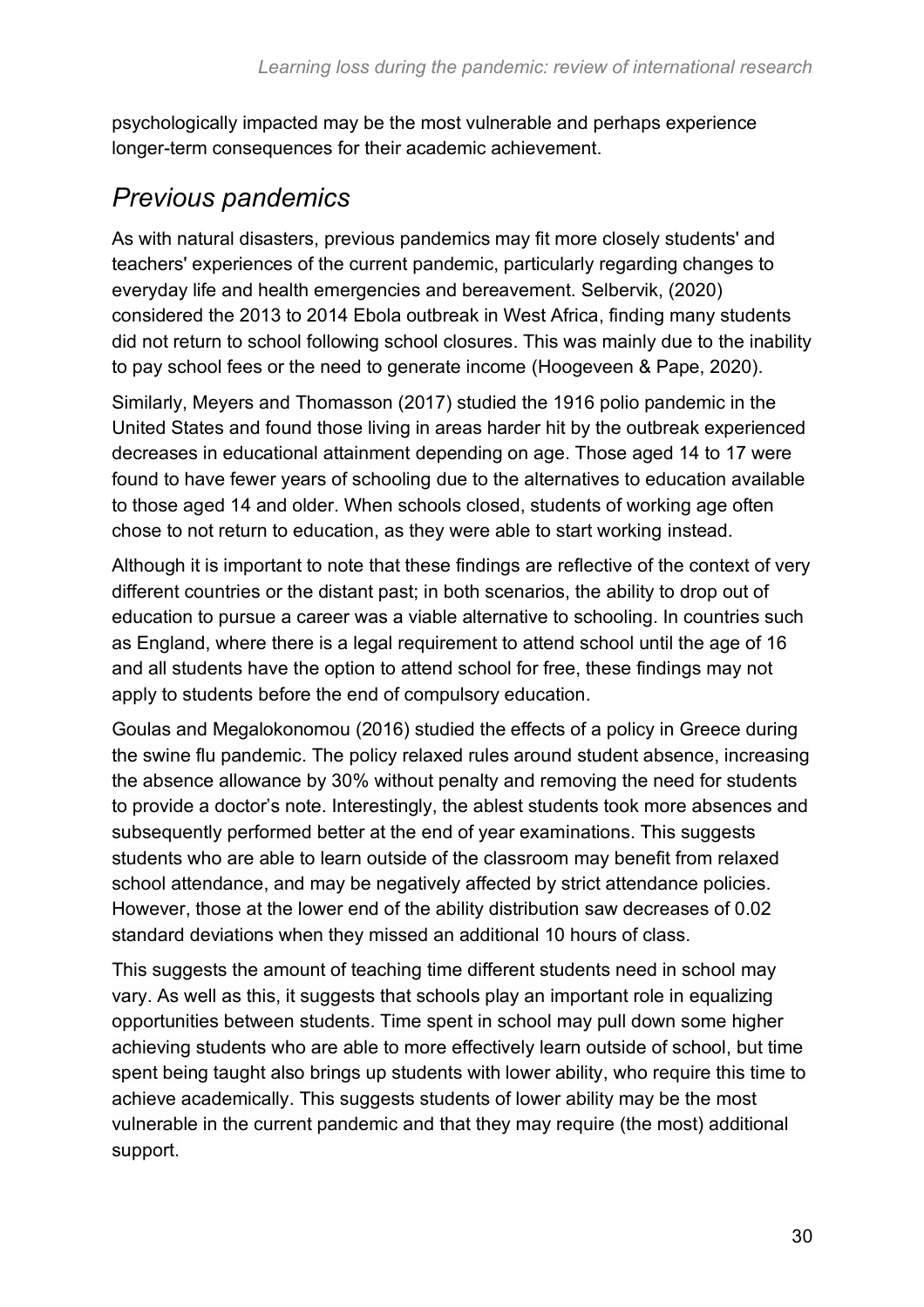psychologically impacted may be the most vulnerable and perhaps experience longer-term consequences for their academic achievement.

## *Previous pandemics*

As with natural disasters, previous pandemics may fit more closely students' and teachers' experiences of the current pandemic, particularly regarding changes to everyday life and health emergencies and bereavement. Selbervik, (2020) considered the 2013 to 2014 Ebola outbreak in West Africa, finding many students did not return to school following school closures. This was mainly due to the inability to pay school fees or the need to generate income (Hoogeveen & Pape, 2020).

Similarly, Meyers and Thomasson (2017) studied the 1916 polio pandemic in the United States and found those living in areas harder hit by the outbreak experienced decreases in educational attainment depending on age. Those aged 14 to 17 were found to have fewer years of schooling due to the alternatives to education available to those aged 14 and older. When schools closed, students of working age often chose to not return to education, as they were able to start working instead.

Although it is important to note that these findings are reflective of the context of very different countries or the distant past; in both scenarios, the ability to drop out of education to pursue a career was a viable alternative to schooling. In countries such as England, where there is a legal requirement to attend school until the age of 16 and all students have the option to attend school for free, these findings may not apply to students before the end of compulsory education.

Goulas and Megalokonomou (2016) studied the effects of a policy in Greece during the swine flu pandemic. The policy relaxed rules around student absence, increasing the absence allowance by 30% without penalty and removing the need for students to provide a doctor's note. Interestingly, the ablest students took more absences and subsequently performed better at the end of year examinations. This suggests students who are able to learn outside of the classroom may benefit from relaxed school attendance, and may be negatively affected by strict attendance policies. However, those at the lower end of the ability distribution saw decreases of 0.02 standard deviations when they missed an additional 10 hours of class.

This suggests the amount of teaching time different students need in school may vary. As well as this, it suggests that schools play an important role in equalizing opportunities between students. Time spent in school may pull down some higher achieving students who are able to more effectively learn outside of school, but time spent being taught also brings up students with lower ability, who require this time to achieve academically. This suggests students of lower ability may be the most vulnerable in the current pandemic and that they may require (the most) additional support.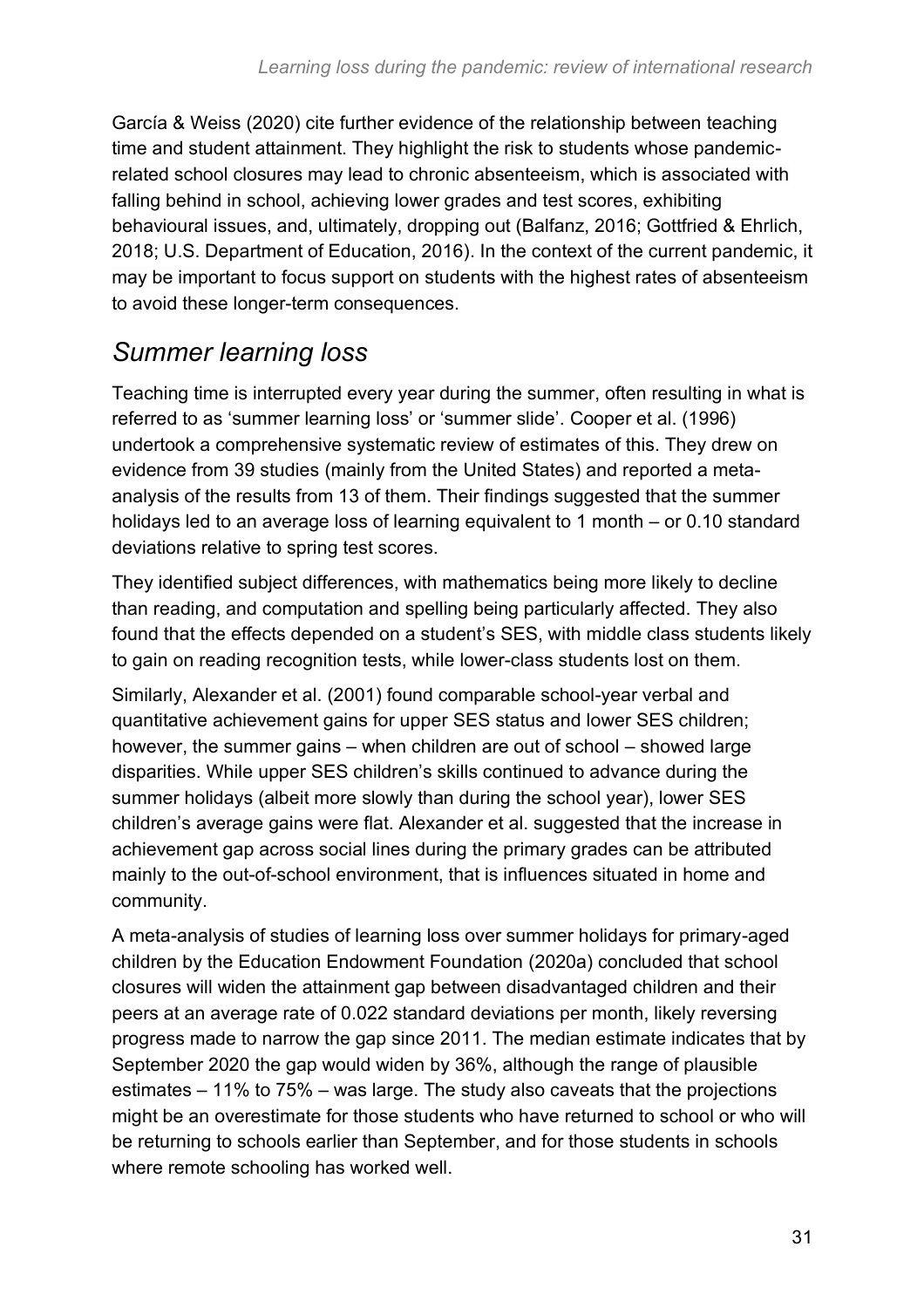García & Weiss (2020) cite further evidence of the relationship between teaching time and student attainment. They highlight the risk to students whose pandemic-related school closures may lead to chronic absenteeism, which is associated with falling behind in school, achieving lower grades and test scores, exhibiting behavioural issues, and, ultimately, dropping out (Balfanz, 2016; Gottfried & Ehrlich, 2018; U.S. Department of Education, 2016). In the context of the current pandemic, it may be important to focus support on students with the highest rates of absenteeism to avoid these longer-term consequences.

## *Summer learning loss*

Teaching time is interrupted every year during the summer, often resulting in what is referred to as 'summer learning loss' or 'summer slide'. Cooper et al. (1996) undertook a comprehensive systematic review of estimates of this. They drew on evidence from 39 studies (mainly from the United States) and reported a meta-analysis of the results from 13 of them. Their findings suggested that the summer holidays led to an average loss of learning equivalent to 1 month – or 0.10 standard deviations relative to spring test scores.

They identified subject differences, with mathematics being more likely to decline than reading, and computation and spelling being particularly affected. They also found that the effects depended on a student's SES, with middle class students likely to gain on reading recognition tests, while lower-class students lost on them.

Similarly, Alexander et al. (2001) found comparable school-year verbal and quantitative achievement gains for upper SES status and lower SES children; however, the summer gains – when children are out of school – showed large disparities. While upper SES children's skills continued to advance during the summer holidays (albeit more slowly than during the school year), lower SES children's average gains were flat. Alexander et al. suggested that the increase in achievement gap across social lines during the primary grades can be attributed mainly to the out-of-school environment, that is influences situated in home and community.

A meta-analysis of studies of learning loss over summer holidays for primary-aged children by the Education Endowment Foundation (2020a) concluded that school closures will widen the attainment gap between disadvantaged children and their peers at an average rate of 0.022 standard deviations per month, likely reversing progress made to narrow the gap since 2011. The median estimate indicates that by September 2020 the gap would widen by 36%, although the range of plausible estimates – 11% to 75% – was large. The study also caveats that the projections might be an overestimate for those students who have returned to school or who will be returning to schools earlier than September, and for those students in schools where remote schooling has worked well.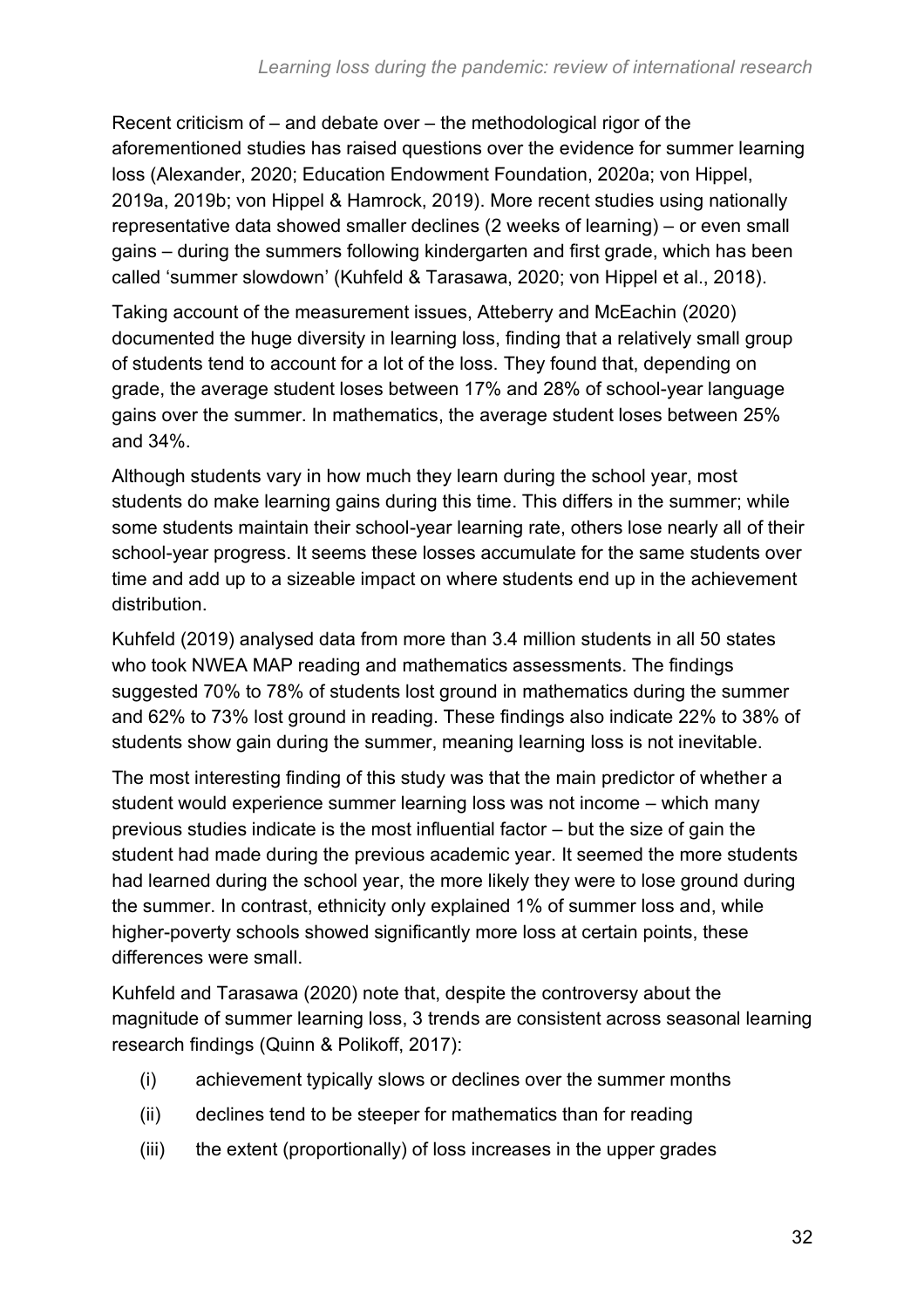Recent criticism of – and debate over – the methodological rigor of the aforementioned studies has raised questions over the evidence for summer learning loss (Alexander, 2020; Education Endowment Foundation, 2020a; von Hippel, 2019a, 2019b; von Hippel & Hamrock, 2019). More recent studies using nationally representative data showed smaller declines (2 weeks of learning) – or even small gains – during the summers following kindergarten and first grade, which has been called 'summer slowdown' (Kuhfeld & Tarasawa, 2020; von Hippel et al., 2018).

Taking account of the measurement issues, Atteberry and McEachin (2020) documented the huge diversity in learning loss, finding that a relatively small group of students tend to account for a lot of the loss. They found that, depending on grade, the average student loses between 17% and 28% of school-year language gains over the summer. In mathematics, the average student loses between 25% and 34%.

Although students vary in how much they learn during the school year, most students do make learning gains during this time. This differs in the summer; while some students maintain their school-year learning rate, others lose nearly all of their school-year progress. It seems these losses accumulate for the same students over time and add up to a sizeable impact on where students end up in the achievement distribution.

Kuhfeld (2019) analysed data from more than 3.4 million students in all 50 states who took NWEA MAP reading and mathematics assessments. The findings suggested 70% to 78% of students lost ground in mathematics during the summer and 62% to 73% lost ground in reading. These findings also indicate 22% to 38% of students show gain during the summer, meaning learning loss is not inevitable.

The most interesting finding of this study was that the main predictor of whether a student would experience summer learning loss was not income – which many previous studies indicate is the most influential factor – but the size of gain the student had made during the previous academic year. It seemed the more students had learned during the school year, the more likely they were to lose ground during the summer. In contrast, ethnicity only explained 1% of summer loss and, while higher-poverty schools showed significantly more loss at certain points, these differences were small.

Kuhfeld and Tarasawa (2020) note that, despite the controversy about the magnitude of summer learning loss, 3 trends are consistent across seasonal learning research findings (Quinn & Polikoff, 2017):

(i) achievement typically slows or declines over the summer months

(ii) declines tend to be steeper for mathematics than for reading

(iii) the extent (proportionally) of loss increases in the upper grades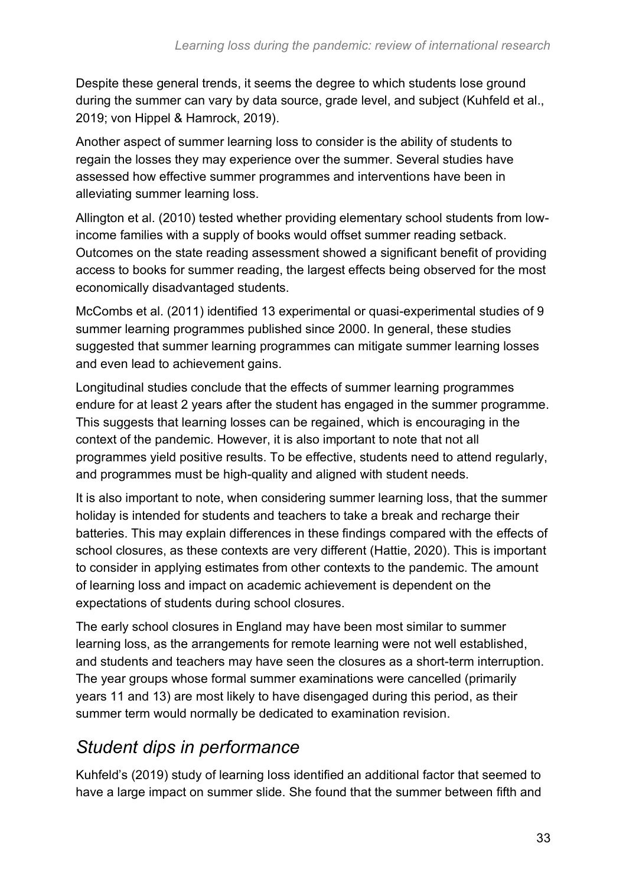Despite these general trends, it seems the degree to which students lose ground during the summer can vary by data source, grade level, and subject (Kuhfeld et al., 2019; von Hippel & Hamrock, 2019).

Another aspect of summer learning loss to consider is the ability of students to regain the losses they may experience over the summer. Several studies have assessed how effective summer programmes and interventions have been in alleviating summer learning loss.

Allington et al. (2010) tested whether providing elementary school students from low-income families with a supply of books would offset summer reading setback. Outcomes on the state reading assessment showed a significant benefit of providing access to books for summer reading, the largest effects being observed for the most economically disadvantaged students.

McCombs et al. (2011) identified 13 experimental or quasi-experimental studies of 9 summer learning programmes published since 2000. In general, these studies suggested that summer learning programmes can mitigate summer learning losses and even lead to achievement gains.

Longitudinal studies conclude that the effects of summer learning programmes endure for at least 2 years after the student has engaged in the summer programme. This suggests that learning losses can be regained, which is encouraging in the context of the pandemic. However, it is also important to note that not all programmes yield positive results. To be effective, students need to attend regularly, and programmes must be high-quality and aligned with student needs.

It is also important to note, when considering summer learning loss, that the summer holiday is intended for students and teachers to take a break and recharge their batteries. This may explain differences in these findings compared with the effects of school closures, as these contexts are very different (Hattie, 2020). This is important to consider in applying estimates from other contexts to the pandemic. The amount of learning loss and impact on academic achievement is dependent on the expectations of students during school closures.

The early school closures in England may have been most similar to summer learning loss, as the arrangements for remote learning were not well established, and students and teachers may have seen the closures as a short-term interruption. The year groups whose formal summer examinations were cancelled (primarily years 11 and 13) are most likely to have disengaged during this period, as their summer term would normally be dedicated to examination revision.

## *Student dips in performance*

Kuhfeld's (2019) study of learning loss identified an additional factor that seemed to have a large impact on summer slide. She found that the summer between fifth and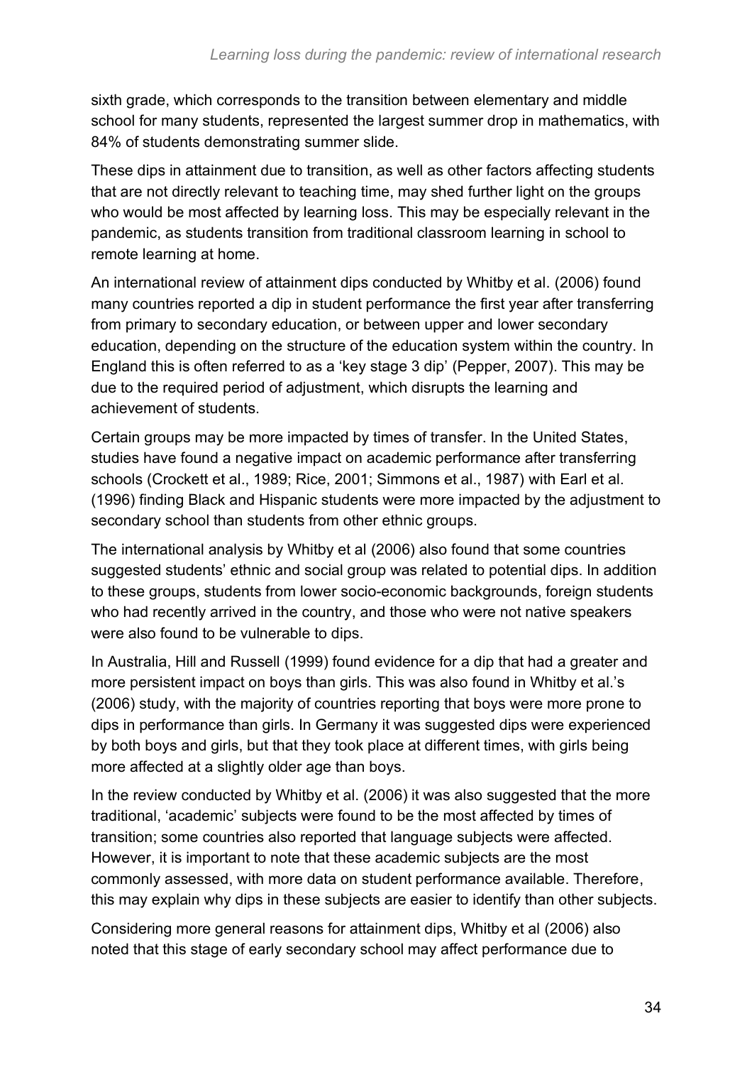sixth grade, which corresponds to the transition between elementary and middle school for many students, represented the largest summer drop in mathematics, with 84% of students demonstrating summer slide.

These dips in attainment due to transition, as well as other factors affecting students that are not directly relevant to teaching time, may shed further light on the groups who would be most affected by learning loss. This may be especially relevant in the pandemic, as students transition from traditional classroom learning in school to remote learning at home.

An international review of attainment dips conducted by Whitby et al. (2006) found many countries reported a dip in student performance the first year after transferring from primary to secondary education, or between upper and lower secondary education, depending on the structure of the education system within the country. In England this is often referred to as a 'key stage 3 dip' (Pepper, 2007). This may be due to the required period of adjustment, which disrupts the learning and achievement of students.

Certain groups may be more impacted by times of transfer. In the United States, studies have found a negative impact on academic performance after transferring schools (Crockett et al., 1989; Rice, 2001; Simmons et al., 1987) with Earl et al. (1996) finding Black and Hispanic students were more impacted by the adjustment to secondary school than students from other ethnic groups.

The international analysis by Whitby et al (2006) also found that some countries suggested students' ethnic and social group was related to potential dips. In addition to these groups, students from lower socio-economic backgrounds, foreign students who had recently arrived in the country, and those who were not native speakers were also found to be vulnerable to dips.

In Australia, Hill and Russell (1999) found evidence for a dip that had a greater and more persistent impact on boys than girls. This was also found in Whitby et al.'s (2006) study, with the majority of countries reporting that boys were more prone to dips in performance than girls. In Germany it was suggested dips were experienced by both boys and girls, but that they took place at different times, with girls being more affected at a slightly older age than boys.

In the review conducted by Whitby et al. (2006) it was also suggested that the more traditional, 'academic' subjects were found to be the most affected by times of transition; some countries also reported that language subjects were affected. However, it is important to note that these academic subjects are the most commonly assessed, with more data on student performance available. Therefore, this may explain why dips in these subjects are easier to identify than other subjects.

Considering more general reasons for attainment dips, Whitby et al (2006) also noted that this stage of early secondary school may affect performance due to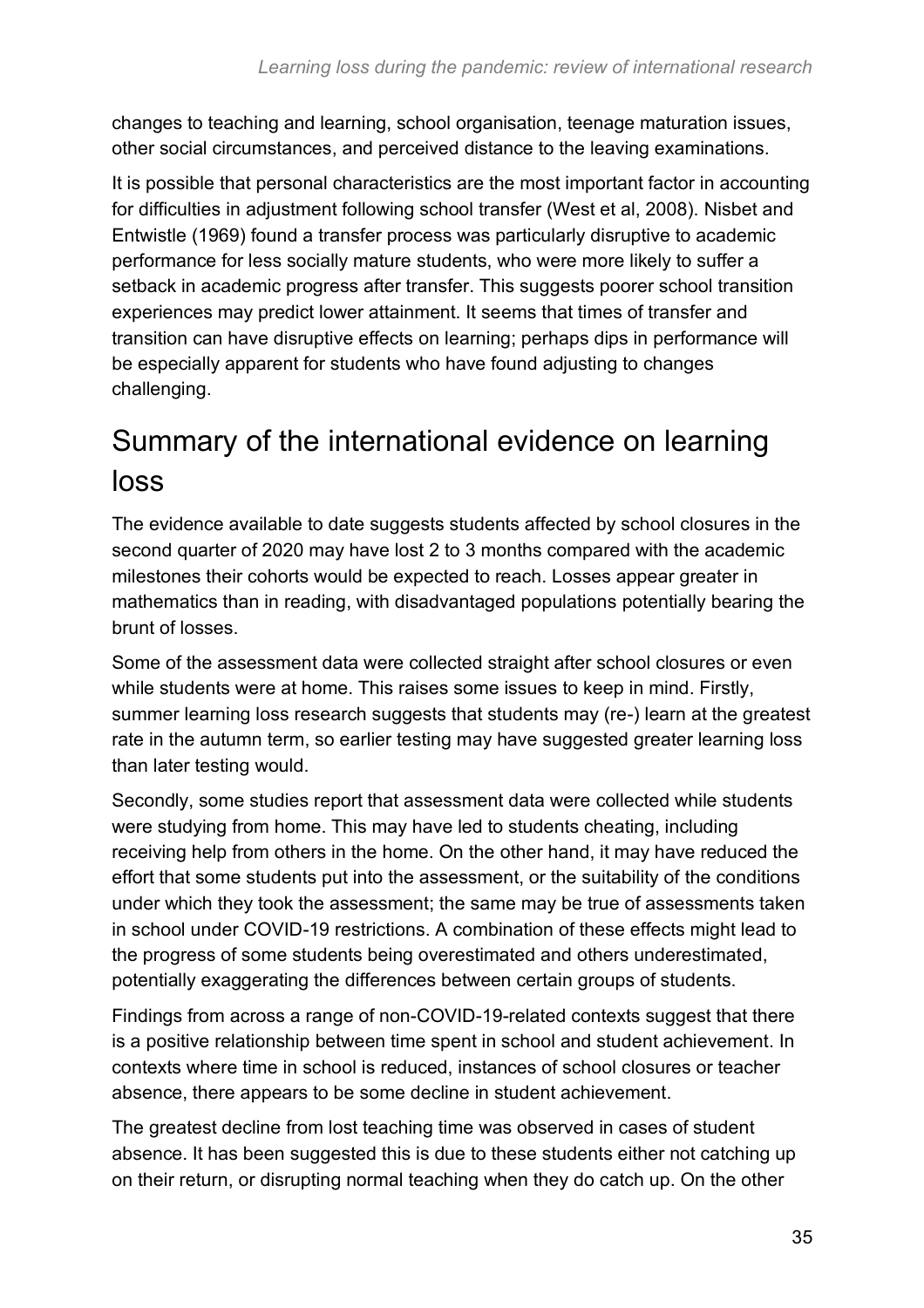changes to teaching and learning, school organisation, teenage maturation issues, other social circumstances, and perceived distance to the leaving examinations.

It is possible that personal characteristics are the most important factor in accounting for difficulties in adjustment following school transfer (West et al, 2008). Nisbet and Entwistle (1969) found a transfer process was particularly disruptive to academic performance for less socially mature students, who were more likely to suffer a setback in academic progress after transfer. This suggests poorer school transition experiences may predict lower attainment. It seems that times of transfer and transition can have disruptive effects on learning; perhaps dips in performance will be especially apparent for students who have found adjusting to changes challenging.

# Summary of the international evidence on learning loss

The evidence available to date suggests students affected by school closures in the second quarter of 2020 may have lost 2 to 3 months compared with the academic milestones their cohorts would be expected to reach. Losses appear greater in mathematics than in reading, with disadvantaged populations potentially bearing the brunt of losses.

Some of the assessment data were collected straight after school closures or even while students were at home. This raises some issues to keep in mind. Firstly, summer learning loss research suggests that students may (re-) learn at the greatest rate in the autumn term, so earlier testing may have suggested greater learning loss than later testing would.

Secondly, some studies report that assessment data were collected while students were studying from home. This may have led to students cheating, including receiving help from others in the home. On the other hand, it may have reduced the effort that some students put into the assessment, or the suitability of the conditions under which they took the assessment; the same may be true of assessments taken in school under COVID-19 restrictions. A combination of these effects might lead to the progress of some students being overestimated and others underestimated, potentially exaggerating the differences between certain groups of students.

Findings from across a range of non-COVID-19-related contexts suggest that there is a positive relationship between time spent in school and student achievement. In contexts where time in school is reduced, instances of school closures or teacher absence, there appears to be some decline in student achievement.

The greatest decline from lost teaching time was observed in cases of student absence. It has been suggested this is due to these students either not catching up on their return, or disrupting normal teaching when they do catch up. On the other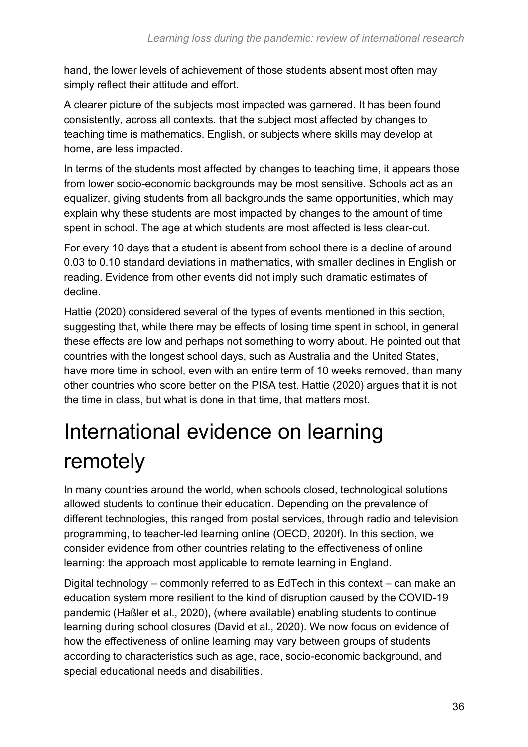hand, the lower levels of achievement of those students absent most often may simply reflect their attitude and effort.

A clearer picture of the subjects most impacted was garnered. It has been found consistently, across all contexts, that the subject most affected by changes to teaching time is mathematics. English, or subjects where skills may develop at home, are less impacted.

In terms of the students most affected by changes to teaching time, it appears those from lower socio-economic backgrounds may be most sensitive. Schools act as an equalizer, giving students from all backgrounds the same opportunities, which may explain why these students are most impacted by changes to the amount of time spent in school. The age at which students are most affected is less clear-cut.

For every 10 days that a student is absent from school there is a decline of around 0.03 to 0.10 standard deviations in mathematics, with smaller declines in English or reading. Evidence from other events did not imply such dramatic estimates of decline.

Hattie (2020) considered several of the types of events mentioned in this section, suggesting that, while there may be effects of losing time spent in school, in general these effects are low and perhaps not something to worry about. He pointed out that countries with the longest school days, such as Australia and the United States, have more time in school, even with an entire term of 10 weeks removed, than many other countries who score better on the PISA test. Hattie (2020) argues that it is not the time in class, but what is done in that time, that matters most.

# International evidence on learning remotely

In many countries around the world, when schools closed, technological solutions allowed students to continue their education. Depending on the prevalence of different technologies, this ranged from postal services, through radio and television programming, to teacher-led learning online (OECD, 2020f). In this section, we consider evidence from other countries relating to the effectiveness of online learning: the approach most applicable to remote learning in England.

Digital technology – commonly referred to as EdTech in this context – can make an education system more resilient to the kind of disruption caused by the COVID-19 pandemic (Haßler et al., 2020), (where available) enabling students to continue learning during school closures (David et al., 2020). We now focus on evidence of how the effectiveness of online learning may vary between groups of students according to characteristics such as age, race, socio-economic background, and special educational needs and disabilities.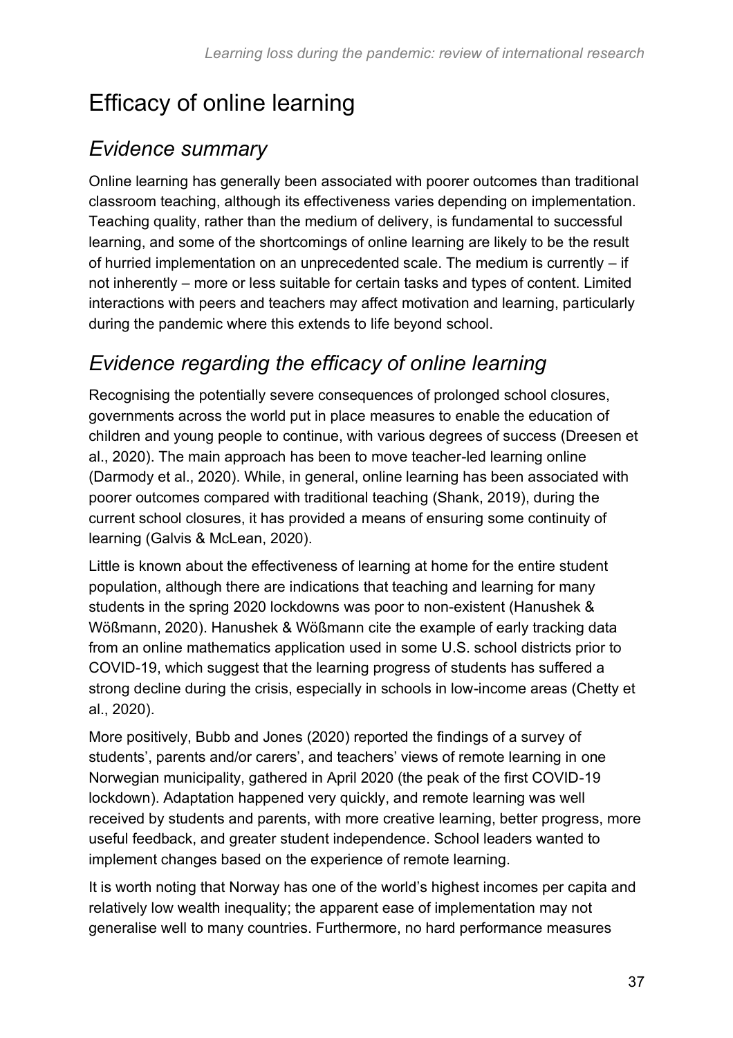# Efficacy of online learning

## *Evidence summary*

Online learning has generally been associated with poorer outcomes than traditional classroom teaching, although its effectiveness varies depending on implementation. Teaching quality, rather than the medium of delivery, is fundamental to successful learning, and some of the shortcomings of online learning are likely to be the result of hurried implementation on an unprecedented scale. The medium is currently – if not inherently – more or less suitable for certain tasks and types of content. Limited interactions with peers and teachers may affect motivation and learning, particularly during the pandemic where this extends to life beyond school.

## *Evidence regarding the efficacy of online learning*

Recognising the potentially severe consequences of prolonged school closures, governments across the world put in place measures to enable the education of children and young people to continue, with various degrees of success (Dreesen et al., 2020). The main approach has been to move teacher-led learning online (Darmody et al., 2020). While, in general, online learning has been associated with poorer outcomes compared with traditional teaching (Shank, 2019), during the current school closures, it has provided a means of ensuring some continuity of learning (Galvis & McLean, 2020).

Little is known about the effectiveness of learning at home for the entire student population, although there are indications that teaching and learning for many students in the spring 2020 lockdowns was poor to non-existent (Hanushek & Wößmann, 2020). Hanushek & Wößmann cite the example of early tracking data from an online mathematics application used in some U.S. school districts prior to COVID-19, which suggest that the learning progress of students has suffered a strong decline during the crisis, especially in schools in low-income areas (Chetty et al., 2020).

More positively, Bubb and Jones (2020) reported the findings of a survey of students', parents and/or carers', and teachers' views of remote learning in one Norwegian municipality, gathered in April 2020 (the peak of the first COVID-19 lockdown). Adaptation happened very quickly, and remote learning was well received by students and parents, with more creative learning, better progress, more useful feedback, and greater student independence. School leaders wanted to implement changes based on the experience of remote learning.

It is worth noting that Norway has one of the world's highest incomes per capita and relatively low wealth inequality; the apparent ease of implementation may not generalise well to many countries. Furthermore, no hard performance measures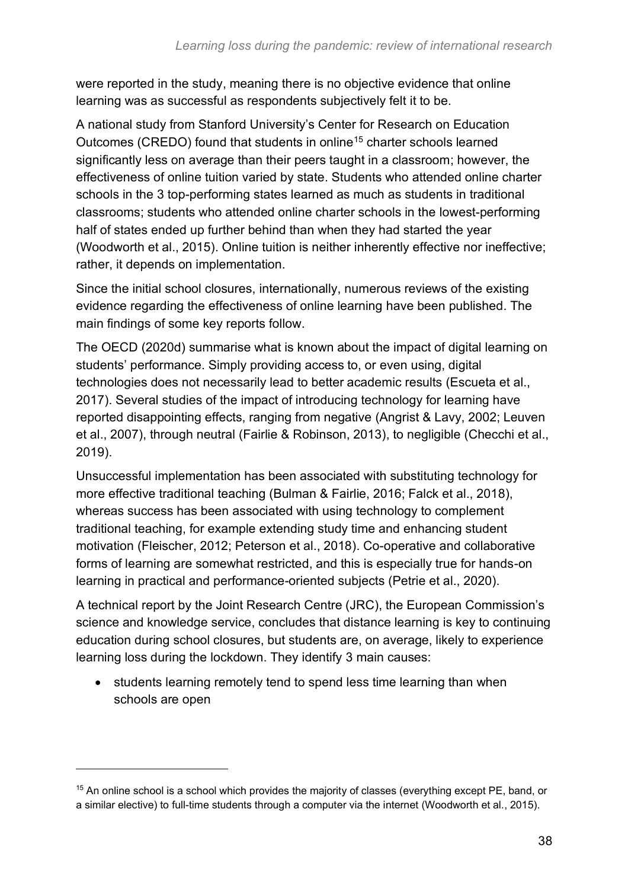were reported in the study, meaning there is no objective evidence that online learning was as successful as respondents subjectively felt it to be.

A national study from Stanford University's Center for Research on Education Outcomes (CREDO) found that students in online[15] charter schools learned significantly less on average than their peers taught in a classroom; however, the effectiveness of online tuition varied by state. Students who attended online charter schools in the 3 top-performing states learned as much as students in traditional classrooms; students who attended online charter schools in the lowest-performing half of states ended up further behind than when they had started the year (Woodworth et al., 2015). Online tuition is neither inherently effective nor ineffective; rather, it depends on implementation.

Since the initial school closures, internationally, numerous reviews of the existing evidence regarding the effectiveness of online learning have been published. The main findings of some key reports follow.

The OECD (2020d) summarise what is known about the impact of digital learning on students' performance. Simply providing access to, or even using, digital technologies does not necessarily lead to better academic results (Escueta et al., 2017). Several studies of the impact of introducing technology for learning have reported disappointing effects, ranging from negative (Angrist & Lavy, 2002; Leuven et al., 2007), through neutral (Fairlie & Robinson, 2013), to negligible (Checchi et al., 2019).

Unsuccessful implementation has been associated with substituting technology for more effective traditional teaching (Bulman & Fairlie, 2016; Falck et al., 2018), whereas success has been associated with using technology to complement traditional teaching, for example extending study time and enhancing student motivation (Fleischer, 2012; Peterson et al., 2018). Co-operative and collaborative forms of learning are somewhat restricted, and this is especially true for hands-on learning in practical and performance-oriented subjects (Petrie et al., 2020).

A technical report by the Joint Research Centre (JRC), the European Commission's science and knowledge service, concludes that distance learning is key to continuing education during school closures, but students are, on average, likely to experience learning loss during the lockdown. They identify 3 main causes:

- students learning remotely tend to spend less time learning than when schools are open

[15] An online school is a school which provides the majority of classes (everything except PE, band, or a similar elective) to full-time students through a computer via the internet (Woodworth et al., 2015).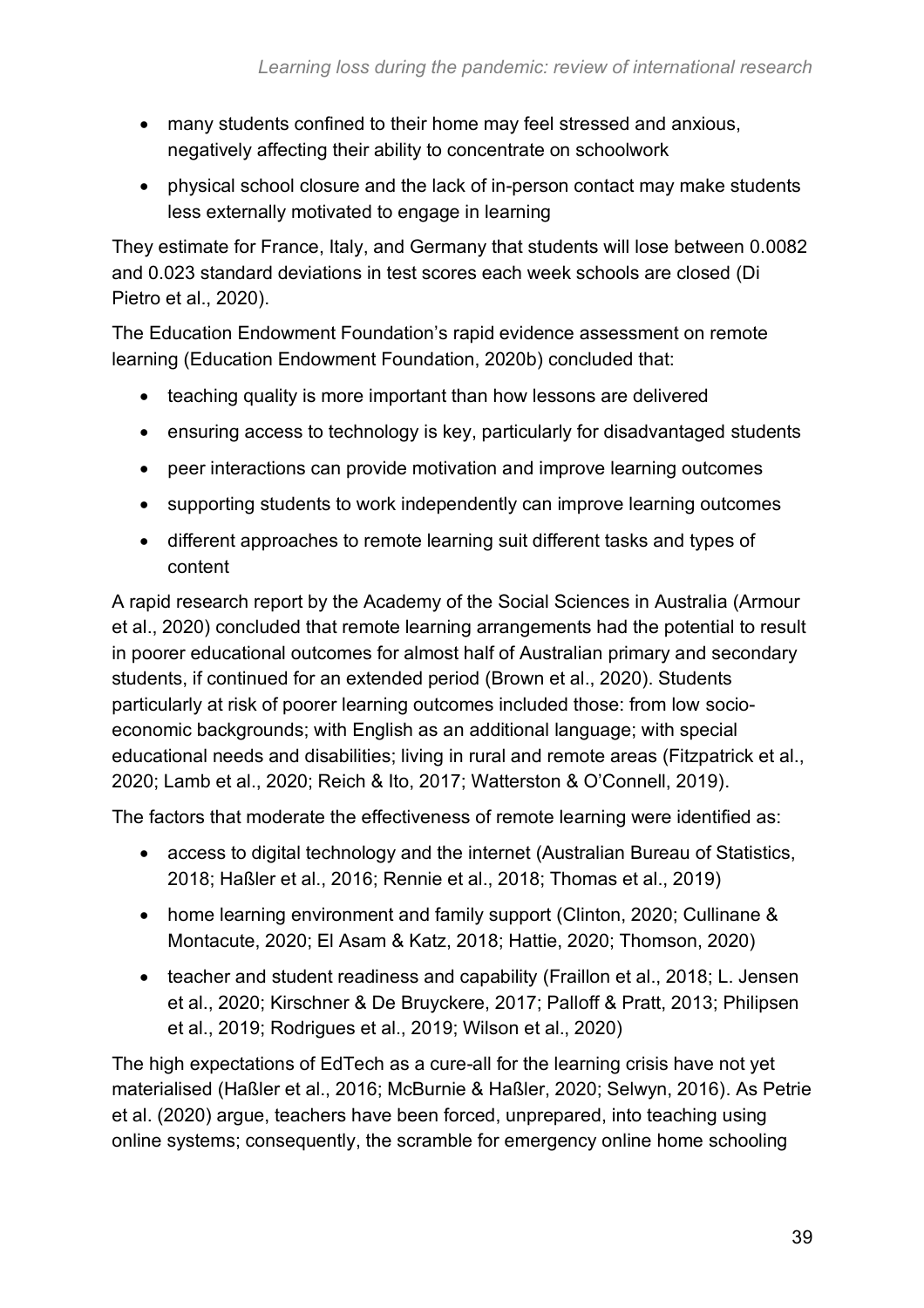- many students confined to their home may feel stressed and anxious, negatively affecting their ability to concentrate on schoolwork
- physical school closure and the lack of in-person contact may make students less externally motivated to engage in learning

They estimate for France, Italy, and Germany that students will lose between 0.0082 and 0.023 standard deviations in test scores each week schools are closed (Di Pietro et al., 2020).

The Education Endowment Foundation's rapid evidence assessment on remote learning (Education Endowment Foundation, 2020b) concluded that:

- teaching quality is more important than how lessons are delivered
- ensuring access to technology is key, particularly for disadvantaged students
- peer interactions can provide motivation and improve learning outcomes
- supporting students to work independently can improve learning outcomes
- different approaches to remote learning suit different tasks and types of content

A rapid research report by the Academy of the Social Sciences in Australia (Armour et al., 2020) concluded that remote learning arrangements had the potential to result in poorer educational outcomes for almost half of Australian primary and secondary students, if continued for an extended period (Brown et al., 2020). Students particularly at risk of poorer learning outcomes included those: from low socio-economic backgrounds; with English as an additional language; with special educational needs and disabilities; living in rural and remote areas (Fitzpatrick et al., 2020; Lamb et al., 2020; Reich & Ito, 2017; Watterston & O'Connell, 2019).

The factors that moderate the effectiveness of remote learning were identified as:

- access to digital technology and the internet (Australian Bureau of Statistics, 2018; Haßler et al., 2016; Rennie et al., 2018; Thomas et al., 2019)
- home learning environment and family support (Clinton, 2020; Cullinane & Montacute, 2020; El Asam & Katz, 2018; Hattie, 2020; Thomson, 2020)
- teacher and student readiness and capability (Fraillon et al., 2018; L. Jensen et al., 2020; Kirschner & De Bruyckere, 2017; Palloff & Pratt, 2013; Philipsen et al., 2019; Rodrigues et al., 2019; Wilson et al., 2020)

The high expectations of EdTech as a cure-all for the learning crisis have not yet materialised (Haßler et al., 2016; McBurnie & Haßler, 2020; Selwyn, 2016). As Petrie et al. (2020) argue, teachers have been forced, unprepared, into teaching using online systems; consequently, the scramble for emergency online home schooling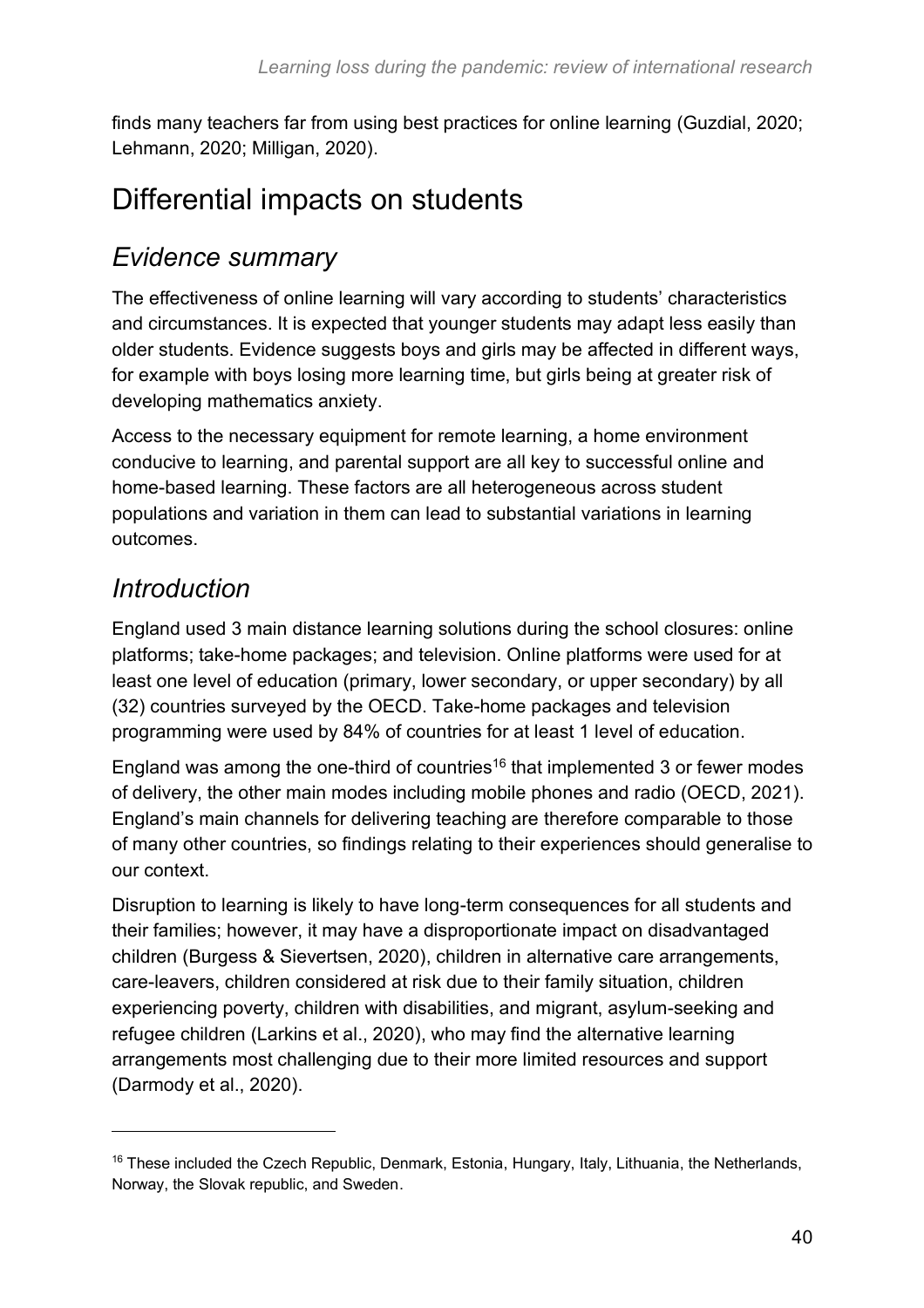finds many teachers far from using best practices for online learning (Guzdial, 2020; Lehmann, 2020; Milligan, 2020).

# Differential impacts on students

## *Evidence summary*

The effectiveness of online learning will vary according to students' characteristics and circumstances. It is expected that younger students may adapt less easily than older students. Evidence suggests boys and girls may be affected in different ways, for example with boys losing more learning time, but girls being at greater risk of developing mathematics anxiety.

Access to the necessary equipment for remote learning, a home environment conducive to learning, and parental support are all key to successful online and home-based learning. These factors are all heterogeneous across student populations and variation in them can lead to substantial variations in learning outcomes.

## *Introduction*

England used 3 main distance learning solutions during the school closures: online platforms; take-home packages; and television. Online platforms were used for at least one level of education (primary, lower secondary, or upper secondary) by all (32) countries surveyed by the OECD. Take-home packages and television programming were used by 84% of countries for at least 1 level of education.

England was among the one-third of countries[16] that implemented 3 or fewer modes of delivery, the other main modes including mobile phones and radio (OECD, 2021). England's main channels for delivering teaching are therefore comparable to those of many other countries, so findings relating to their experiences should generalise to our context.

Disruption to learning is likely to have long-term consequences for all students and their families; however, it may have a disproportionate impact on disadvantaged children (Burgess & Sievertsen, 2020), children in alternative care arrangements, care-leavers, children considered at risk due to their family situation, children experiencing poverty, children with disabilities, and migrant, asylum-seeking and refugee children (Larkins et al., 2020), who may find the alternative learning arrangements most challenging due to their more limited resources and support (Darmody et al., 2020).

---

[16] These included the Czech Republic, Denmark, Estonia, Hungary, Italy, Lithuania, the Netherlands, Norway, the Slovak republic, and Sweden.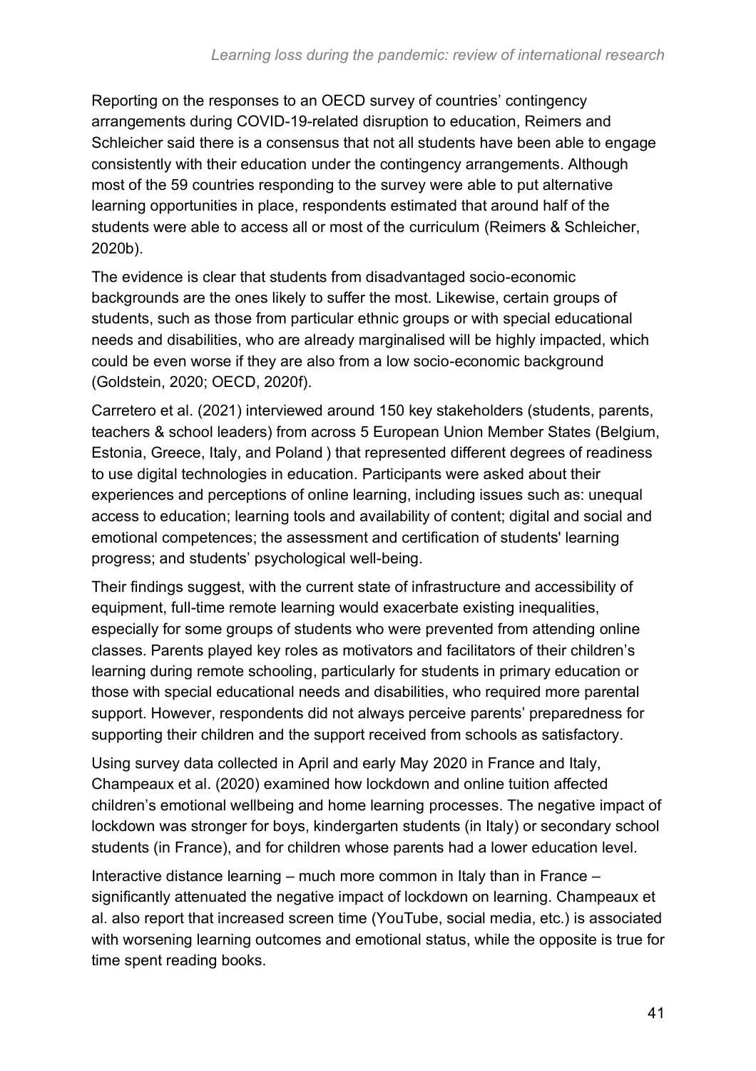Reporting on the responses to an OECD survey of countries' contingency arrangements during COVID-19-related disruption to education, Reimers and Schleicher said there is a consensus that not all students have been able to engage consistently with their education under the contingency arrangements. Although most of the 59 countries responding to the survey were able to put alternative learning opportunities in place, respondents estimated that around half of the students were able to access all or most of the curriculum (Reimers & Schleicher, 2020b).

The evidence is clear that students from disadvantaged socio-economic backgrounds are the ones likely to suffer the most. Likewise, certain groups of students, such as those from particular ethnic groups or with special educational needs and disabilities, who are already marginalised will be highly impacted, which could be even worse if they are also from a low socio-economic background (Goldstein, 2020; OECD, 2020f).

Carretero et al. (2021) interviewed around 150 key stakeholders (students, parents, teachers & school leaders) from across 5 European Union Member States (Belgium, Estonia, Greece, Italy, and Poland ) that represented different degrees of readiness to use digital technologies in education. Participants were asked about their experiences and perceptions of online learning, including issues such as: unequal access to education; learning tools and availability of content; digital and social and emotional competences; the assessment and certification of students' learning progress; and students' psychological well-being.

Their findings suggest, with the current state of infrastructure and accessibility of equipment, full-time remote learning would exacerbate existing inequalities, especially for some groups of students who were prevented from attending online classes. Parents played key roles as motivators and facilitators of their children's learning during remote schooling, particularly for students in primary education or those with special educational needs and disabilities, who required more parental support. However, respondents did not always perceive parents' preparedness for supporting their children and the support received from schools as satisfactory.

Using survey data collected in April and early May 2020 in France and Italy, Champeaux et al. (2020) examined how lockdown and online tuition affected children's emotional wellbeing and home learning processes. The negative impact of lockdown was stronger for boys, kindergarten students (in Italy) or secondary school students (in France), and for children whose parents had a lower education level.

Interactive distance learning – much more common in Italy than in France – significantly attenuated the negative impact of lockdown on learning. Champeaux et al. also report that increased screen time (YouTube, social media, etc.) is associated with worsening learning outcomes and emotional status, while the opposite is true for time spent reading books.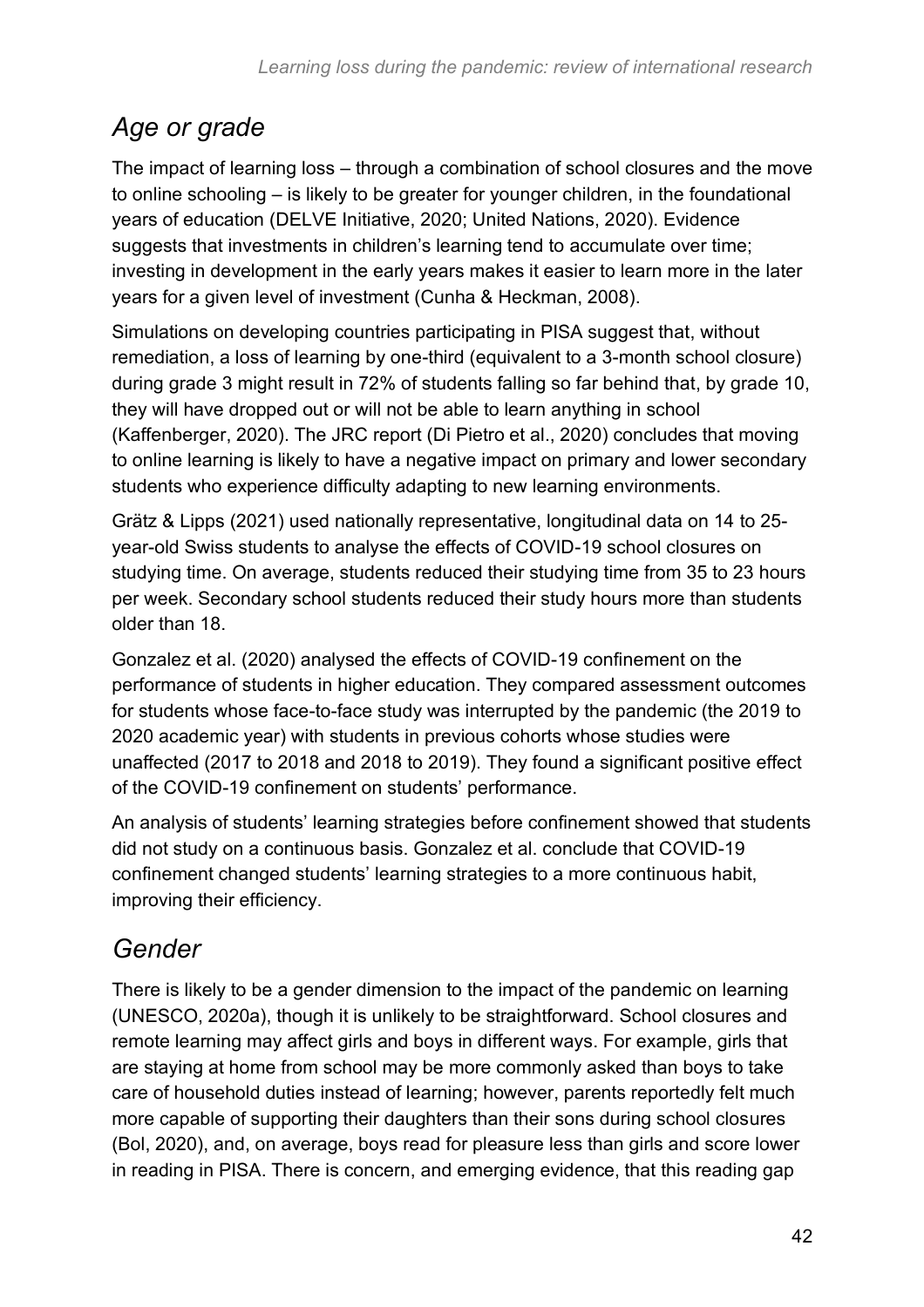## *Age or grade*

The impact of learning loss – through a combination of school closures and the move to online schooling – is likely to be greater for younger children, in the foundational years of education (DELVE Initiative, 2020; United Nations, 2020). Evidence suggests that investments in children's learning tend to accumulate over time; investing in development in the early years makes it easier to learn more in the later years for a given level of investment (Cunha & Heckman, 2008).

Simulations on developing countries participating in PISA suggest that, without remediation, a loss of learning by one-third (equivalent to a 3-month school closure) during grade 3 might result in 72% of students falling so far behind that, by grade 10, they will have dropped out or will not be able to learn anything in school (Kaffenberger, 2020). The JRC report (Di Pietro et al., 2020) concludes that moving to online learning is likely to have a negative impact on primary and lower secondary students who experience difficulty adapting to new learning environments.

Grätz & Lipps (2021) used nationally representative, longitudinal data on 14 to 25-year-old Swiss students to analyse the effects of COVID-19 school closures on studying time. On average, students reduced their studying time from 35 to 23 hours per week. Secondary school students reduced their study hours more than students older than 18.

Gonzalez et al. (2020) analysed the effects of COVID-19 confinement on the performance of students in higher education. They compared assessment outcomes for students whose face-to-face study was interrupted by the pandemic (the 2019 to 2020 academic year) with students in previous cohorts whose studies were unaffected (2017 to 2018 and 2018 to 2019). They found a significant positive effect of the COVID-19 confinement on students' performance.

An analysis of students' learning strategies before confinement showed that students did not study on a continuous basis. Gonzalez et al. conclude that COVID-19 confinement changed students' learning strategies to a more continuous habit, improving their efficiency.

## *Gender*

There is likely to be a gender dimension to the impact of the pandemic on learning (UNESCO, 2020a), though it is unlikely to be straightforward. School closures and remote learning may affect girls and boys in different ways. For example, girls that are staying at home from school may be more commonly asked than boys to take care of household duties instead of learning; however, parents reportedly felt much more capable of supporting their daughters than their sons during school closures (Bol, 2020), and, on average, boys read for pleasure less than girls and score lower in reading in PISA. There is concern, and emerging evidence, that this reading gap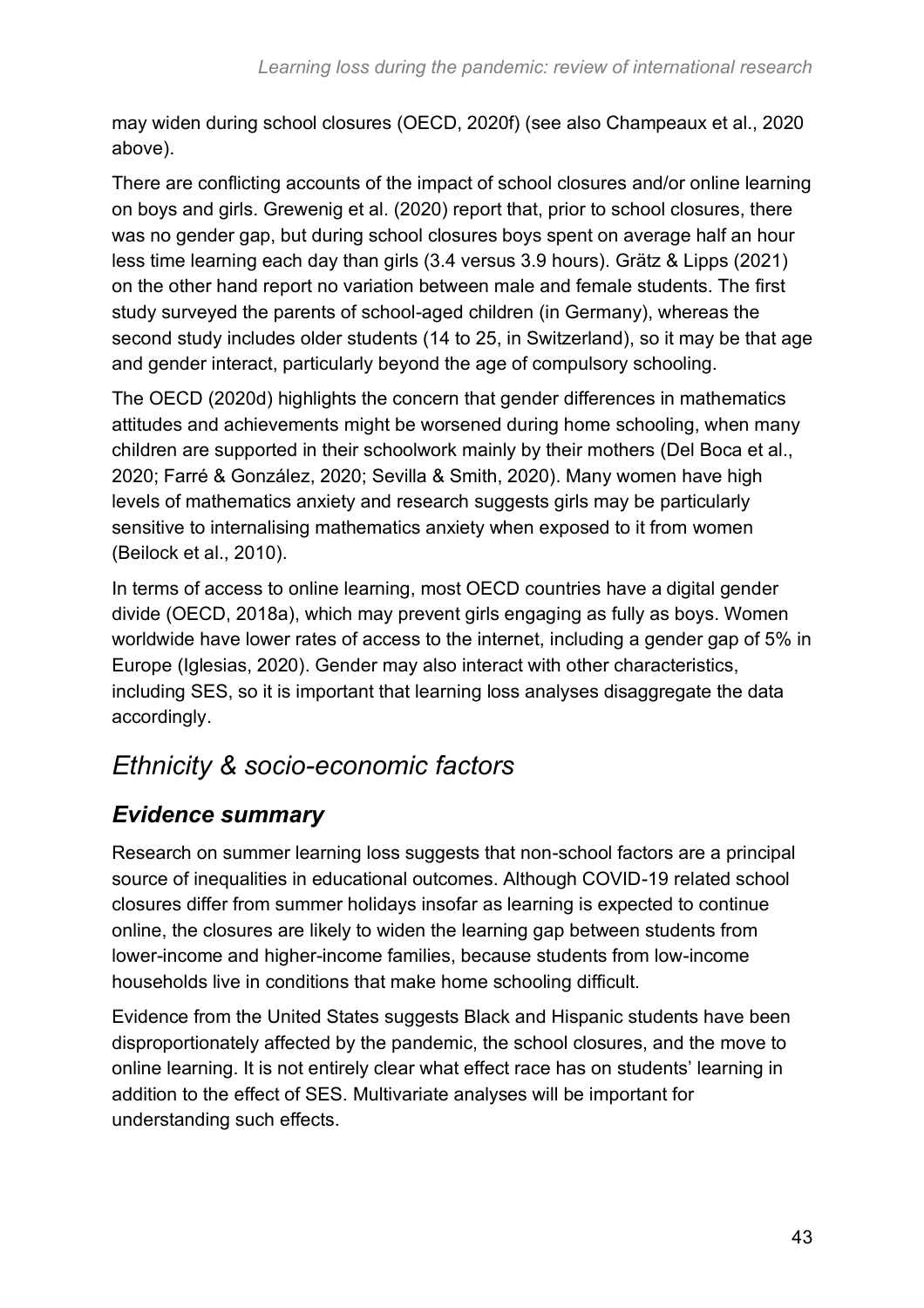may widen during school closures (OECD, 2020f) (see also Champeaux et al., 2020 above).

There are conflicting accounts of the impact of school closures and/or online learning on boys and girls. Grewenig et al. (2020) report that, prior to school closures, there was no gender gap, but during school closures boys spent on average half an hour less time learning each day than girls (3.4 versus 3.9 hours). Grätz & Lipps (2021) on the other hand report no variation between male and female students. The first study surveyed the parents of school-aged children (in Germany), whereas the second study includes older students (14 to 25, in Switzerland), so it may be that age and gender interact, particularly beyond the age of compulsory schooling.

The OECD (2020d) highlights the concern that gender differences in mathematics attitudes and achievements might be worsened during home schooling, when many children are supported in their schoolwork mainly by their mothers (Del Boca et al., 2020; Farré & González, 2020; Sevilla & Smith, 2020). Many women have high levels of mathematics anxiety and research suggests girls may be particularly sensitive to internalising mathematics anxiety when exposed to it from women (Beilock et al., 2010).

In terms of access to online learning, most OECD countries have a digital gender divide (OECD, 2018a), which may prevent girls engaging as fully as boys. Women worldwide have lower rates of access to the internet, including a gender gap of 5% in Europe (Iglesias, 2020). Gender may also interact with other characteristics, including SES, so it is important that learning loss analyses disaggregate the data accordingly.

## *Ethnicity & socio-economic factors*

### *Evidence summary*

Research on summer learning loss suggests that non-school factors are a principal source of inequalities in educational outcomes. Although COVID-19 related school closures differ from summer holidays insofar as learning is expected to continue online, the closures are likely to widen the learning gap between students from lower-income and higher-income families, because students from low-income households live in conditions that make home schooling difficult.

Evidence from the United States suggests Black and Hispanic students have been disproportionately affected by the pandemic, the school closures, and the move to online learning. It is not entirely clear what effect race has on students' learning in addition to the effect of SES. Multivariate analyses will be important for understanding such effects.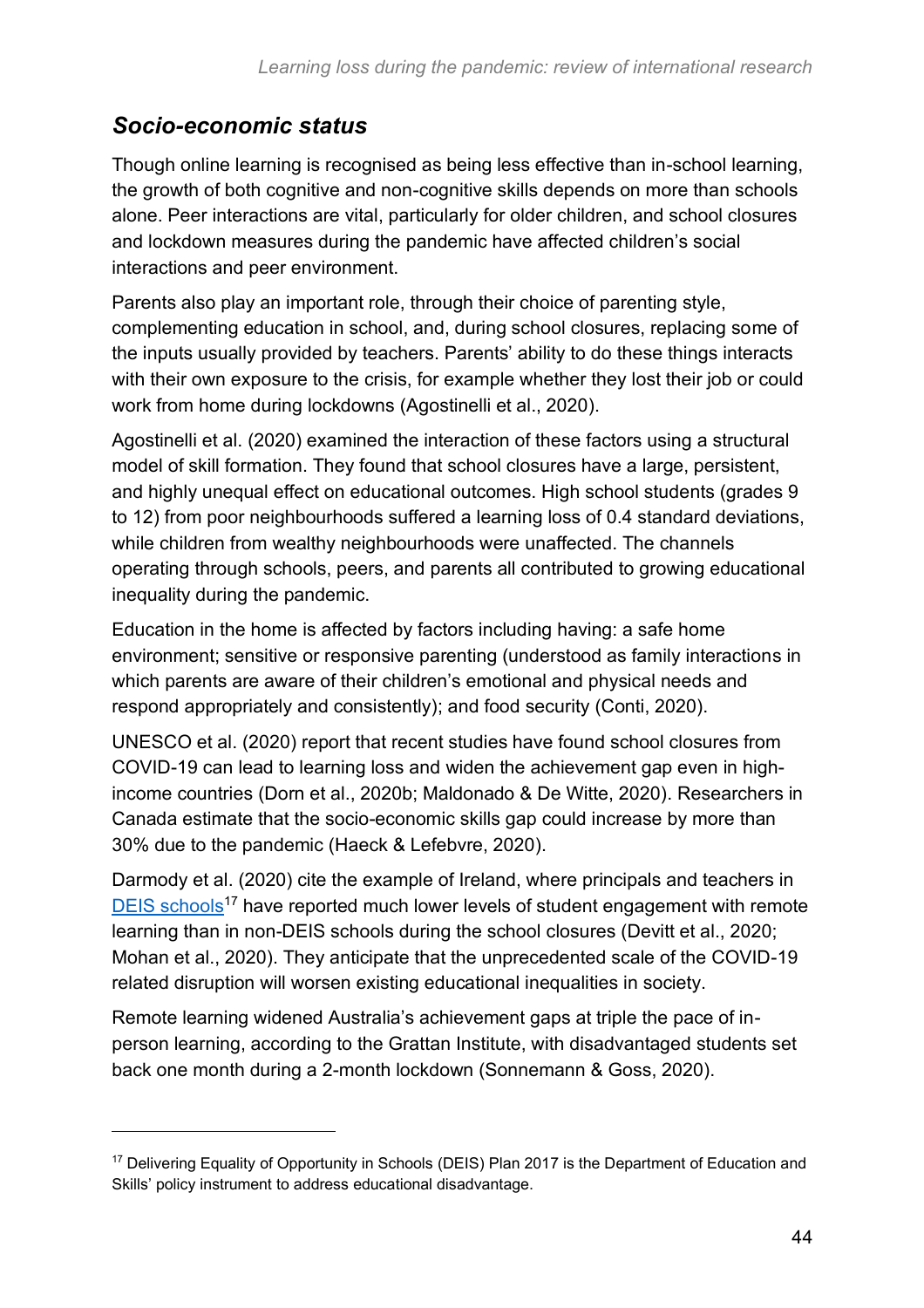## *Socio-economic status*

Though online learning is recognised as being less effective than in-school learning, the growth of both cognitive and non-cognitive skills depends on more than schools alone. Peer interactions are vital, particularly for older children, and school closures and lockdown measures during the pandemic have affected children's social interactions and peer environment.

Parents also play an important role, through their choice of parenting style, complementing education in school, and, during school closures, replacing some of the inputs usually provided by teachers. Parents' ability to do these things interacts with their own exposure to the crisis, for example whether they lost their job or could work from home during lockdowns (Agostinelli et al., 2020).

Agostinelli et al. (2020) examined the interaction of these factors using a structural model of skill formation. They found that school closures have a large, persistent, and highly unequal effect on educational outcomes. High school students (grades 9 to 12) from poor neighbourhoods suffered a learning loss of 0.4 standard deviations, while children from wealthy neighbourhoods were unaffected. The channels operating through schools, peers, and parents all contributed to growing educational inequality during the pandemic.

Education in the home is affected by factors including having: a safe home environment; sensitive or responsive parenting (understood as family interactions in which parents are aware of their children's emotional and physical needs and respond appropriately and consistently); and food security (Conti, 2020).

UNESCO et al. (2020) report that recent studies have found school closures from COVID-19 can lead to learning loss and widen the achievement gap even in high-income countries (Dorn et al., 2020b; Maldonado & De Witte, 2020). Researchers in Canada estimate that the socio-economic skills gap could increase by more than 30% due to the pandemic (Haeck & Lefebvre, 2020).

Darmody et al. (2020) cite the example of Ireland, where principals and teachers in DEIS schools[17] have reported much lower levels of student engagement with remote learning than in non-DEIS schools during the school closures (Devitt et al., 2020; Mohan et al., 2020). They anticipate that the unprecedented scale of the COVID-19 related disruption will worsen existing educational inequalities in society.

Remote learning widened Australia's achievement gaps at triple the pace of in-person learning, according to the Grattan Institute, with disadvantaged students set back one month during a 2-month lockdown (Sonnemann & Goss, 2020).

---

[17] Delivering Equality of Opportunity in Schools (DEIS) Plan 2017 is the Department of Education and Skills' policy instrument to address educational disadvantage.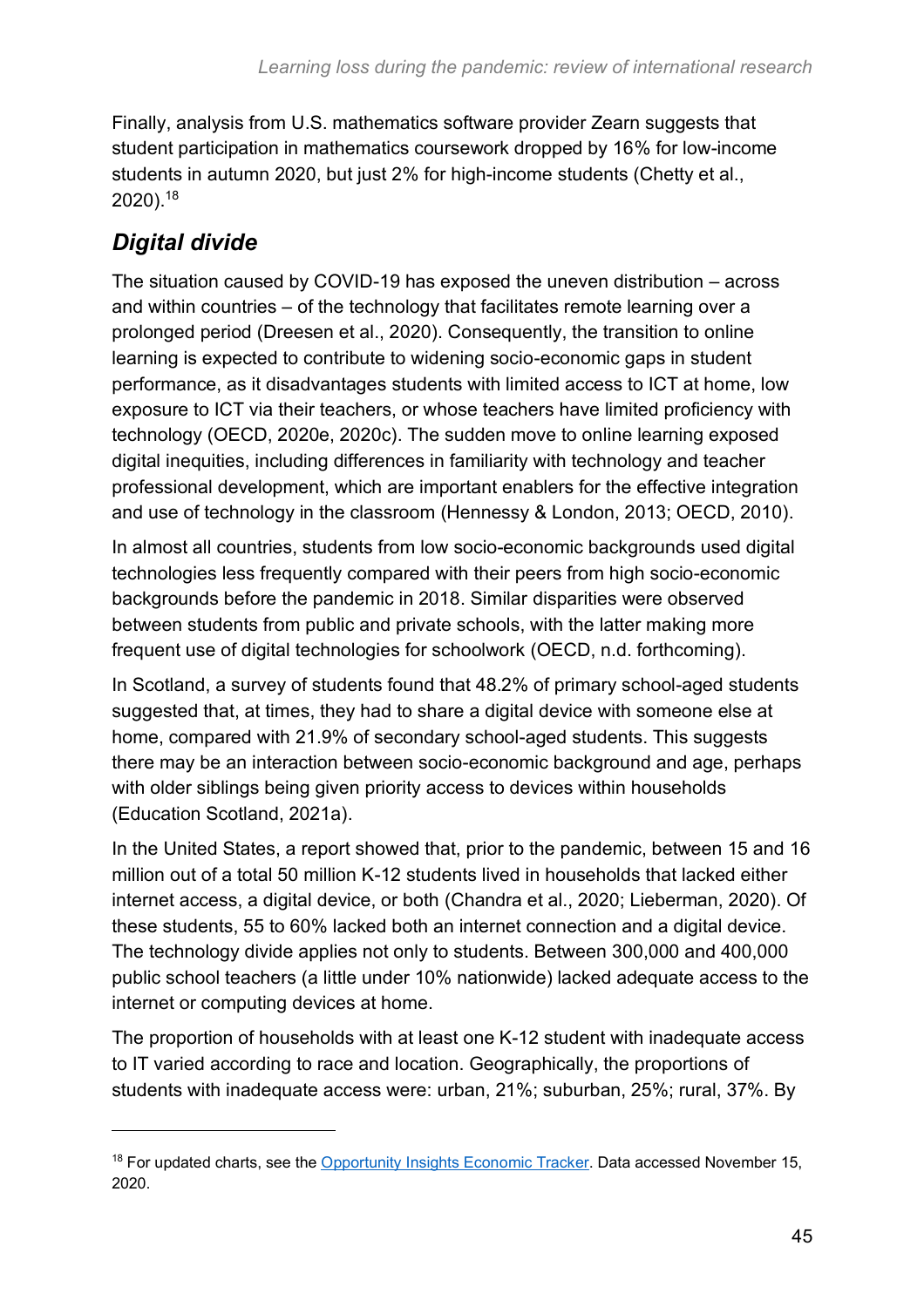Finally, analysis from U.S. mathematics software provider Zearn suggests that student participation in mathematics coursework dropped by 16% for low-income students in autumn 2020, but just 2% for high-income students (Chetty et al., 2020).[18]

## *Digital divide*

The situation caused by COVID-19 has exposed the uneven distribution – across and within countries – of the technology that facilitates remote learning over a prolonged period (Dreesen et al., 2020). Consequently, the transition to online learning is expected to contribute to widening socio-economic gaps in student performance, as it disadvantages students with limited access to ICT at home, low exposure to ICT via their teachers, or whose teachers have limited proficiency with technology (OECD, 2020e, 2020c). The sudden move to online learning exposed digital inequities, including differences in familiarity with technology and teacher professional development, which are important enablers for the effective integration and use of technology in the classroom (Hennessy & London, 2013; OECD, 2010).

In almost all countries, students from low socio-economic backgrounds used digital technologies less frequently compared with their peers from high socio-economic backgrounds before the pandemic in 2018. Similar disparities were observed between students from public and private schools, with the latter making more frequent use of digital technologies for schoolwork (OECD, n.d. forthcoming).

In Scotland, a survey of students found that 48.2% of primary school-aged students suggested that, at times, they had to share a digital device with someone else at home, compared with 21.9% of secondary school-aged students. This suggests there may be an interaction between socio-economic background and age, perhaps with older siblings being given priority access to devices within households (Education Scotland, 2021a).

In the United States, a report showed that, prior to the pandemic, between 15 and 16 million out of a total 50 million K-12 students lived in households that lacked either internet access, a digital device, or both (Chandra et al., 2020; Lieberman, 2020). Of these students, 55 to 60% lacked both an internet connection and a digital device. The technology divide applies not only to students. Between 300,000 and 400,000 public school teachers (a little under 10% nationwide) lacked adequate access to the internet or computing devices at home.

The proportion of households with at least one K-12 student with inadequate access to IT varied according to race and location. Geographically, the proportions of students with inadequate access were: urban, 21%; suburban, 25%; rural, 37%. By

---

[18] For updated charts, see the [Opportunity Insights Economic Tracker](). Data accessed November 15, 2020.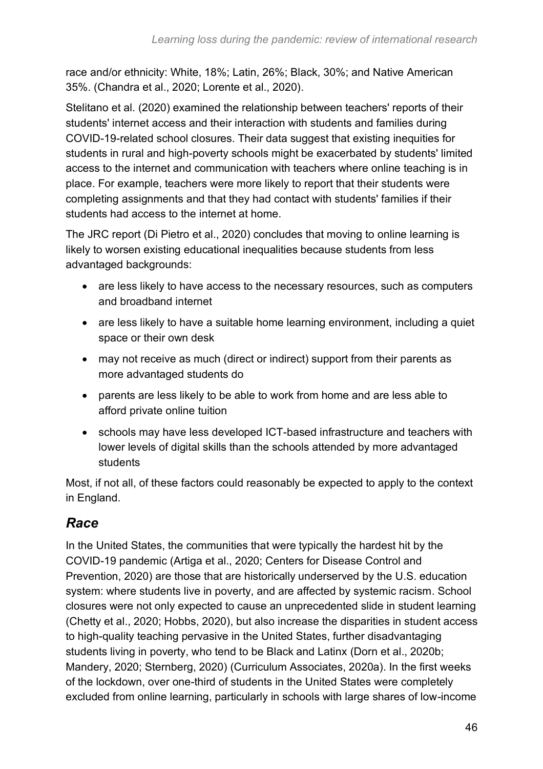race and/or ethnicity: White, 18%; Latin, 26%; Black, 30%; and Native American 35%. (Chandra et al., 2020; Lorente et al., 2020).

Stelitano et al. (2020) examined the relationship between teachers' reports of their students' internet access and their interaction with students and families during COVID-19-related school closures. Their data suggest that existing inequities for students in rural and high-poverty schools might be exacerbated by students' limited access to the internet and communication with teachers where online teaching is in place. For example, teachers were more likely to report that their students were completing assignments and that they had contact with students' families if their students had access to the internet at home.

The JRC report (Di Pietro et al., 2020) concludes that moving to online learning is likely to worsen existing educational inequalities because students from less advantaged backgrounds:

- are less likely to have access to the necessary resources, such as computers and broadband internet
- are less likely to have a suitable home learning environment, including a quiet space or their own desk
- may not receive as much (direct or indirect) support from their parents as more advantaged students do
- parents are less likely to be able to work from home and are less able to afford private online tuition
- schools may have less developed ICT-based infrastructure and teachers with lower levels of digital skills than the schools attended by more advantaged students

Most, if not all, of these factors could reasonably be expected to apply to the context in England.

## *Race*

In the United States, the communities that were typically the hardest hit by the COVID-19 pandemic (Artiga et al., 2020; Centers for Disease Control and Prevention, 2020) are those that are historically underserved by the U.S. education system: where students live in poverty, and are affected by systemic racism. School closures were not only expected to cause an unprecedented slide in student learning (Chetty et al., 2020; Hobbs, 2020), but also increase the disparities in student access to high-quality teaching pervasive in the United States, further disadvantaging students living in poverty, who tend to be Black and Latinx (Dorn et al., 2020b; Mandery, 2020; Sternberg, 2020) (Curriculum Associates, 2020a). In the first weeks of the lockdown, over one-third of students in the United States were completely excluded from online learning, particularly in schools with large shares of low-income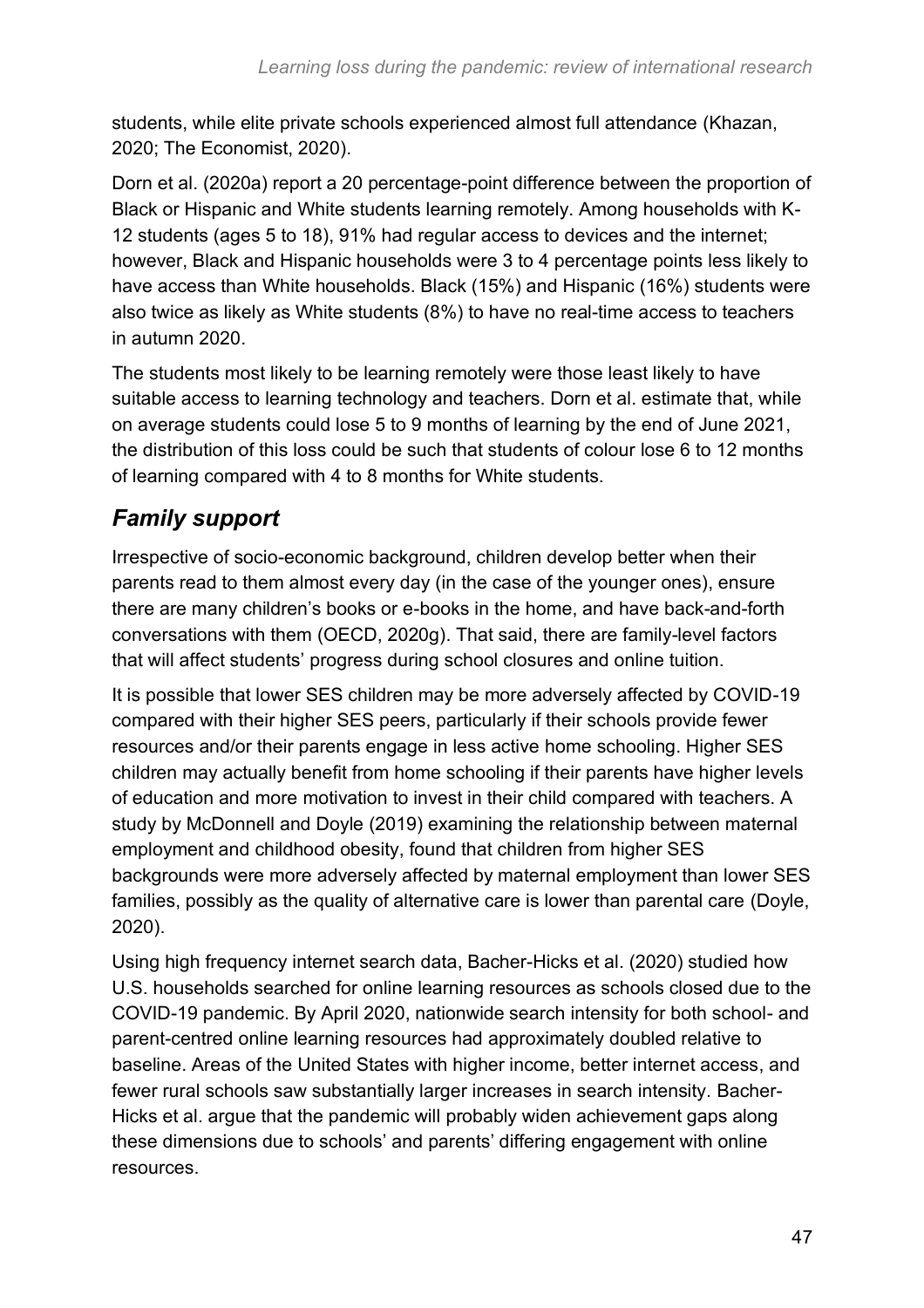students, while elite private schools experienced almost full attendance (Khazan, 2020; The Economist, 2020).

Dorn et al. (2020a) report a 20 percentage-point difference between the proportion of Black or Hispanic and White students learning remotely. Among households with K-12 students (ages 5 to 18), 91% had regular access to devices and the internet; however, Black and Hispanic households were 3 to 4 percentage points less likely to have access than White households. Black (15%) and Hispanic (16%) students were also twice as likely as White students (8%) to have no real-time access to teachers in autumn 2020.

The students most likely to be learning remotely were those least likely to have suitable access to learning technology and teachers. Dorn et al. estimate that, while on average students could lose 5 to 9 months of learning by the end of June 2021, the distribution of this loss could be such that students of colour lose 6 to 12 months of learning compared with 4 to 8 months for White students.

## *Family support*

Irrespective of socio-economic background, children develop better when their parents read to them almost every day (in the case of the younger ones), ensure there are many children's books or e-books in the home, and have back-and-forth conversations with them (OECD, 2020g). That said, there are family-level factors that will affect students' progress during school closures and online tuition.

It is possible that lower SES children may be more adversely affected by COVID-19 compared with their higher SES peers, particularly if their schools provide fewer resources and/or their parents engage in less active home schooling. Higher SES children may actually benefit from home schooling if their parents have higher levels of education and more motivation to invest in their child compared with teachers. A study by McDonnell and Doyle (2019) examining the relationship between maternal employment and childhood obesity, found that children from higher SES backgrounds were more adversely affected by maternal employment than lower SES families, possibly as the quality of alternative care is lower than parental care (Doyle, 2020).

Using high frequency internet search data, Bacher-Hicks et al. (2020) studied how U.S. households searched for online learning resources as schools closed due to the COVID-19 pandemic. By April 2020, nationwide search intensity for both school- and parent-centred online learning resources had approximately doubled relative to baseline. Areas of the United States with higher income, better internet access, and fewer rural schools saw substantially larger increases in search intensity. Bacher-Hicks et al. argue that the pandemic will probably widen achievement gaps along these dimensions due to schools' and parents' differing engagement with online resources.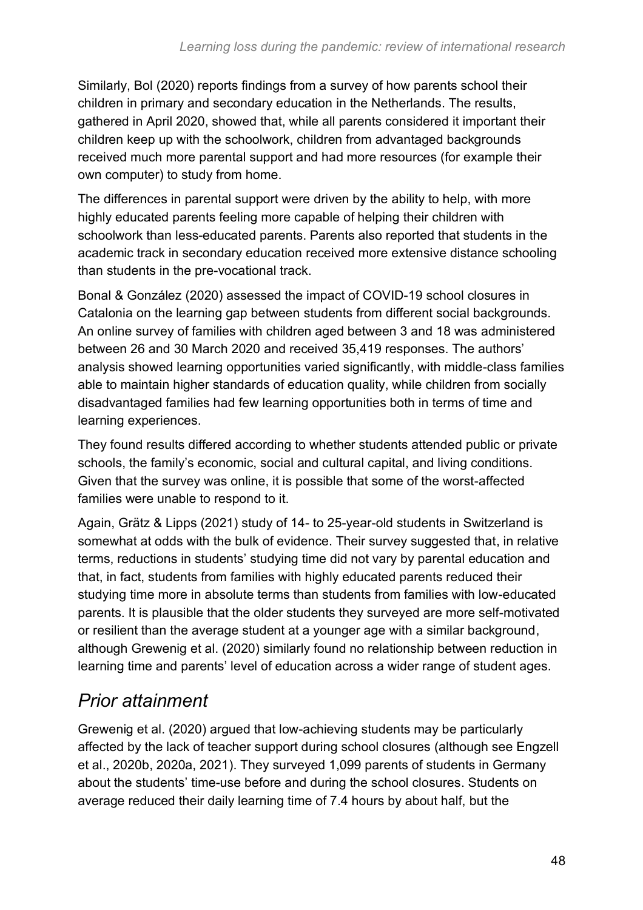Similarly, Bol (2020) reports findings from a survey of how parents school their children in primary and secondary education in the Netherlands. The results, gathered in April 2020, showed that, while all parents considered it important their children keep up with the schoolwork, children from advantaged backgrounds received much more parental support and had more resources (for example their own computer) to study from home.

The differences in parental support were driven by the ability to help, with more highly educated parents feeling more capable of helping their children with schoolwork than less-educated parents. Parents also reported that students in the academic track in secondary education received more extensive distance schooling than students in the pre-vocational track.

Bonal & González (2020) assessed the impact of COVID-19 school closures in Catalonia on the learning gap between students from different social backgrounds. An online survey of families with children aged between 3 and 18 was administered between 26 and 30 March 2020 and received 35,419 responses. The authors' analysis showed learning opportunities varied significantly, with middle-class families able to maintain higher standards of education quality, while children from socially disadvantaged families had few learning opportunities both in terms of time and learning experiences.

They found results differed according to whether students attended public or private schools, the family's economic, social and cultural capital, and living conditions. Given that the survey was online, it is possible that some of the worst-affected families were unable to respond to it.

Again, Grätz & Lipps (2021) study of 14- to 25-year-old students in Switzerland is somewhat at odds with the bulk of evidence. Their survey suggested that, in relative terms, reductions in students' studying time did not vary by parental education and that, in fact, students from families with highly educated parents reduced their studying time more in absolute terms than students from families with low-educated parents. It is plausible that the older students they surveyed are more self-motivated or resilient than the average student at a younger age with a similar background, although Grewenig et al. (2020) similarly found no relationship between reduction in learning time and parents' level of education across a wider range of student ages.

## *Prior attainment*

Grewenig et al. (2020) argued that low-achieving students may be particularly affected by the lack of teacher support during school closures (although see Engzell et al., 2020b, 2020a, 2021). They surveyed 1,099 parents of students in Germany about the students' time-use before and during the school closures. Students on average reduced their daily learning time of 7.4 hours by about half, but the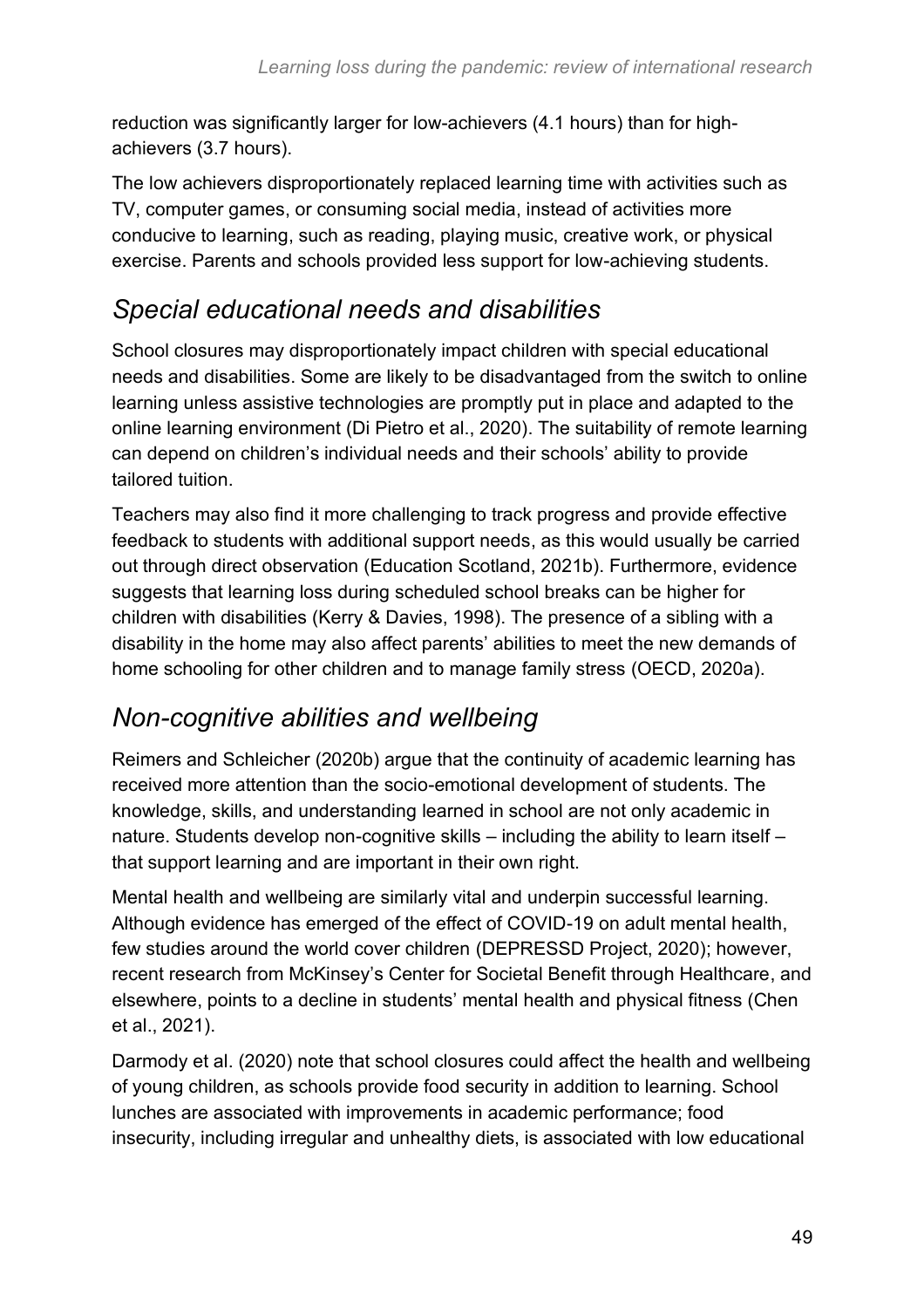reduction was significantly larger for low-achievers (4.1 hours) than for high-achievers (3.7 hours).

The low achievers disproportionately replaced learning time with activities such as TV, computer games, or consuming social media, instead of activities more conducive to learning, such as reading, playing music, creative work, or physical exercise. Parents and schools provided less support for low-achieving students.

## *Special educational needs and disabilities*

School closures may disproportionately impact children with special educational needs and disabilities. Some are likely to be disadvantaged from the switch to online learning unless assistive technologies are promptly put in place and adapted to the online learning environment (Di Pietro et al., 2020). The suitability of remote learning can depend on children's individual needs and their schools' ability to provide tailored tuition.

Teachers may also find it more challenging to track progress and provide effective feedback to students with additional support needs, as this would usually be carried out through direct observation (Education Scotland, 2021b). Furthermore, evidence suggests that learning loss during scheduled school breaks can be higher for children with disabilities (Kerry & Davies, 1998). The presence of a sibling with a disability in the home may also affect parents' abilities to meet the new demands of home schooling for other children and to manage family stress (OECD, 2020a).

## *Non-cognitive abilities and wellbeing*

Reimers and Schleicher (2020b) argue that the continuity of academic learning has received more attention than the socio-emotional development of students. The knowledge, skills, and understanding learned in school are not only academic in nature. Students develop non-cognitive skills – including the ability to learn itself – that support learning and are important in their own right.

Mental health and wellbeing are similarly vital and underpin successful learning. Although evidence has emerged of the effect of COVID-19 on adult mental health, few studies around the world cover children (DEPRESSD Project, 2020); however, recent research from McKinsey's Center for Societal Benefit through Healthcare, and elsewhere, points to a decline in students' mental health and physical fitness (Chen et al., 2021).

Darmody et al. (2020) note that school closures could affect the health and wellbeing of young children, as schools provide food security in addition to learning. School lunches are associated with improvements in academic performance; food insecurity, including irregular and unhealthy diets, is associated with low educational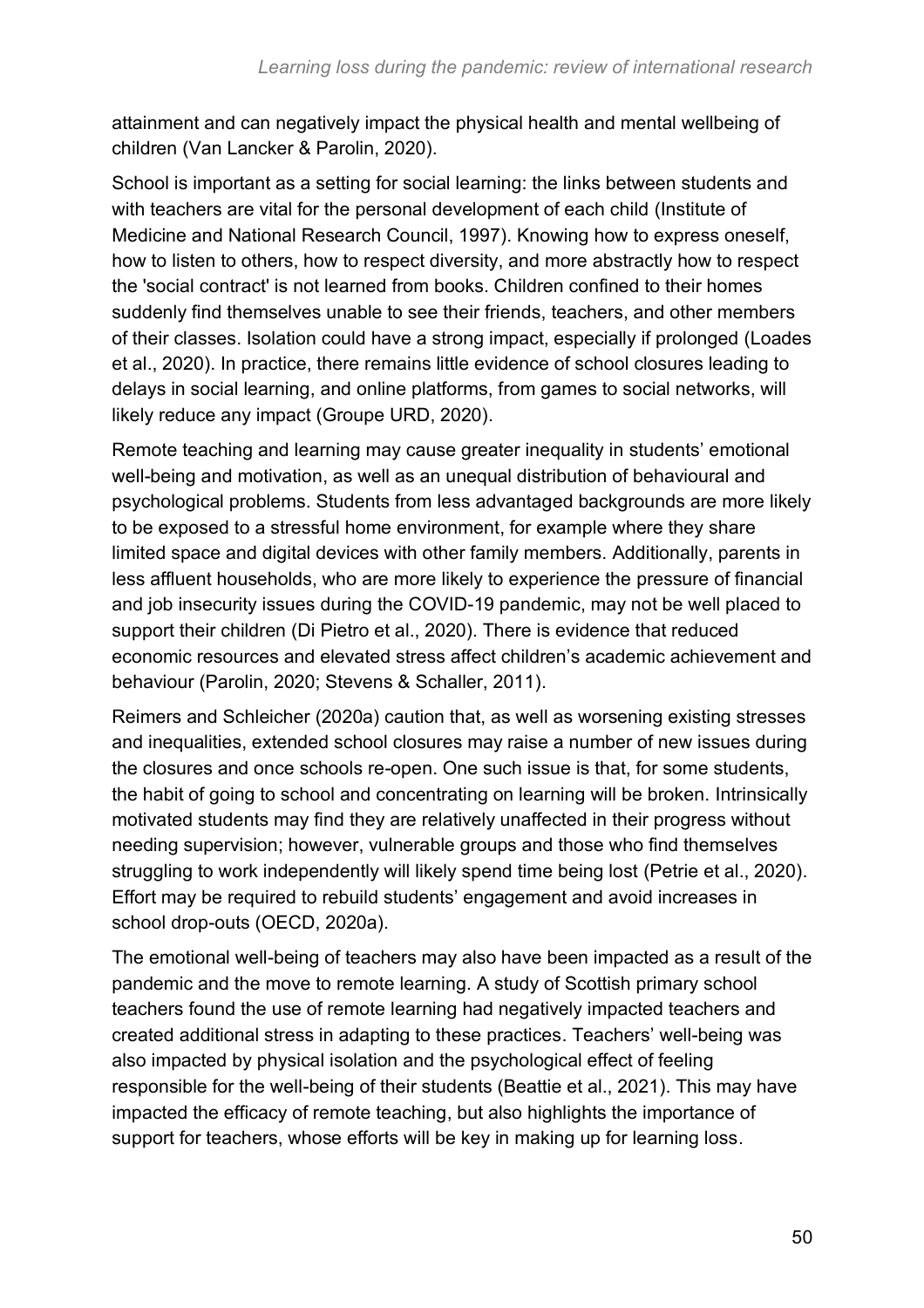attainment and can negatively impact the physical health and mental wellbeing of children (Van Lancker & Parolin, 2020).

School is important as a setting for social learning: the links between students and with teachers are vital for the personal development of each child (Institute of Medicine and National Research Council, 1997). Knowing how to express oneself, how to listen to others, how to respect diversity, and more abstractly how to respect the 'social contract' is not learned from books. Children confined to their homes suddenly find themselves unable to see their friends, teachers, and other members of their classes. Isolation could have a strong impact, especially if prolonged (Loades et al., 2020). In practice, there remains little evidence of school closures leading to delays in social learning, and online platforms, from games to social networks, will likely reduce any impact (Groupe URD, 2020).

Remote teaching and learning may cause greater inequality in students' emotional well-being and motivation, as well as an unequal distribution of behavioural and psychological problems. Students from less advantaged backgrounds are more likely to be exposed to a stressful home environment, for example where they share limited space and digital devices with other family members. Additionally, parents in less affluent households, who are more likely to experience the pressure of financial and job insecurity issues during the COVID-19 pandemic, may not be well placed to support their children (Di Pietro et al., 2020). There is evidence that reduced economic resources and elevated stress affect children's academic achievement and behaviour (Parolin, 2020; Stevens & Schaller, 2011).

Reimers and Schleicher (2020a) caution that, as well as worsening existing stresses and inequalities, extended school closures may raise a number of new issues during the closures and once schools re-open. One such issue is that, for some students, the habit of going to school and concentrating on learning will be broken. Intrinsically motivated students may find they are relatively unaffected in their progress without needing supervision; however, vulnerable groups and those who find themselves struggling to work independently will likely spend time being lost (Petrie et al., 2020). Effort may be required to rebuild students' engagement and avoid increases in school drop-outs (OECD, 2020a).

The emotional well-being of teachers may also have been impacted as a result of the pandemic and the move to remote learning. A study of Scottish primary school teachers found the use of remote learning had negatively impacted teachers and created additional stress in adapting to these practices. Teachers' well-being was also impacted by physical isolation and the psychological effect of feeling responsible for the well-being of their students (Beattie et al., 2021). This may have impacted the efficacy of remote teaching, but also highlights the importance of support for teachers, whose efforts will be key in making up for learning loss.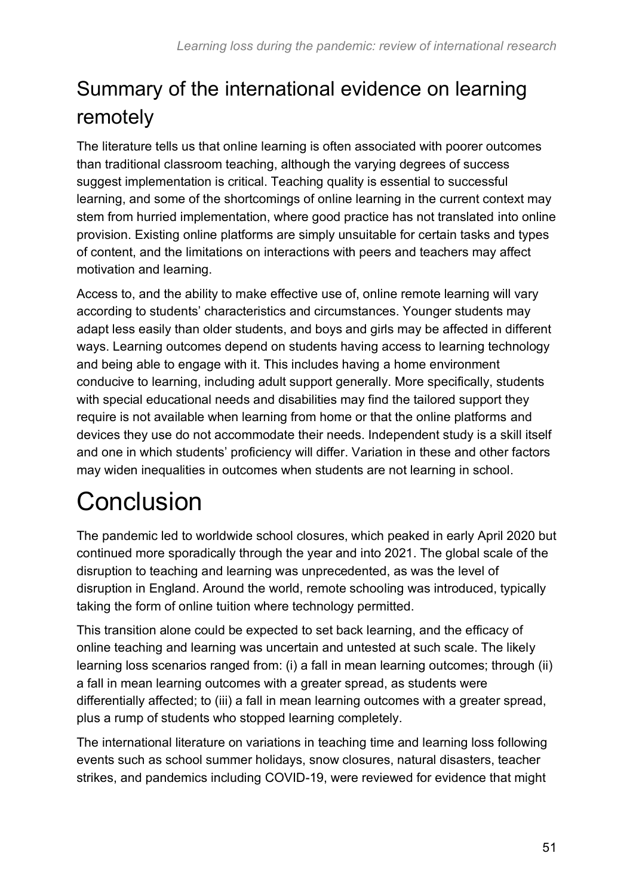## Summary of the international evidence on learning remotely

The literature tells us that online learning is often associated with poorer outcomes than traditional classroom teaching, although the varying degrees of success suggest implementation is critical. Teaching quality is essential to successful learning, and some of the shortcomings of online learning in the current context may stem from hurried implementation, where good practice has not translated into online provision. Existing online platforms are simply unsuitable for certain tasks and types of content, and the limitations on interactions with peers and teachers may affect motivation and learning.

Access to, and the ability to make effective use of, online remote learning will vary according to students' characteristics and circumstances. Younger students may adapt less easily than older students, and boys and girls may be affected in different ways. Learning outcomes depend on students having access to learning technology and being able to engage with it. This includes having a home environment conducive to learning, including adult support generally. More specifically, students with special educational needs and disabilities may find the tailored support they require is not available when learning from home or that the online platforms and devices they use do not accommodate their needs. Independent study is a skill itself and one in which students' proficiency will differ. Variation in these and other factors may widen inequalities in outcomes when students are not learning in school.

# Conclusion

The pandemic led to worldwide school closures, which peaked in early April 2020 but continued more sporadically through the year and into 2021. The global scale of the disruption to teaching and learning was unprecedented, as was the level of disruption in England. Around the world, remote schooling was introduced, typically taking the form of online tuition where technology permitted.

This transition alone could be expected to set back learning, and the efficacy of online teaching and learning was uncertain and untested at such scale. The likely learning loss scenarios ranged from: (i) a fall in mean learning outcomes; through (ii) a fall in mean learning outcomes with a greater spread, as students were differentially affected; to (iii) a fall in mean learning outcomes with a greater spread, plus a rump of students who stopped learning completely.

The international literature on variations in teaching time and learning loss following events such as school summer holidays, snow closures, natural disasters, teacher strikes, and pandemics including COVID-19, were reviewed for evidence that might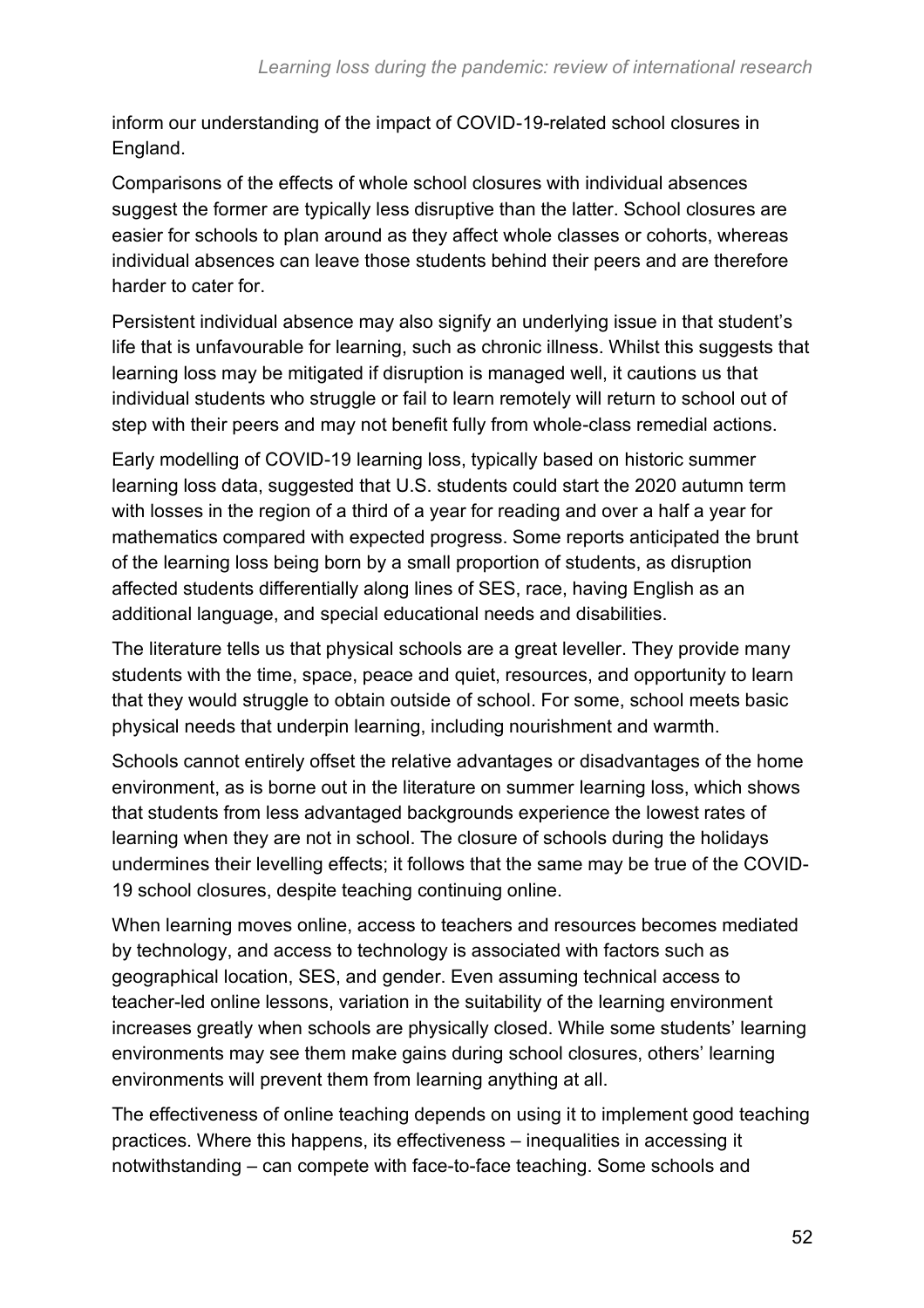inform our understanding of the impact of COVID-19-related school closures in England.

Comparisons of the effects of whole school closures with individual absences suggest the former are typically less disruptive than the latter. School closures are easier for schools to plan around as they affect whole classes or cohorts, whereas individual absences can leave those students behind their peers and are therefore harder to cater for.

Persistent individual absence may also signify an underlying issue in that student's life that is unfavourable for learning, such as chronic illness. Whilst this suggests that learning loss may be mitigated if disruption is managed well, it cautions us that individual students who struggle or fail to learn remotely will return to school out of step with their peers and may not benefit fully from whole-class remedial actions.

Early modelling of COVID-19 learning loss, typically based on historic summer learning loss data, suggested that U.S. students could start the 2020 autumn term with losses in the region of a third of a year for reading and over a half a year for mathematics compared with expected progress. Some reports anticipated the brunt of the learning loss being born by a small proportion of students, as disruption affected students differentially along lines of SES, race, having English as an additional language, and special educational needs and disabilities.

The literature tells us that physical schools are a great leveller. They provide many students with the time, space, peace and quiet, resources, and opportunity to learn that they would struggle to obtain outside of school. For some, school meets basic physical needs that underpin learning, including nourishment and warmth.

Schools cannot entirely offset the relative advantages or disadvantages of the home environment, as is borne out in the literature on summer learning loss, which shows that students from less advantaged backgrounds experience the lowest rates of learning when they are not in school. The closure of schools during the holidays undermines their levelling effects; it follows that the same may be true of the COVID-19 school closures, despite teaching continuing online.

When learning moves online, access to teachers and resources becomes mediated by technology, and access to technology is associated with factors such as geographical location, SES, and gender. Even assuming technical access to teacher-led online lessons, variation in the suitability of the learning environment increases greatly when schools are physically closed. While some students' learning environments may see them make gains during school closures, others' learning environments will prevent them from learning anything at all.

The effectiveness of online teaching depends on using it to implement good teaching practices. Where this happens, its effectiveness – inequalities in accessing it notwithstanding – can compete with face-to-face teaching. Some schools and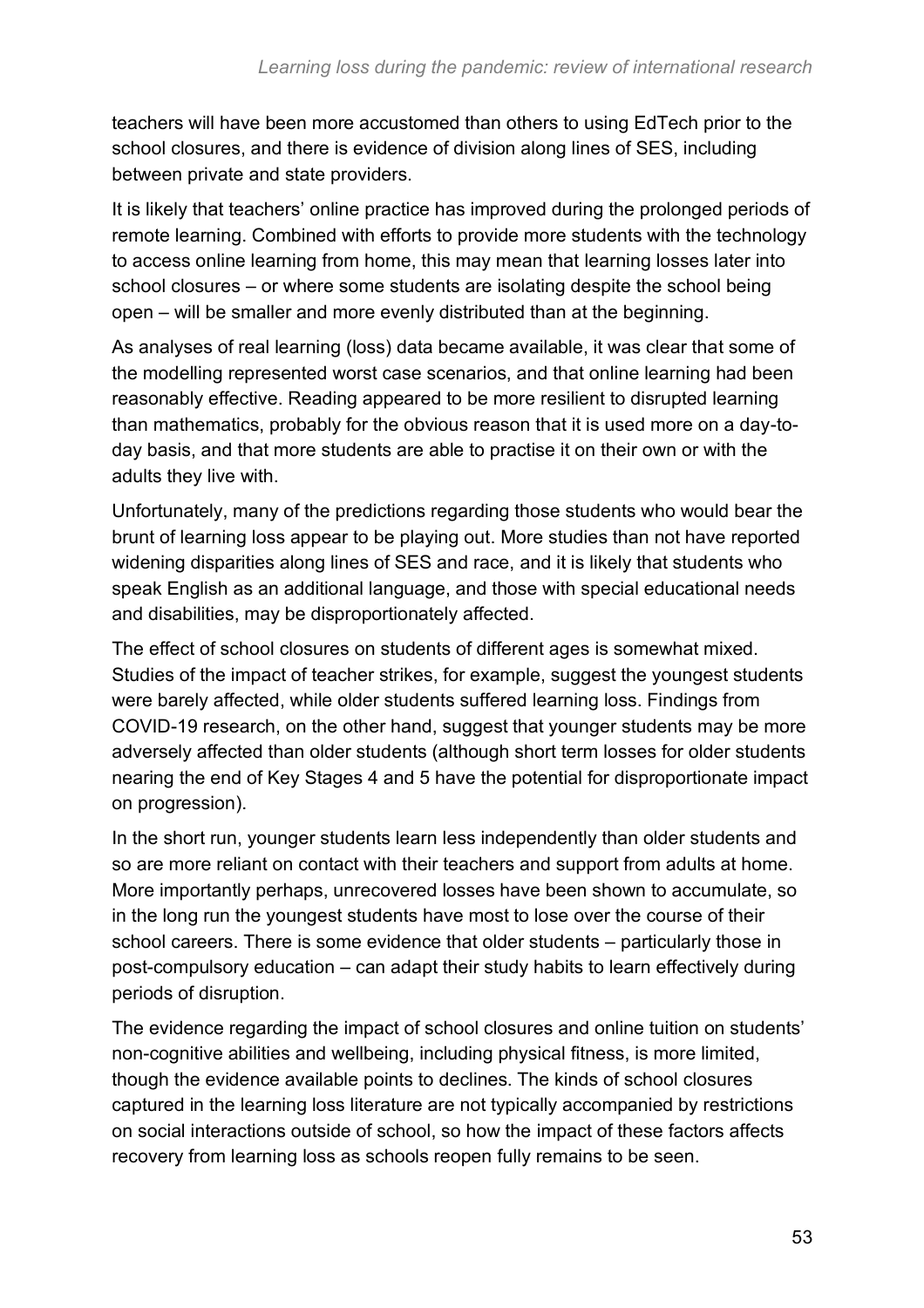teachers will have been more accustomed than others to using EdTech prior to the school closures, and there is evidence of division along lines of SES, including between private and state providers.

It is likely that teachers' online practice has improved during the prolonged periods of remote learning. Combined with efforts to provide more students with the technology to access online learning from home, this may mean that learning losses later into school closures – or where some students are isolating despite the school being open – will be smaller and more evenly distributed than at the beginning.

As analyses of real learning (loss) data became available, it was clear that some of the modelling represented worst case scenarios, and that online learning had been reasonably effective. Reading appeared to be more resilient to disrupted learning than mathematics, probably for the obvious reason that it is used more on a day-to-day basis, and that more students are able to practise it on their own or with the adults they live with.

Unfortunately, many of the predictions regarding those students who would bear the brunt of learning loss appear to be playing out. More studies than not have reported widening disparities along lines of SES and race, and it is likely that students who speak English as an additional language, and those with special educational needs and disabilities, may be disproportionately affected.

The effect of school closures on students of different ages is somewhat mixed. Studies of the impact of teacher strikes, for example, suggest the youngest students were barely affected, while older students suffered learning loss. Findings from COVID-19 research, on the other hand, suggest that younger students may be more adversely affected than older students (although short term losses for older students nearing the end of Key Stages 4 and 5 have the potential for disproportionate impact on progression).

In the short run, younger students learn less independently than older students and so are more reliant on contact with their teachers and support from adults at home. More importantly perhaps, unrecovered losses have been shown to accumulate, so in the long run the youngest students have most to lose over the course of their school careers. There is some evidence that older students – particularly those in post-compulsory education – can adapt their study habits to learn effectively during periods of disruption.

The evidence regarding the impact of school closures and online tuition on students' non-cognitive abilities and wellbeing, including physical fitness, is more limited, though the evidence available points to declines. The kinds of school closures captured in the learning loss literature are not typically accompanied by restrictions on social interactions outside of school, so how the impact of these factors affects recovery from learning loss as schools reopen fully remains to be seen.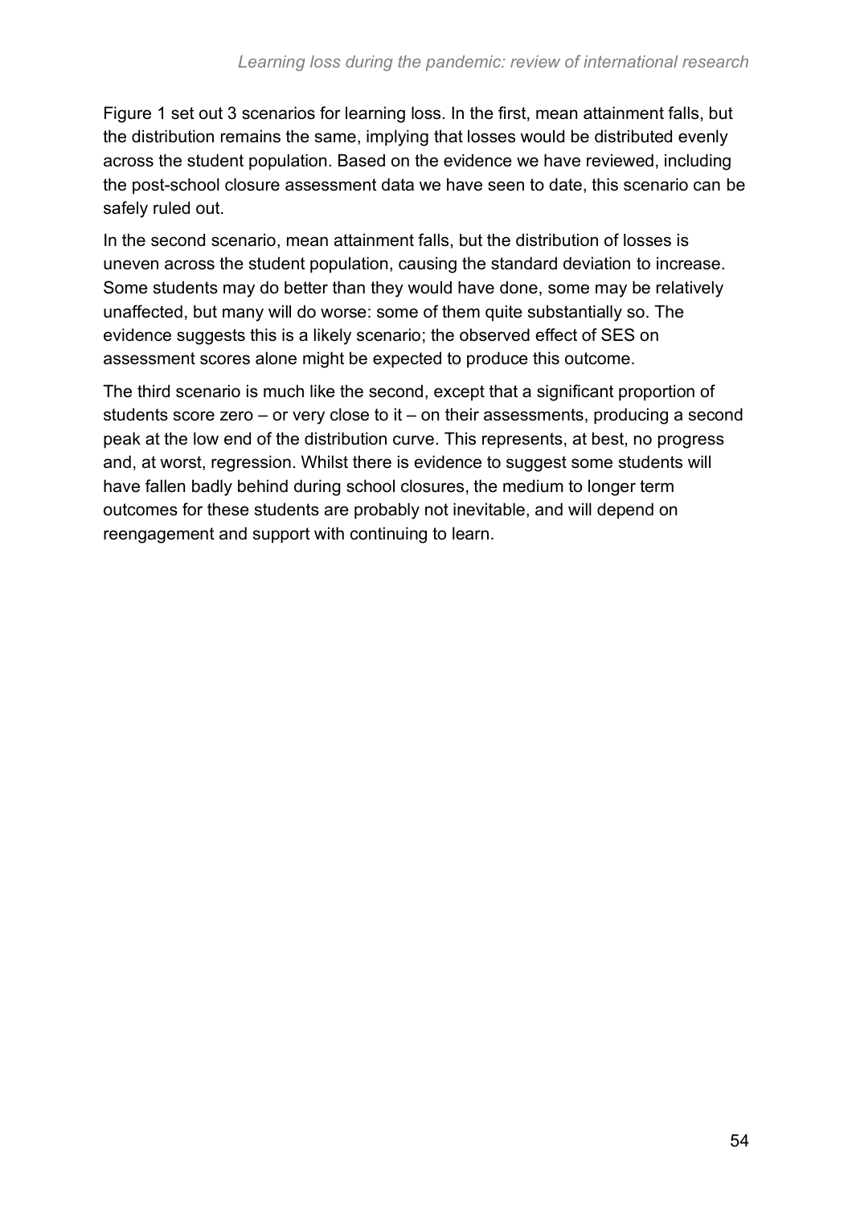Figure 1 set out 3 scenarios for learning loss. In the first, mean attainment falls, but the distribution remains the same, implying that losses would be distributed evenly across the student population. Based on the evidence we have reviewed, including the post-school closure assessment data we have seen to date, this scenario can be safely ruled out.

In the second scenario, mean attainment falls, but the distribution of losses is uneven across the student population, causing the standard deviation to increase. Some students may do better than they would have done, some may be relatively unaffected, but many will do worse: some of them quite substantially so. The evidence suggests this is a likely scenario; the observed effect of SES on assessment scores alone might be expected to produce this outcome.

The third scenario is much like the second, except that a significant proportion of students score zero – or very close to it – on their assessments, producing a second peak at the low end of the distribution curve. This represents, at best, no progress and, at worst, regression. Whilst there is evidence to suggest some students will have fallen badly behind during school closures, the medium to longer term outcomes for these students are probably not inevitable, and will depend on reengagement and support with continuing to learn.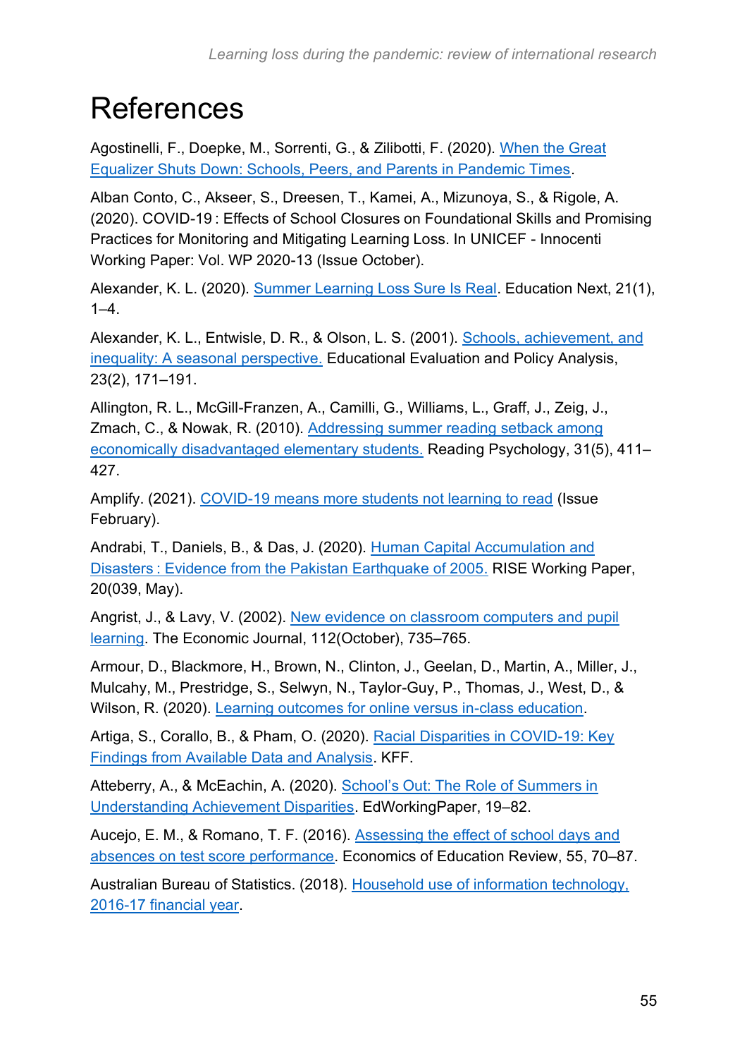# References

Agostinelli, F., Doepke, M., Sorrenti, G., & Zilibotti, F. (2020). When the Great Equalizer Shuts Down: Schools, Peers, and Parents in Pandemic Times.

Alban Conto, C., Akseer, S., Dreesen, T., Kamei, A., Mizunoya, S., & Rigole, A. (2020). COVID-19 : Effects of School Closures on Foundational Skills and Promising Practices for Monitoring and Mitigating Learning Loss. In UNICEF - Innocenti Working Paper: Vol. WP 2020-13 (Issue October).

Alexander, K. L. (2020). Summer Learning Loss Sure Is Real. Education Next, 21(1), 1–4.

Alexander, K. L., Entwisle, D. R., & Olson, L. S. (2001). Schools, achievement, and inequality: A seasonal perspective. Educational Evaluation and Policy Analysis, 23(2), 171–191.

Allington, R. L., McGill-Franzen, A., Camilli, G., Williams, L., Graff, J., Zeig, J., Zmach, C., & Nowak, R. (2010). Addressing summer reading setback among economically disadvantaged elementary students. Reading Psychology, 31(5), 411–427.

Amplify. (2021). COVID-19 means more students not learning to read (Issue February).

Andrabi, T., Daniels, B., & Das, J. (2020). Human Capital Accumulation and Disasters : Evidence from the Pakistan Earthquake of 2005. RISE Working Paper, 20(039, May).

Angrist, J., & Lavy, V. (2002). New evidence on classroom computers and pupil learning. The Economic Journal, 112(October), 735–765.

Armour, D., Blackmore, H., Brown, N., Clinton, J., Geelan, D., Martin, A., Miller, J., Mulcahy, M., Prestridge, S., Selwyn, N., Taylor-Guy, P., Thomas, J., West, D., & Wilson, R. (2020). Learning outcomes for online versus in-class education.

Artiga, S., Corallo, B., & Pham, O. (2020). Racial Disparities in COVID-19: Key Findings from Available Data and Analysis. KFF.

Atteberry, A., & McEachin, A. (2020). School's Out: The Role of Summers in Understanding Achievement Disparities. EdWorkingPaper, 19–82.

Aucejo, E. M., & Romano, T. F. (2016). Assessing the effect of school days and absences on test score performance. Economics of Education Review, 55, 70–87.

Australian Bureau of Statistics. (2018). Household use of information technology, 2016-17 financial year.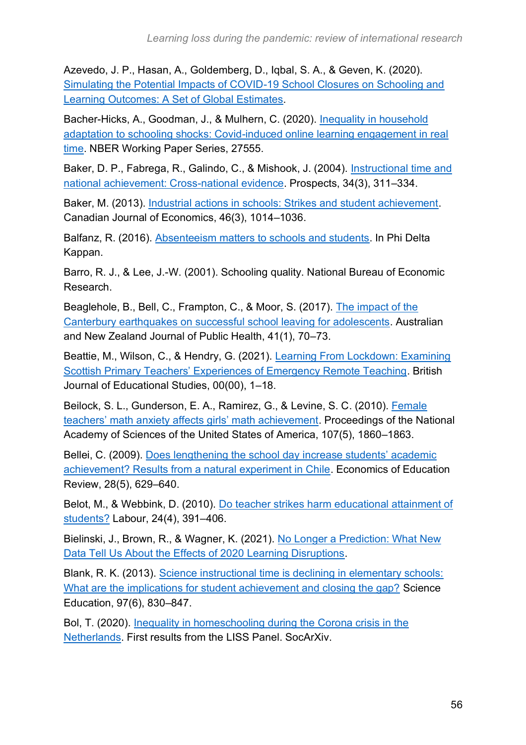Azevedo, J. P., Hasan, A., Goldemberg, D., Iqbal, S. A., & Geven, K. (2020). Simulating the Potential Impacts of COVID-19 School Closures on Schooling and Learning Outcomes: A Set of Global Estimates.

Bacher-Hicks, A., Goodman, J., & Mulhern, C. (2020). Inequality in household adaptation to schooling shocks: Covid-induced online learning engagement in real time. NBER Working Paper Series, 27555.

Baker, D. P., Fabrega, R., Galindo, C., & Mishook, J. (2004). Instructional time and national achievement: Cross-national evidence. Prospects, 34(3), 311–334.

Baker, M. (2013). Industrial actions in schools: Strikes and student achievement. Canadian Journal of Economics, 46(3), 1014–1036.

Balfanz, R. (2016). Absenteeism matters to schools and students. In Phi Delta Kappan.

Barro, R. J., & Lee, J.-W. (2001). Schooling quality. National Bureau of Economic Research.

Beaglehole, B., Bell, C., Frampton, C., & Moor, S. (2017). The impact of the Canterbury earthquakes on successful school leaving for adolescents. Australian and New Zealand Journal of Public Health, 41(1), 70–73.

Beattie, M., Wilson, C., & Hendry, G. (2021). Learning From Lockdown: Examining Scottish Primary Teachers' Experiences of Emergency Remote Teaching. British Journal of Educational Studies, 00(00), 1–18.

Beilock, S. L., Gunderson, E. A., Ramirez, G., & Levine, S. C. (2010). Female teachers' math anxiety affects girls' math achievement. Proceedings of the National Academy of Sciences of the United States of America, 107(5), 1860–1863.

Bellei, C. (2009). Does lengthening the school day increase students' academic achievement? Results from a natural experiment in Chile. Economics of Education Review, 28(5), 629–640.

Belot, M., & Webbink, D. (2010). Do teacher strikes harm educational attainment of students? Labour, 24(4), 391–406.

Bielinski, J., Brown, R., & Wagner, K. (2021). No Longer a Prediction: What New Data Tell Us About the Effects of 2020 Learning Disruptions.

Blank, R. K. (2013). Science instructional time is declining in elementary schools: What are the implications for student achievement and closing the gap? Science Education, 97(6), 830–847.

Bol, T. (2020). Inequality in homeschooling during the Corona crisis in the Netherlands. First results from the LISS Panel. SocArXiv.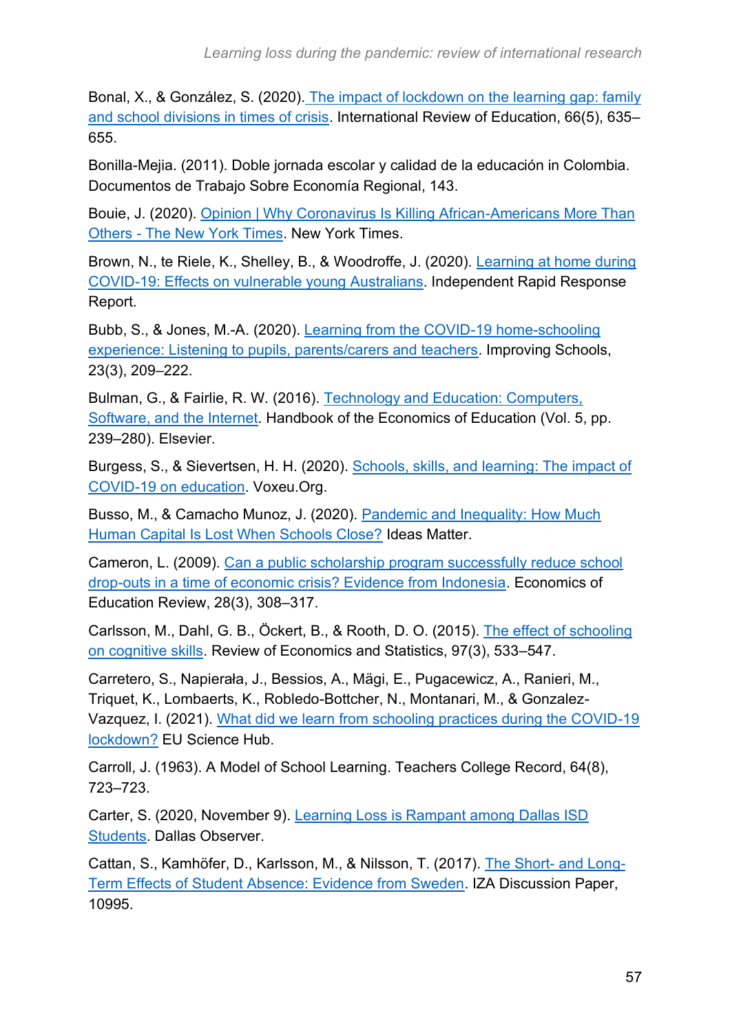Bonal, X., & González, S. (2020). The impact of lockdown on the learning gap: family and school divisions in times of crisis. International Review of Education, 66(5), 635–655.

Bonilla-Mejia. (2011). Doble jornada escolar y calidad de la educación in Colombia. Documentos de Trabajo Sobre Economía Regional, 143.

Bouie, J. (2020). Opinion | Why Coronavirus Is Killing African-Americans More Than Others - The New York Times. New York Times.

Brown, N., te Riele, K., Shelley, B., & Woodroffe, J. (2020). Learning at home during COVID-19: Effects on vulnerable young Australians. Independent Rapid Response Report.

Bubb, S., & Jones, M.-A. (2020). Learning from the COVID-19 home-schooling experience: Listening to pupils, parents/carers and teachers. Improving Schools, 23(3), 209–222.

Bulman, G., & Fairlie, R. W. (2016). Technology and Education: Computers, Software, and the Internet. Handbook of the Economics of Education (Vol. 5, pp. 239–280). Elsevier.

Burgess, S., & Sievertsen, H. H. (2020). Schools, skills, and learning: The impact of COVID-19 on education. Voxeu.Org.

Busso, M., & Camacho Munoz, J. (2020). Pandemic and Inequality: How Much Human Capital Is Lost When Schools Close? Ideas Matter.

Cameron, L. (2009). Can a public scholarship program successfully reduce school drop-outs in a time of economic crisis? Evidence from Indonesia. Economics of Education Review, 28(3), 308–317.

Carlsson, M., Dahl, G. B., Öckert, B., & Rooth, D. O. (2015). The effect of schooling on cognitive skills. Review of Economics and Statistics, 97(3), 533–547.

Carretero, S., Napierała, J., Bessios, A., Mägi, E., Pugacewicz, A., Ranieri, M., Triquet, K., Lombaerts, K., Robledo-Bottcher, N., Montanari, M., & Gonzalez-Vazquez, I. (2021). What did we learn from schooling practices during the COVID-19 lockdown? EU Science Hub.

Carroll, J. (1963). A Model of School Learning. Teachers College Record, 64(8), 723–723.

Carter, S. (2020, November 9). Learning Loss is Rampant among Dallas ISD Students. Dallas Observer.

Cattan, S., Kamhöfer, D., Karlsson, M., & Nilsson, T. (2017). The Short- and Long-Term Effects of Student Absence: Evidence from Sweden. IZA Discussion Paper, 10995.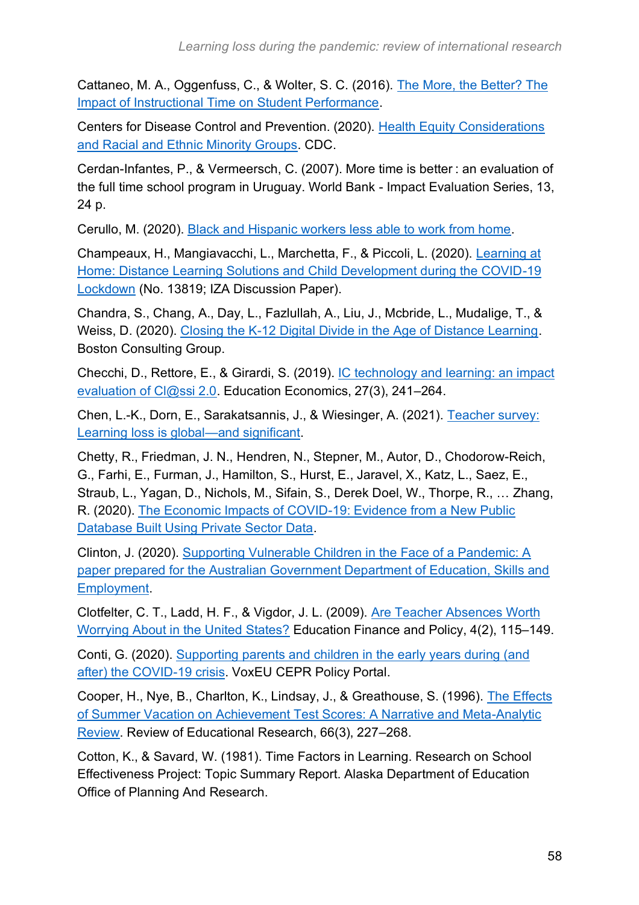Cattaneo, M. A., Oggenfuss, C., & Wolter, S. C. (2016). The More, the Better? The Impact of Instructional Time on Student Performance.

Centers for Disease Control and Prevention. (2020). Health Equity Considerations and Racial and Ethnic Minority Groups. CDC.

Cerdan-Infantes, P., & Vermeersch, C. (2007). More time is better : an evaluation of the full time school program in Uruguay. World Bank - Impact Evaluation Series, 13, 24 p.

Cerullo, M. (2020). Black and Hispanic workers less able to work from home.

Champeaux, H., Mangiavacchi, L., Marchetta, F., & Piccoli, L. (2020). Learning at Home: Distance Learning Solutions and Child Development during the COVID-19 Lockdown (No. 13819; IZA Discussion Paper).

Chandra, S., Chang, A., Day, L., Fazlullah, A., Liu, J., Mcbride, L., Mudalige, T., & Weiss, D. (2020). Closing the K-12 Digital Divide in the Age of Distance Learning. Boston Consulting Group.

Checchi, D., Rettore, E., & Girardi, S. (2019). IC technology and learning: an impact evaluation of Cl@ssi 2.0. Education Economics, 27(3), 241–264.

Chen, L.-K., Dorn, E., Sarakatsannis, J., & Wiesinger, A. (2021). Teacher survey: Learning loss is global—and significant.

Chetty, R., Friedman, J. N., Hendren, N., Stepner, M., Autor, D., Chodorow-Reich, G., Farhi, E., Furman, J., Hamilton, S., Hurst, E., Jaravel, X., Katz, L., Saez, E., Straub, L., Yagan, D., Nichols, M., Sifain, S., Derek Doel, W., Thorpe, R., … Zhang, R. (2020). The Economic Impacts of COVID-19: Evidence from a New Public Database Built Using Private Sector Data.

Clinton, J. (2020). Supporting Vulnerable Children in the Face of a Pandemic: A paper prepared for the Australian Government Department of Education, Skills and Employment.

Clotfelter, C. T., Ladd, H. F., & Vigdor, J. L. (2009). Are Teacher Absences Worth Worrying About in the United States? Education Finance and Policy, 4(2), 115–149.

Conti, G. (2020). Supporting parents and children in the early years during (and after) the COVID-19 crisis. VoxEU CEPR Policy Portal.

Cooper, H., Nye, B., Charlton, K., Lindsay, J., & Greathouse, S. (1996). The Effects of Summer Vacation on Achievement Test Scores: A Narrative and Meta-Analytic Review. Review of Educational Research, 66(3), 227–268.

Cotton, K., & Savard, W. (1981). Time Factors in Learning. Research on School Effectiveness Project: Topic Summary Report. Alaska Department of Education Office of Planning And Research.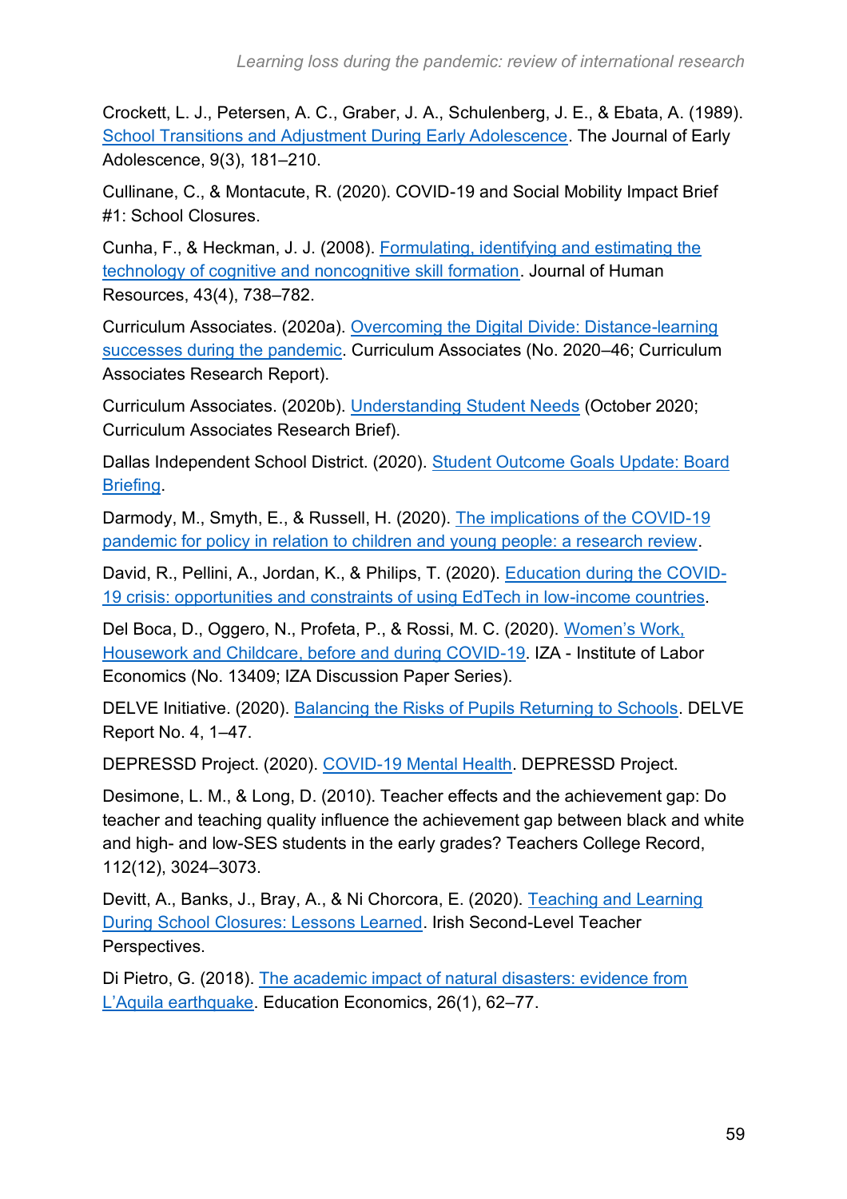Crockett, L. J., Petersen, A. C., Graber, J. A., Schulenberg, J. E., & Ebata, A. (1989). School Transitions and Adjustment During Early Adolescence. The Journal of Early Adolescence, 9(3), 181–210.

Cullinane, C., & Montacute, R. (2020). COVID-19 and Social Mobility Impact Brief #1: School Closures.

Cunha, F., & Heckman, J. J. (2008). Formulating, identifying and estimating the technology of cognitive and noncognitive skill formation. Journal of Human Resources, 43(4), 738–782.

Curriculum Associates. (2020a). Overcoming the Digital Divide: Distance-learning successes during the pandemic. Curriculum Associates (No. 2020–46; Curriculum Associates Research Report).

Curriculum Associates. (2020b). Understanding Student Needs (October 2020; Curriculum Associates Research Brief).

Dallas Independent School District. (2020). Student Outcome Goals Update: Board Briefing.

Darmody, M., Smyth, E., & Russell, H. (2020). The implications of the COVID-19 pandemic for policy in relation to children and young people: a research review.

David, R., Pellini, A., Jordan, K., & Philips, T. (2020). Education during the COVID-19 crisis: opportunities and constraints of using EdTech in low-income countries.

Del Boca, D., Oggero, N., Profeta, P., & Rossi, M. C. (2020). Women's Work, Housework and Childcare, before and during COVID-19. IZA - Institute of Labor Economics (No. 13409; IZA Discussion Paper Series).

DELVE Initiative. (2020). Balancing the Risks of Pupils Returning to Schools. DELVE Report No. 4, 1–47.

DEPRESSD Project. (2020). COVID-19 Mental Health. DEPRESSD Project.

Desimone, L. M., & Long, D. (2010). Teacher effects and the achievement gap: Do teacher and teaching quality influence the achievement gap between black and white and high- and low-SES students in the early grades? Teachers College Record, 112(12), 3024–3073.

Devitt, A., Banks, J., Bray, A., & Ni Chorcora, E. (2020). Teaching and Learning During School Closures: Lessons Learned. Irish Second-Level Teacher Perspectives.

Di Pietro, G. (2018). The academic impact of natural disasters: evidence from L'Aquila earthquake. Education Economics, 26(1), 62–77.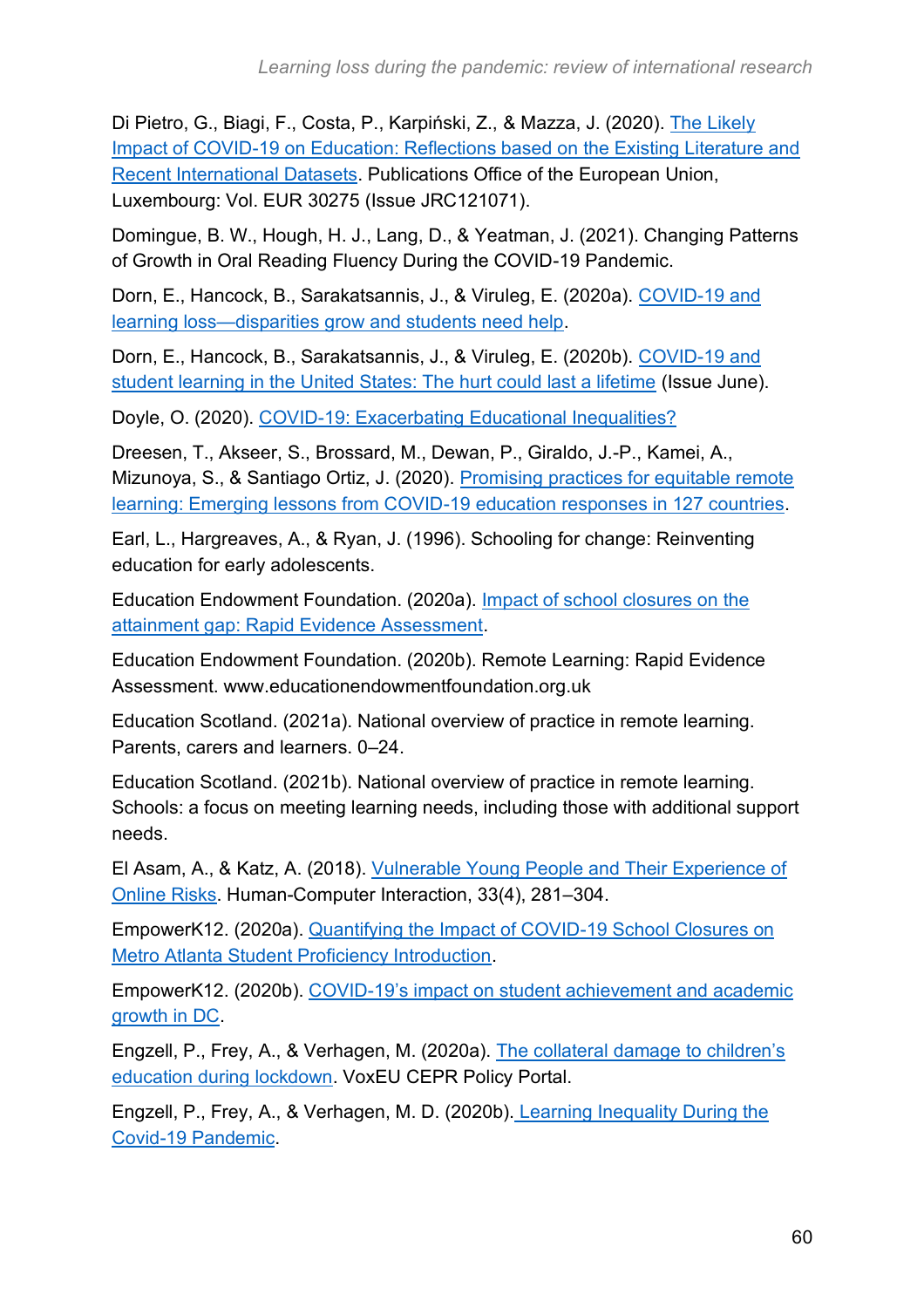Di Pietro, G., Biagi, F., Costa, P., Karpiński, Z., & Mazza, J. (2020). The Likely Impact of COVID-19 on Education: Reflections based on the Existing Literature and Recent International Datasets. Publications Office of the European Union, Luxembourg: Vol. EUR 30275 (Issue JRC121071).

Domingue, B. W., Hough, H. J., Lang, D., & Yeatman, J. (2021). Changing Patterns of Growth in Oral Reading Fluency During the COVID-19 Pandemic.

Dorn, E., Hancock, B., Sarakatsannis, J., & Viruleg, E. (2020a). COVID-19 and learning loss—disparities grow and students need help.

Dorn, E., Hancock, B., Sarakatsannis, J., & Viruleg, E. (2020b). COVID-19 and student learning in the United States: The hurt could last a lifetime (Issue June).

Doyle, O. (2020). COVID-19: Exacerbating Educational Inequalities?

Dreesen, T., Akseer, S., Brossard, M., Dewan, P., Giraldo, J.-P., Kamei, A., Mizunoya, S., & Santiago Ortiz, J. (2020). Promising practices for equitable remote learning: Emerging lessons from COVID-19 education responses in 127 countries.

Earl, L., Hargreaves, A., & Ryan, J. (1996). Schooling for change: Reinventing education for early adolescents.

Education Endowment Foundation. (2020a). Impact of school closures on the attainment gap: Rapid Evidence Assessment.

Education Endowment Foundation. (2020b). Remote Learning: Rapid Evidence Assessment. www.educationendowmentfoundation.org.uk

Education Scotland. (2021a). National overview of practice in remote learning. Parents, carers and learners. 0–24.

Education Scotland. (2021b). National overview of practice in remote learning. Schools: a focus on meeting learning needs, including those with additional support needs.

El Asam, A., & Katz, A. (2018). Vulnerable Young People and Their Experience of Online Risks. Human-Computer Interaction, 33(4), 281–304.

EmpowerK12. (2020a). Quantifying the Impact of COVID-19 School Closures on Metro Atlanta Student Proficiency Introduction.

EmpowerK12. (2020b). COVID-19's impact on student achievement and academic growth in DC.

Engzell, P., Frey, A., & Verhagen, M. (2020a). The collateral damage to children's education during lockdown. VoxEU CEPR Policy Portal.

Engzell, P., Frey, A., & Verhagen, M. D. (2020b). Learning Inequality During the Covid-19 Pandemic.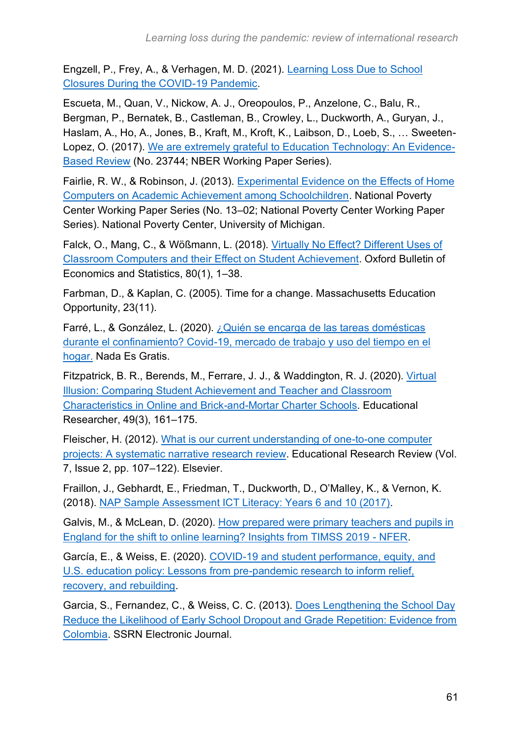Engzell, P., Frey, A., & Verhagen, M. D. (2021). Learning Loss Due to School Closures During the COVID-19 Pandemic.

Escueta, M., Quan, V., Nickow, A. J., Oreopoulos, P., Anzelone, C., Balu, R., Bergman, P., Bernatek, B., Castleman, B., Crowley, L., Duckworth, A., Guryan, J., Haslam, A., Ho, A., Jones, B., Kraft, M., Kroft, K., Laibson, D., Loeb, S., … Sweeten-Lopez, O. (2017). We are extremely grateful to Education Technology: An Evidence-Based Review (No. 23744; NBER Working Paper Series).

Fairlie, R. W., & Robinson, J. (2013). Experimental Evidence on the Effects of Home Computers on Academic Achievement among Schoolchildren. National Poverty Center Working Paper Series (No. 13–02; National Poverty Center Working Paper Series). National Poverty Center, University of Michigan.

Falck, O., Mang, C., & Wößmann, L. (2018). Virtually No Effect? Different Uses of Classroom Computers and their Effect on Student Achievement. Oxford Bulletin of Economics and Statistics, 80(1), 1–38.

Farbman, D., & Kaplan, C. (2005). Time for a change. Massachusetts Education Opportunity, 23(11).

Farré, L., & González, L. (2020). ¿Quién se encarga de las tareas domésticas durante el confinamiento? Covid-19, mercado de trabajo y uso del tiempo en el hogar. Nada Es Gratis.

Fitzpatrick, B. R., Berends, M., Ferrare, J. J., & Waddington, R. J. (2020). Virtual Illusion: Comparing Student Achievement and Teacher and Classroom Characteristics in Online and Brick-and-Mortar Charter Schools. Educational Researcher, 49(3), 161–175.

Fleischer, H. (2012). What is our current understanding of one-to-one computer projects: A systematic narrative research review. Educational Research Review (Vol. 7, Issue 2, pp. 107–122). Elsevier.

Fraillon, J., Gebhardt, E., Friedman, T., Duckworth, D., O'Malley, K., & Vernon, K. (2018). NAP Sample Assessment ICT Literacy: Years 6 and 10 (2017).

Galvis, M., & McLean, D. (2020). How prepared were primary teachers and pupils in England for the shift to online learning? Insights from TIMSS 2019 - NFER.

García, E., & Weiss, E. (2020). COVID-19 and student performance, equity, and U.S. education policy: Lessons from pre-pandemic research to inform relief, recovery, and rebuilding.

Garcia, S., Fernandez, C., & Weiss, C. C. (2013). Does Lengthening the School Day Reduce the Likelihood of Early School Dropout and Grade Repetition: Evidence from Colombia. SSRN Electronic Journal.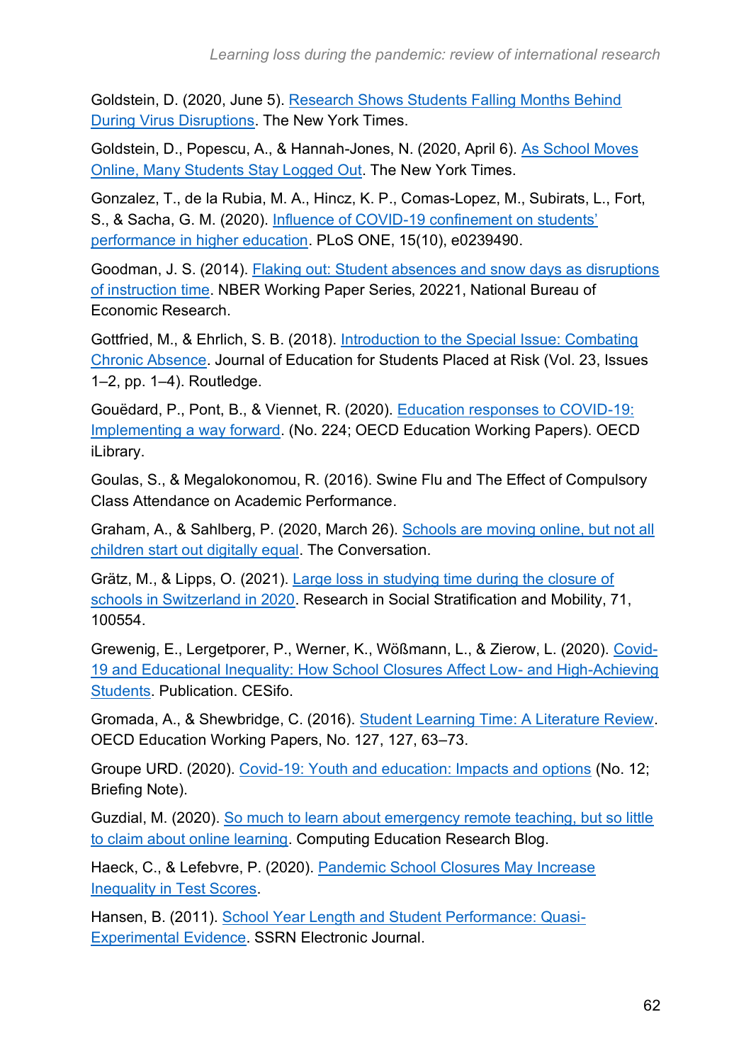Goldstein, D. (2020, June 5). Research Shows Students Falling Months Behind During Virus Disruptions. The New York Times.

Goldstein, D., Popescu, A., & Hannah-Jones, N. (2020, April 6). As School Moves Online, Many Students Stay Logged Out. The New York Times.

Gonzalez, T., de la Rubia, M. A., Hincz, K. P., Comas-Lopez, M., Subirats, L., Fort, S., & Sacha, G. M. (2020). Influence of COVID-19 confinement on students' performance in higher education. PLoS ONE, 15(10), e0239490.

Goodman, J. S. (2014). Flaking out: Student absences and snow days as disruptions of instruction time. NBER Working Paper Series, 20221, National Bureau of Economic Research.

Gottfried, M., & Ehrlich, S. B. (2018). Introduction to the Special Issue: Combating Chronic Absence. Journal of Education for Students Placed at Risk (Vol. 23, Issues 1–2, pp. 1–4). Routledge.

Gouëdard, P., Pont, B., & Viennet, R. (2020). Education responses to COVID-19: Implementing a way forward. (No. 224; OECD Education Working Papers). OECD iLibrary.

Goulas, S., & Megalokonomou, R. (2016). Swine Flu and The Effect of Compulsory Class Attendance on Academic Performance.

Graham, A., & Sahlberg, P. (2020, March 26). Schools are moving online, but not all children start out digitally equal. The Conversation.

Grätz, M., & Lipps, O. (2021). Large loss in studying time during the closure of schools in Switzerland in 2020. Research in Social Stratification and Mobility, 71, 100554.

Grewenig, E., Lergetporer, P., Werner, K., Wößmann, L., & Zierow, L. (2020). Covid-19 and Educational Inequality: How School Closures Affect Low- and High-Achieving Students. Publication. CESifo.

Gromada, A., & Shewbridge, C. (2016). Student Learning Time: A Literature Review. OECD Education Working Papers, No. 127, 127, 63–73.

Groupe URD. (2020). Covid-19: Youth and education: Impacts and options (No. 12; Briefing Note).

Guzdial, M. (2020). So much to learn about emergency remote teaching, but so little to claim about online learning. Computing Education Research Blog.

Haeck, C., & Lefebvre, P. (2020). Pandemic School Closures May Increase Inequality in Test Scores.

Hansen, B. (2011). School Year Length and Student Performance: Quasi-Experimental Evidence. SSRN Electronic Journal.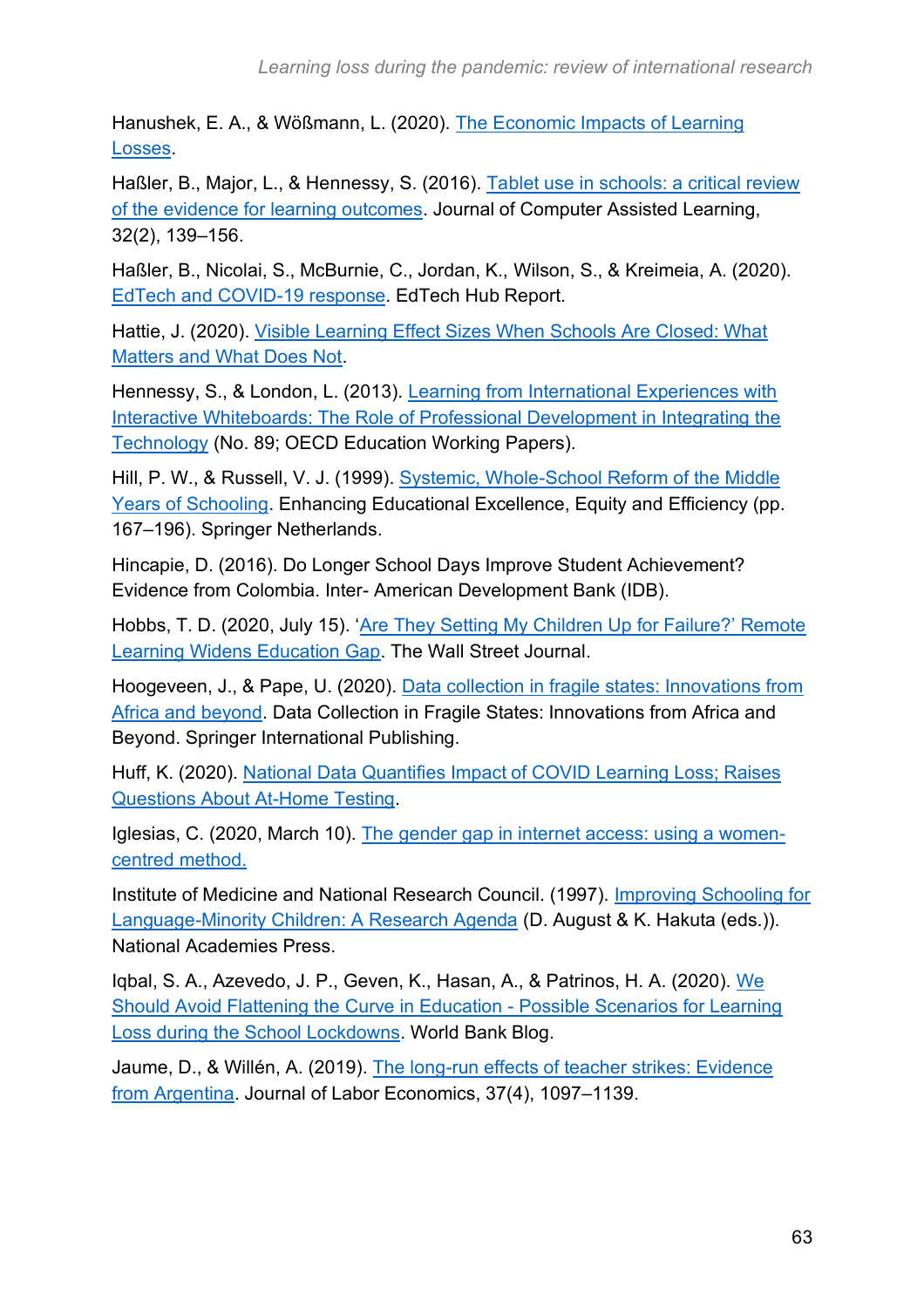Hanushek, E. A., & Wößmann, L. (2020). The Economic Impacts of Learning Losses.

Haßler, B., Major, L., & Hennessy, S. (2016). Tablet use in schools: a critical review of the evidence for learning outcomes. Journal of Computer Assisted Learning, 32(2), 139–156.

Haßler, B., Nicolai, S., McBurnie, C., Jordan, K., Wilson, S., & Kreimeia, A. (2020). EdTech and COVID-19 response. EdTech Hub Report.

Hattie, J. (2020). Visible Learning Effect Sizes When Schools Are Closed: What Matters and What Does Not.

Hennessy, S., & London, L. (2013). Learning from International Experiences with Interactive Whiteboards: The Role of Professional Development in Integrating the Technology (No. 89; OECD Education Working Papers).

Hill, P. W., & Russell, V. J. (1999). Systemic, Whole-School Reform of the Middle Years of Schooling. Enhancing Educational Excellence, Equity and Efficiency (pp. 167–196). Springer Netherlands.

Hincapie, D. (2016). Do Longer School Days Improve Student Achievement? Evidence from Colombia. Inter- American Development Bank (IDB).

Hobbs, T. D. (2020, July 15). 'Are They Setting My Children Up for Failure?' Remote Learning Widens Education Gap. The Wall Street Journal.

Hoogeveen, J., & Pape, U. (2020). Data collection in fragile states: Innovations from Africa and beyond. Data Collection in Fragile States: Innovations from Africa and Beyond. Springer International Publishing.

Huff, K. (2020). National Data Quantifies Impact of COVID Learning Loss; Raises Questions About At-Home Testing.

Iglesias, C. (2020, March 10). The gender gap in internet access: using a women-centred method.

Institute of Medicine and National Research Council. (1997). Improving Schooling for Language-Minority Children: A Research Agenda (D. August & K. Hakuta (eds.)). National Academies Press.

Iqbal, S. A., Azevedo, J. P., Geven, K., Hasan, A., & Patrinos, H. A. (2020). We Should Avoid Flattening the Curve in Education - Possible Scenarios for Learning Loss during the School Lockdowns. World Bank Blog.

Jaume, D., & Willén, A. (2019). The long-run effects of teacher strikes: Evidence from Argentina. Journal of Labor Economics, 37(4), 1097–1139.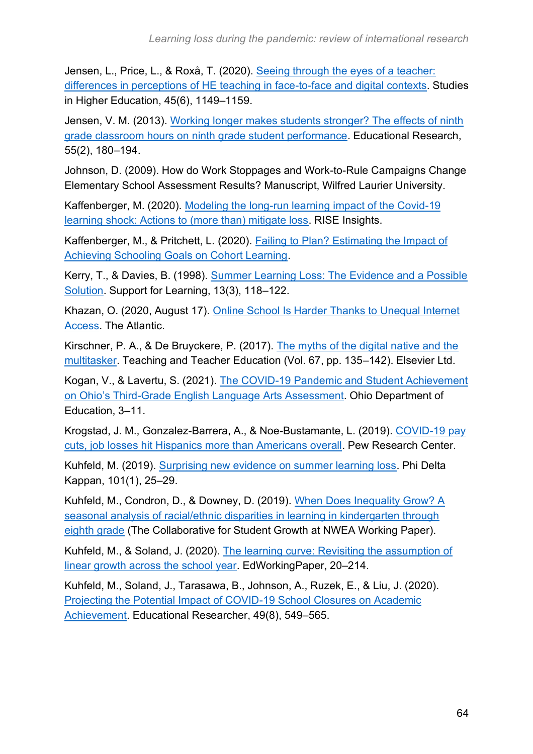Jensen, L., Price, L., & Roxå, T. (2020). Seeing through the eyes of a teacher: differences in perceptions of HE teaching in face-to-face and digital contexts. Studies in Higher Education, 45(6), 1149–1159.

Jensen, V. M. (2013). Working longer makes students stronger? The effects of ninth grade classroom hours on ninth grade student performance. Educational Research, 55(2), 180–194.

Johnson, D. (2009). How do Work Stoppages and Work-to-Rule Campaigns Change Elementary School Assessment Results? Manuscript, Wilfred Laurier University.

Kaffenberger, M. (2020). Modeling the long-run learning impact of the Covid-19 learning shock: Actions to (more than) mitigate loss. RISE Insights.

Kaffenberger, M., & Pritchett, L. (2020). Failing to Plan? Estimating the Impact of Achieving Schooling Goals on Cohort Learning.

Kerry, T., & Davies, B. (1998). Summer Learning Loss: The Evidence and a Possible Solution. Support for Learning, 13(3), 118–122.

Khazan, O. (2020, August 17). Online School Is Harder Thanks to Unequal Internet Access. The Atlantic.

Kirschner, P. A., & De Bruyckere, P. (2017). The myths of the digital native and the multitasker. Teaching and Teacher Education (Vol. 67, pp. 135–142). Elsevier Ltd.

Kogan, V., & Lavertu, S. (2021). The COVID-19 Pandemic and Student Achievement on Ohio's Third-Grade English Language Arts Assessment. Ohio Department of Education, 3–11.

Krogstad, J. M., Gonzalez-Barrera, A., & Noe-Bustamante, L. (2019). COVID-19 pay cuts, job losses hit Hispanics more than Americans overall. Pew Research Center.

Kuhfeld, M. (2019). Surprising new evidence on summer learning loss. Phi Delta Kappan, 101(1), 25–29.

Kuhfeld, M., Condron, D., & Downey, D. (2019). When Does Inequality Grow? A seasonal analysis of racial/ethnic disparities in learning in kindergarten through eighth grade (The Collaborative for Student Growth at NWEA Working Paper).

Kuhfeld, M., & Soland, J. (2020). The learning curve: Revisiting the assumption of linear growth across the school year. EdWorkingPaper, 20–214.

Kuhfeld, M., Soland, J., Tarasawa, B., Johnson, A., Ruzek, E., & Liu, J. (2020). Projecting the Potential Impact of COVID-19 School Closures on Academic Achievement. Educational Researcher, 49(8), 549–565.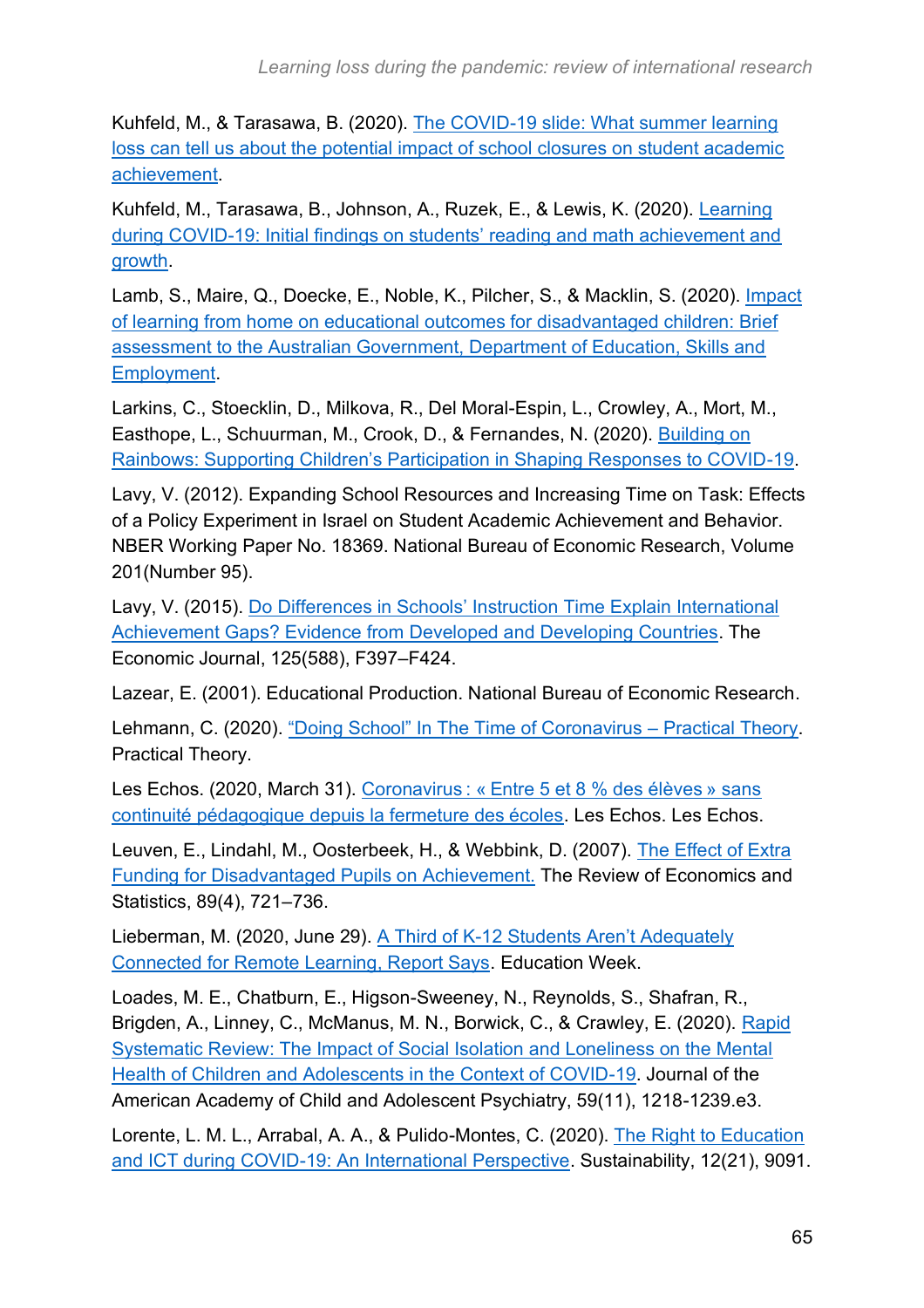Kuhfeld, M., & Tarasawa, B. (2020). The COVID-19 slide: What summer learning loss can tell us about the potential impact of school closures on student academic achievement.

Kuhfeld, M., Tarasawa, B., Johnson, A., Ruzek, E., & Lewis, K. (2020). Learning during COVID-19: Initial findings on students' reading and math achievement and growth.

Lamb, S., Maire, Q., Doecke, E., Noble, K., Pilcher, S., & Macklin, S. (2020). Impact of learning from home on educational outcomes for disadvantaged children: Brief assessment to the Australian Government, Department of Education, Skills and Employment.

Larkins, C., Stoecklin, D., Milkova, R., Del Moral-Espin, L., Crowley, A., Mort, M., Easthope, L., Schuurman, M., Crook, D., & Fernandes, N. (2020). Building on Rainbows: Supporting Children's Participation in Shaping Responses to COVID-19.

Lavy, V. (2012). Expanding School Resources and Increasing Time on Task: Effects of a Policy Experiment in Israel on Student Academic Achievement and Behavior. NBER Working Paper No. 18369. National Bureau of Economic Research, Volume 201(Number 95).

Lavy, V. (2015). Do Differences in Schools' Instruction Time Explain International Achievement Gaps? Evidence from Developed and Developing Countries. The Economic Journal, 125(588), F397–F424.

Lazear, E. (2001). Educational Production. National Bureau of Economic Research.

Lehmann, C. (2020). "Doing School" In The Time of Coronavirus – Practical Theory. Practical Theory.

Les Echos. (2020, March 31). Coronavirus : « Entre 5 et 8 % des élèves » sans continuité pédagogique depuis la fermeture des écoles. Les Echos. Les Echos.

Leuven, E., Lindahl, M., Oosterbeek, H., & Webbink, D. (2007). The Effect of Extra Funding for Disadvantaged Pupils on Achievement. The Review of Economics and Statistics, 89(4), 721–736.

Lieberman, M. (2020, June 29). A Third of K-12 Students Aren't Adequately Connected for Remote Learning, Report Says. Education Week.

Loades, M. E., Chatburn, E., Higson-Sweeney, N., Reynolds, S., Shafran, R., Brigden, A., Linney, C., McManus, M. N., Borwick, C., & Crawley, E. (2020). Rapid Systematic Review: The Impact of Social Isolation and Loneliness on the Mental Health of Children and Adolescents in the Context of COVID-19. Journal of the American Academy of Child and Adolescent Psychiatry, 59(11), 1218-1239.e3.

Lorente, L. M. L., Arrabal, A. A., & Pulido-Montes, C. (2020). The Right to Education and ICT during COVID-19: An International Perspective. Sustainability, 12(21), 9091.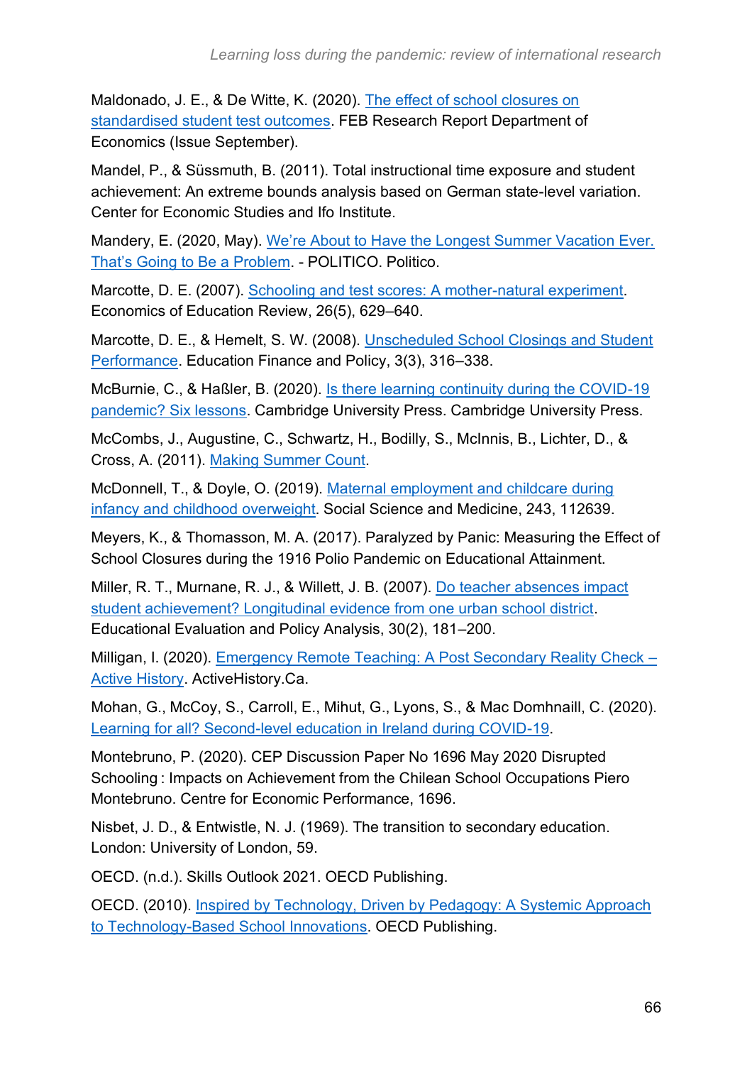Maldonado, J. E., & De Witte, K. (2020). The effect of school closures on standardised student test outcomes. FEB Research Report Department of Economics (Issue September).

Mandel, P., & Süssmuth, B. (2011). Total instructional time exposure and student achievement: An extreme bounds analysis based on German state-level variation. Center for Economic Studies and Ifo Institute.

Mandery, E. (2020, May). We're About to Have the Longest Summer Vacation Ever. That's Going to Be a Problem. - POLITICO. Politico.

Marcotte, D. E. (2007). Schooling and test scores: A mother-natural experiment. Economics of Education Review, 26(5), 629–640.

Marcotte, D. E., & Hemelt, S. W. (2008). Unscheduled School Closings and Student Performance. Education Finance and Policy, 3(3), 316–338.

McBurnie, C., & Haßler, B. (2020). Is there learning continuity during the COVID-19 pandemic? Six lessons. Cambridge University Press. Cambridge University Press.

McCombs, J., Augustine, C., Schwartz, H., Bodilly, S., McInnis, B., Lichter, D., & Cross, A. (2011). Making Summer Count.

McDonnell, T., & Doyle, O. (2019). Maternal employment and childcare during infancy and childhood overweight. Social Science and Medicine, 243, 112639.

Meyers, K., & Thomasson, M. A. (2017). Paralyzed by Panic: Measuring the Effect of School Closures during the 1916 Polio Pandemic on Educational Attainment.

Miller, R. T., Murnane, R. J., & Willett, J. B. (2007). Do teacher absences impact student achievement? Longitudinal evidence from one urban school district. Educational Evaluation and Policy Analysis, 30(2), 181–200.

Milligan, I. (2020). Emergency Remote Teaching: A Post Secondary Reality Check – Active History. ActiveHistory.Ca.

Mohan, G., McCoy, S., Carroll, E., Mihut, G., Lyons, S., & Mac Domhnaill, C. (2020). Learning for all? Second-level education in Ireland during COVID-19.

Montebruno, P. (2020). CEP Discussion Paper No 1696 May 2020 Disrupted Schooling : Impacts on Achievement from the Chilean School Occupations Piero Montebruno. Centre for Economic Performance, 1696.

Nisbet, J. D., & Entwistle, N. J. (1969). The transition to secondary education. London: University of London, 59.

OECD. (n.d.). Skills Outlook 2021. OECD Publishing.

OECD. (2010). Inspired by Technology, Driven by Pedagogy: A Systemic Approach to Technology-Based School Innovations. OECD Publishing.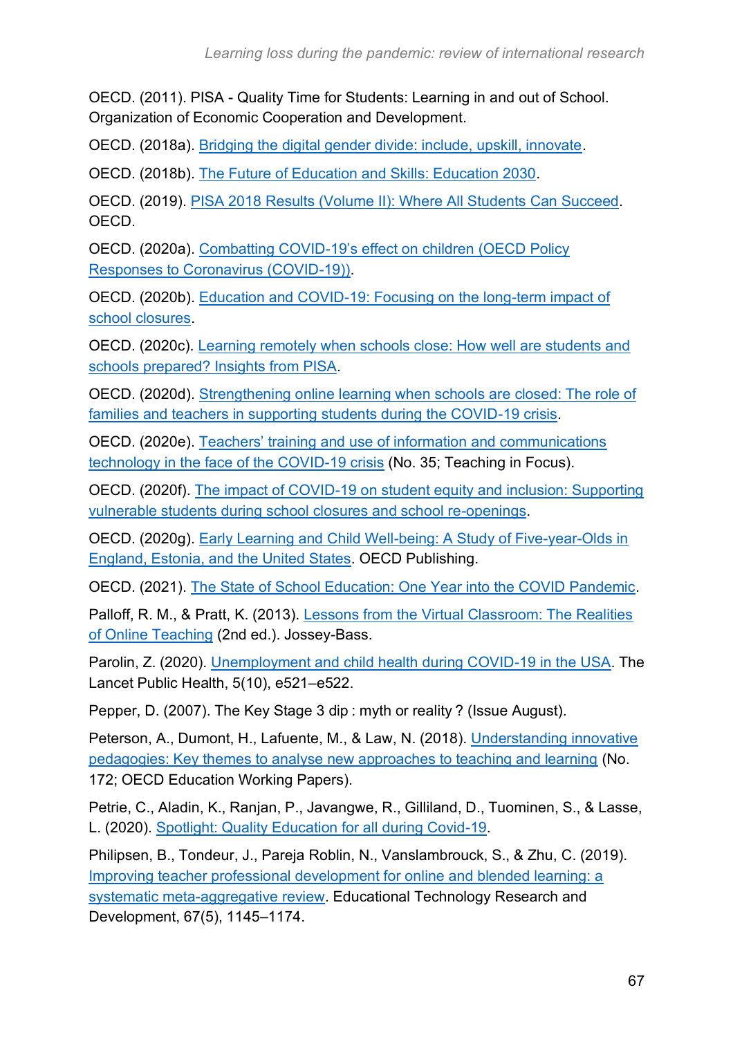OECD. (2011). PISA - Quality Time for Students: Learning in and out of School. Organization of Economic Cooperation and Development.

OECD. (2018a). Bridging the digital gender divide: include, upskill, innovate.

OECD. (2018b). The Future of Education and Skills: Education 2030.

OECD. (2019). PISA 2018 Results (Volume II): Where All Students Can Succeed. OECD.

OECD. (2020a). Combatting COVID-19's effect on children (OECD Policy Responses to Coronavirus (COVID-19)).

OECD. (2020b). Education and COVID-19: Focusing on the long-term impact of school closures.

OECD. (2020c). Learning remotely when schools close: How well are students and schools prepared? Insights from PISA.

OECD. (2020d). Strengthening online learning when schools are closed: The role of families and teachers in supporting students during the COVID-19 crisis.

OECD. (2020e). Teachers' training and use of information and communications technology in the face of the COVID-19 crisis (No. 35; Teaching in Focus).

OECD. (2020f). The impact of COVID-19 on student equity and inclusion: Supporting vulnerable students during school closures and school re-openings.

OECD. (2020g). Early Learning and Child Well-being: A Study of Five-year-Olds in England, Estonia, and the United States. OECD Publishing.

OECD. (2021). The State of School Education: One Year into the COVID Pandemic.

Palloff, R. M., & Pratt, K. (2013). Lessons from the Virtual Classroom: The Realities of Online Teaching (2nd ed.). Jossey-Bass.

Parolin, Z. (2020). Unemployment and child health during COVID-19 in the USA. The Lancet Public Health, 5(10), e521–e522.

Pepper, D. (2007). The Key Stage 3 dip : myth or reality ? (Issue August).

Peterson, A., Dumont, H., Lafuente, M., & Law, N. (2018). Understanding innovative pedagogies: Key themes to analyse new approaches to teaching and learning (No. 172; OECD Education Working Papers).

Petrie, C., Aladin, K., Ranjan, P., Javangwe, R., Gilliland, D., Tuominen, S., & Lasse, L. (2020). Spotlight: Quality Education for all during Covid-19.

Philipsen, B., Tondeur, J., Pareja Roblin, N., Vanslambrouck, S., & Zhu, C. (2019). Improving teacher professional development for online and blended learning: a systematic meta-aggregative review. Educational Technology Research and Development, 67(5), 1145–1174.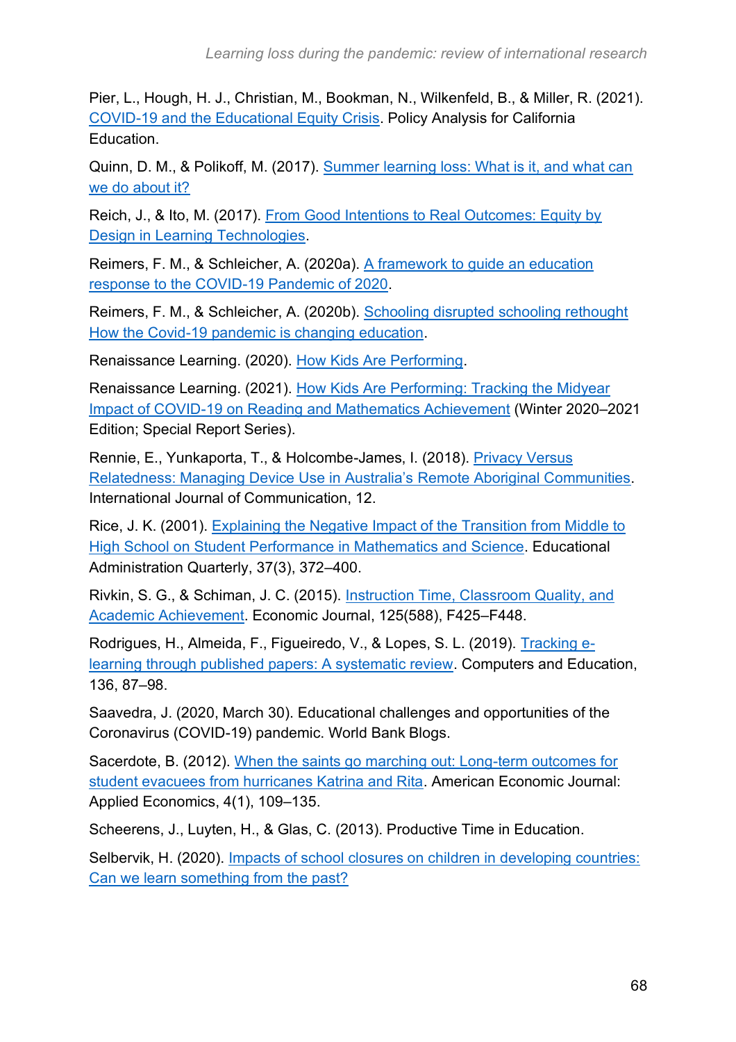Pier, L., Hough, H. J., Christian, M., Bookman, N., Wilkenfeld, B., & Miller, R. (2021). COVID-19 and the Educational Equity Crisis. Policy Analysis for California Education.

Quinn, D. M., & Polikoff, M. (2017). Summer learning loss: What is it, and what can we do about it?

Reich, J., & Ito, M. (2017). From Good Intentions to Real Outcomes: Equity by Design in Learning Technologies.

Reimers, F. M., & Schleicher, A. (2020a). A framework to guide an education response to the COVID-19 Pandemic of 2020.

Reimers, F. M., & Schleicher, A. (2020b). Schooling disrupted schooling rethought How the Covid-19 pandemic is changing education.

Renaissance Learning. (2020). How Kids Are Performing.

Renaissance Learning. (2021). How Kids Are Performing: Tracking the Midyear Impact of COVID-19 on Reading and Mathematics Achievement (Winter 2020–2021 Edition; Special Report Series).

Rennie, E., Yunkaporta, T., & Holcombe-James, I. (2018). Privacy Versus Relatedness: Managing Device Use in Australia's Remote Aboriginal Communities. International Journal of Communication, 12.

Rice, J. K. (2001). Explaining the Negative Impact of the Transition from Middle to High School on Student Performance in Mathematics and Science. Educational Administration Quarterly, 37(3), 372–400.

Rivkin, S. G., & Schiman, J. C. (2015). Instruction Time, Classroom Quality, and Academic Achievement. Economic Journal, 125(588), F425–F448.

Rodrigues, H., Almeida, F., Figueiredo, V., & Lopes, S. L. (2019). Tracking e-learning through published papers: A systematic review. Computers and Education, 136, 87–98.

Saavedra, J. (2020, March 30). Educational challenges and opportunities of the Coronavirus (COVID-19) pandemic. World Bank Blogs.

Sacerdote, B. (2012). When the saints go marching out: Long-term outcomes for student evacuees from hurricanes Katrina and Rita. American Economic Journal: Applied Economics, 4(1), 109–135.

Scheerens, J., Luyten, H., & Glas, C. (2013). Productive Time in Education.

Selbervik, H. (2020). Impacts of school closures on children in developing countries: Can we learn something from the past?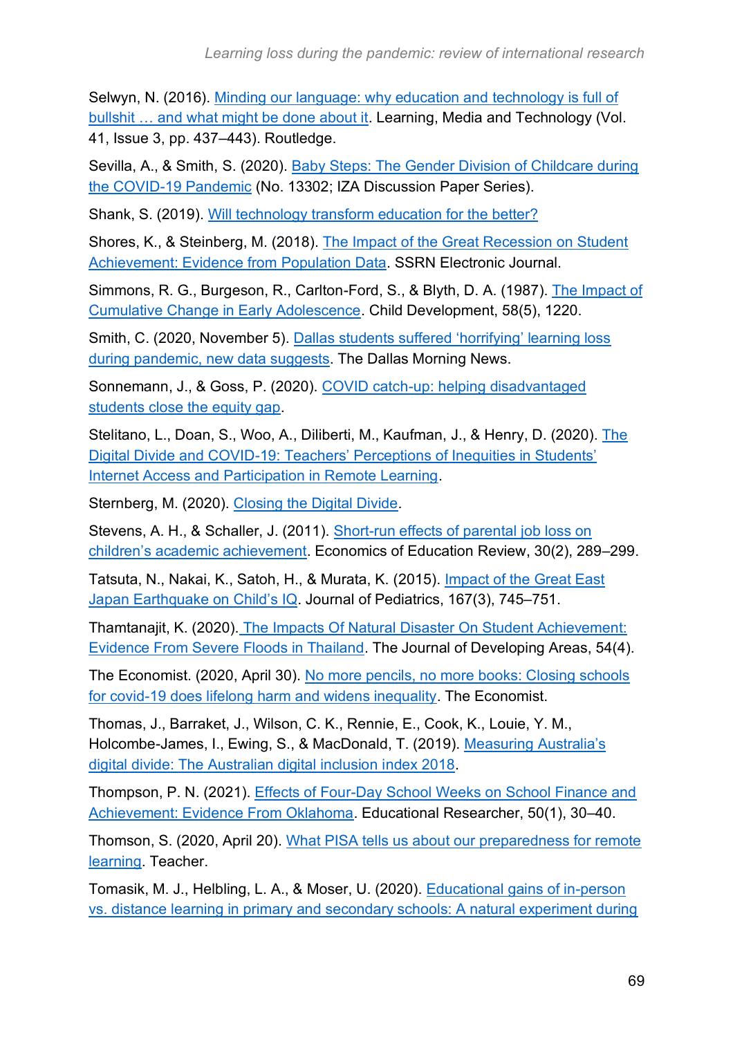Selwyn, N. (2016). Minding our language: why education and technology is full of bullshit … and what might be done about it. Learning, Media and Technology (Vol. 41, Issue 3, pp. 437–443). Routledge.

Sevilla, A., & Smith, S. (2020). Baby Steps: The Gender Division of Childcare during the COVID-19 Pandemic (No. 13302; IZA Discussion Paper Series).

Shank, S. (2019). Will technology transform education for the better?

Shores, K., & Steinberg, M. (2018). The Impact of the Great Recession on Student Achievement: Evidence from Population Data. SSRN Electronic Journal.

Simmons, R. G., Burgeson, R., Carlton-Ford, S., & Blyth, D. A. (1987). The Impact of Cumulative Change in Early Adolescence. Child Development, 58(5), 1220.

Smith, C. (2020, November 5). Dallas students suffered 'horrifying' learning loss during pandemic, new data suggests. The Dallas Morning News.

Sonnemann, J., & Goss, P. (2020). COVID catch-up: helping disadvantaged students close the equity gap.

Stelitano, L., Doan, S., Woo, A., Diliberti, M., Kaufman, J., & Henry, D. (2020). The Digital Divide and COVID-19: Teachers' Perceptions of Inequities in Students' Internet Access and Participation in Remote Learning.

Sternberg, M. (2020). Closing the Digital Divide.

Stevens, A. H., & Schaller, J. (2011). Short-run effects of parental job loss on children's academic achievement. Economics of Education Review, 30(2), 289–299.

Tatsuta, N., Nakai, K., Satoh, H., & Murata, K. (2015). Impact of the Great East Japan Earthquake on Child's IQ. Journal of Pediatrics, 167(3), 745–751.

Thamtanajit, K. (2020). The Impacts Of Natural Disaster On Student Achievement: Evidence From Severe Floods in Thailand. The Journal of Developing Areas, 54(4).

The Economist. (2020, April 30). No more pencils, no more books: Closing schools for covid-19 does lifelong harm and widens inequality. The Economist.

Thomas, J., Barraket, J., Wilson, C. K., Rennie, E., Cook, K., Louie, Y. M., Holcombe-James, I., Ewing, S., & MacDonald, T. (2019). Measuring Australia's digital divide: The Australian digital inclusion index 2018.

Thompson, P. N. (2021). Effects of Four-Day School Weeks on School Finance and Achievement: Evidence From Oklahoma. Educational Researcher, 50(1), 30–40.

Thomson, S. (2020, April 20). What PISA tells us about our preparedness for remote learning. Teacher.

Tomasik, M. J., Helbling, L. A., & Moser, U. (2020). Educational gains of in-person vs. distance learning in primary and secondary schools: A natural experiment during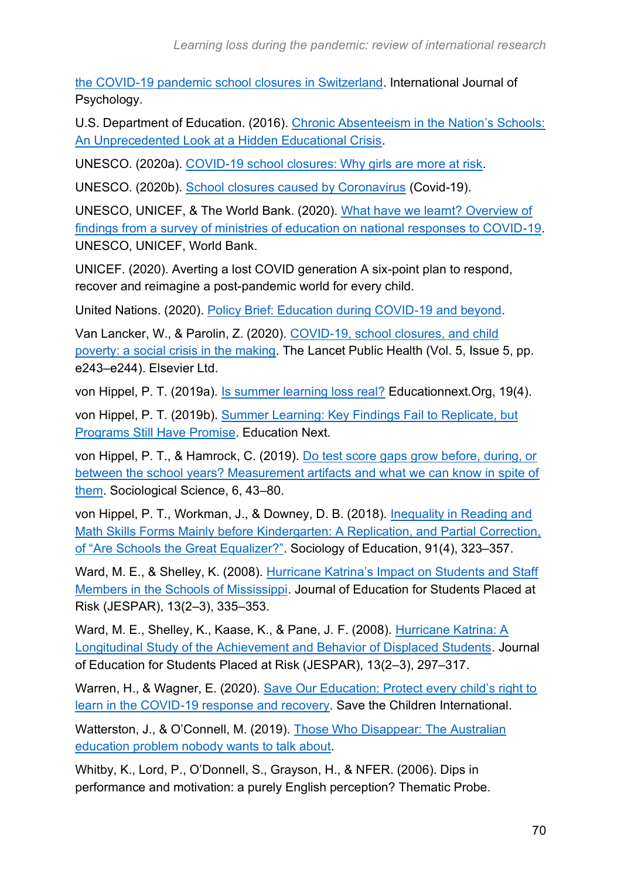the COVID-19 pandemic school closures in Switzerland. International Journal of Psychology.

U.S. Department of Education. (2016). Chronic Absenteeism in the Nation's Schools: An Unprecedented Look at a Hidden Educational Crisis.

UNESCO. (2020a). COVID-19 school closures: Why girls are more at risk.

UNESCO. (2020b). School closures caused by Coronavirus (Covid-19).

UNESCO, UNICEF, & The World Bank. (2020). What have we learnt? Overview of findings from a survey of ministries of education on national responses to COVID-19. UNESCO, UNICEF, World Bank.

UNICEF. (2020). Averting a lost COVID generation A six-point plan to respond, recover and reimagine a post-pandemic world for every child.

United Nations. (2020). Policy Brief: Education during COVID-19 and beyond.

Van Lancker, W., & Parolin, Z. (2020). COVID-19, school closures, and child poverty: a social crisis in the making. The Lancet Public Health (Vol. 5, Issue 5, pp. e243–e244). Elsevier Ltd.

von Hippel, P. T. (2019a). Is summer learning loss real? Educationnext.Org, 19(4).

von Hippel, P. T. (2019b). Summer Learning: Key Findings Fail to Replicate, but Programs Still Have Promise. Education Next.

von Hippel, P. T., & Hamrock, C. (2019). Do test score gaps grow before, during, or between the school years? Measurement artifacts and what we can know in spite of them. Sociological Science, 6, 43–80.

von Hippel, P. T., Workman, J., & Downey, D. B. (2018). Inequality in Reading and Math Skills Forms Mainly before Kindergarten: A Replication, and Partial Correction, of "Are Schools the Great Equalizer?". Sociology of Education, 91(4), 323–357.

Ward, M. E., & Shelley, K. (2008). Hurricane Katrina's Impact on Students and Staff Members in the Schools of Mississippi. Journal of Education for Students Placed at Risk (JESPAR), 13(2–3), 335–353.

Ward, M. E., Shelley, K., Kaase, K., & Pane, J. F. (2008). Hurricane Katrina: A Longitudinal Study of the Achievement and Behavior of Displaced Students. Journal of Education for Students Placed at Risk (JESPAR), 13(2–3), 297–317.

Warren, H., & Wagner, E. (2020). Save Our Education: Protect every child's right to learn in the COVID-19 response and recovery. Save the Children International.

Watterston, J., & O'Connell, M. (2019). Those Who Disappear: The Australian education problem nobody wants to talk about.

Whitby, K., Lord, P., O'Donnell, S., Grayson, H., & NFER. (2006). Dips in performance and motivation: a purely English perception? Thematic Probe.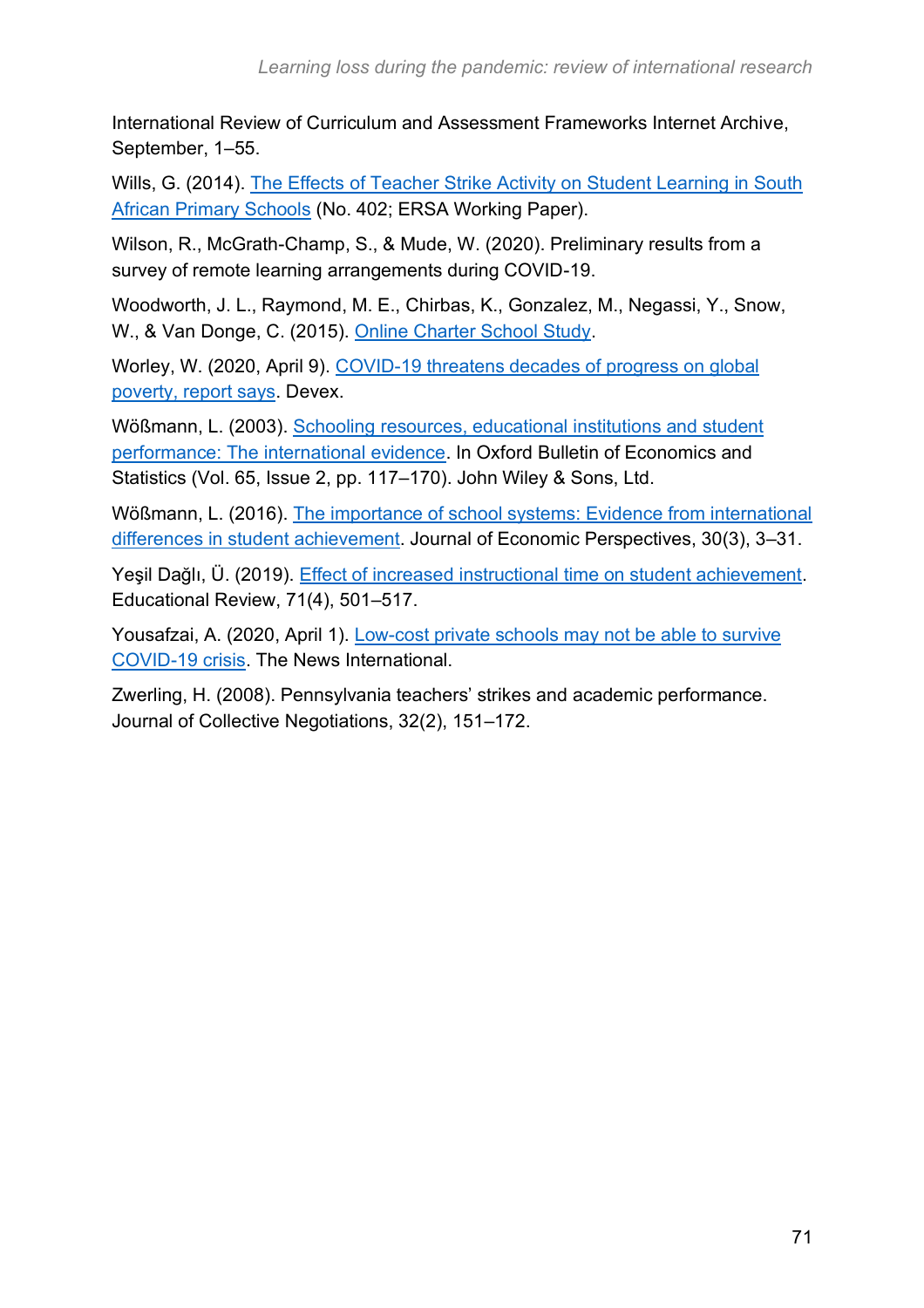International Review of Curriculum and Assessment Frameworks Internet Archive, September, 1–55.

Wills, G. (2014). The Effects of Teacher Strike Activity on Student Learning in South African Primary Schools (No. 402; ERSA Working Paper).

Wilson, R., McGrath-Champ, S., & Mude, W. (2020). Preliminary results from a survey of remote learning arrangements during COVID-19.

Woodworth, J. L., Raymond, M. E., Chirbas, K., Gonzalez, M., Negassi, Y., Snow, W., & Van Donge, C. (2015). Online Charter School Study.

Worley, W. (2020, April 9). COVID-19 threatens decades of progress on global poverty, report says. Devex.

Wößmann, L. (2003). Schooling resources, educational institutions and student performance: The international evidence. In Oxford Bulletin of Economics and Statistics (Vol. 65, Issue 2, pp. 117–170). John Wiley & Sons, Ltd.

Wößmann, L. (2016). The importance of school systems: Evidence from international differences in student achievement. Journal of Economic Perspectives, 30(3), 3–31.

Yeşil Dağlı, Ü. (2019). Effect of increased instructional time on student achievement. Educational Review, 71(4), 501–517.

Yousafzai, A. (2020, April 1). Low-cost private schools may not be able to survive COVID-19 crisis. The News International.

Zwerling, H. (2008). Pennsylvania teachers' strikes and academic performance. Journal of Collective Negotiations, 32(2), 151–172.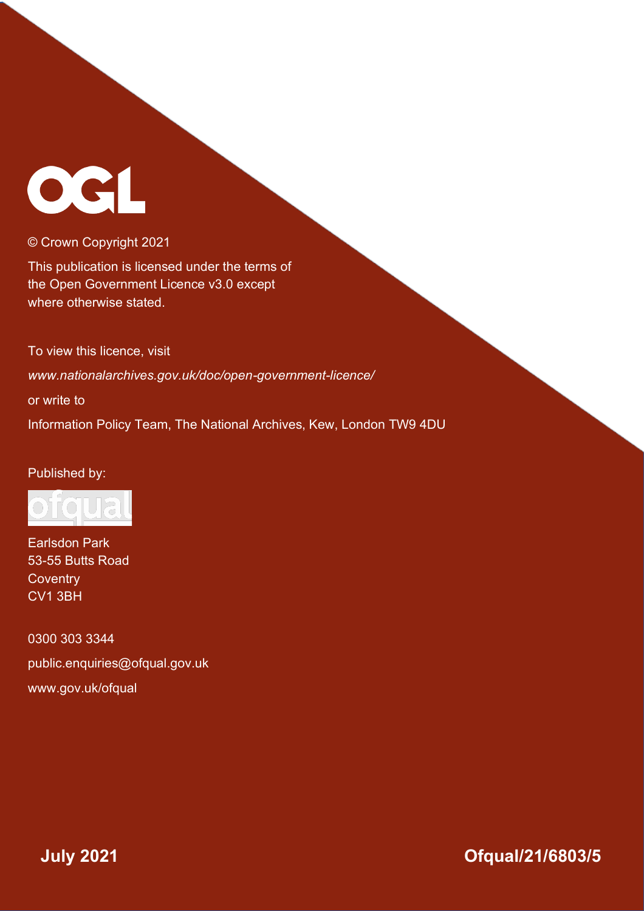OGL

© Crown Copyright 2021

This publication is licensed under the terms of the Open Government Licence v3.0 except where otherwise stated.

To view this licence, visit

*www.nationalarchives.gov.uk/doc/open-government-licence/*

or write to

Information Policy Team, The National Archives, Kew, London TW9 4DU

Published by:

ofqual

Earlsdon Park
53-55 Butts Road
Coventry
CV1 3BH

0300 303 3344

public.enquiries@ofqual.gov.uk

www.gov.uk/ofqual

**July 2021** **Ofqual/21/6803/5**